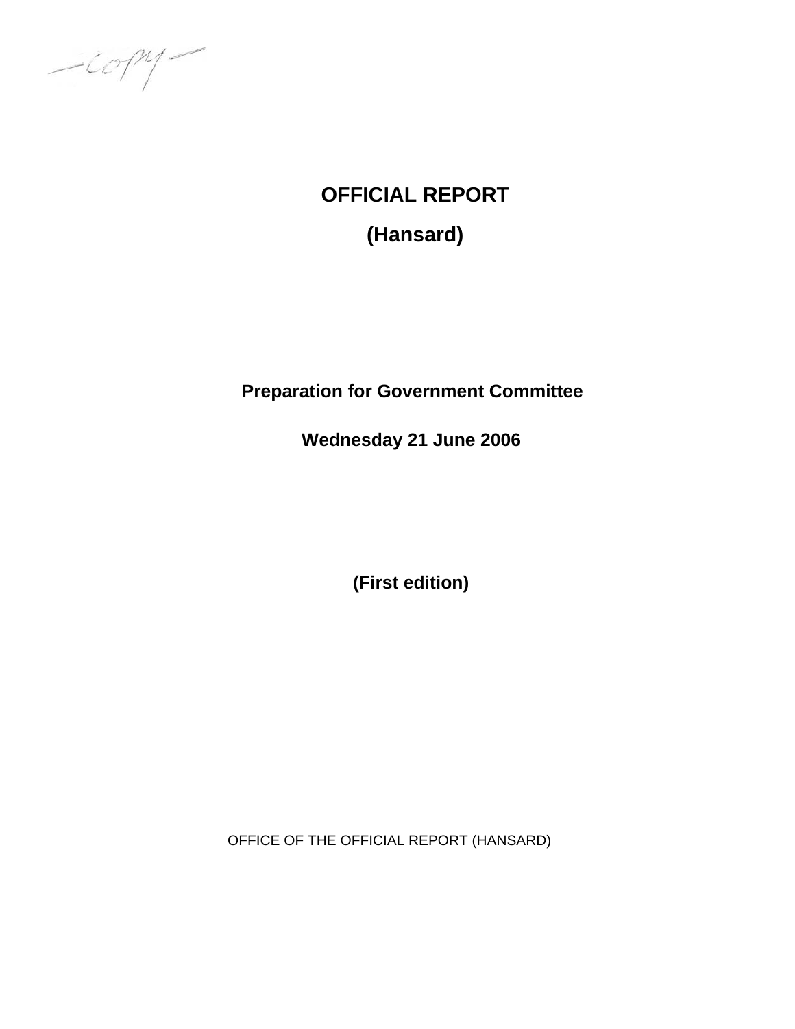—copy—

# OFFICIAL REPORT

# (Hansard)

## Preparation for Government Committee

## Wednesday 21 June 2006

**(First edition)**

OFFICE OF THE OFFICIAL REPORT (HANSARD)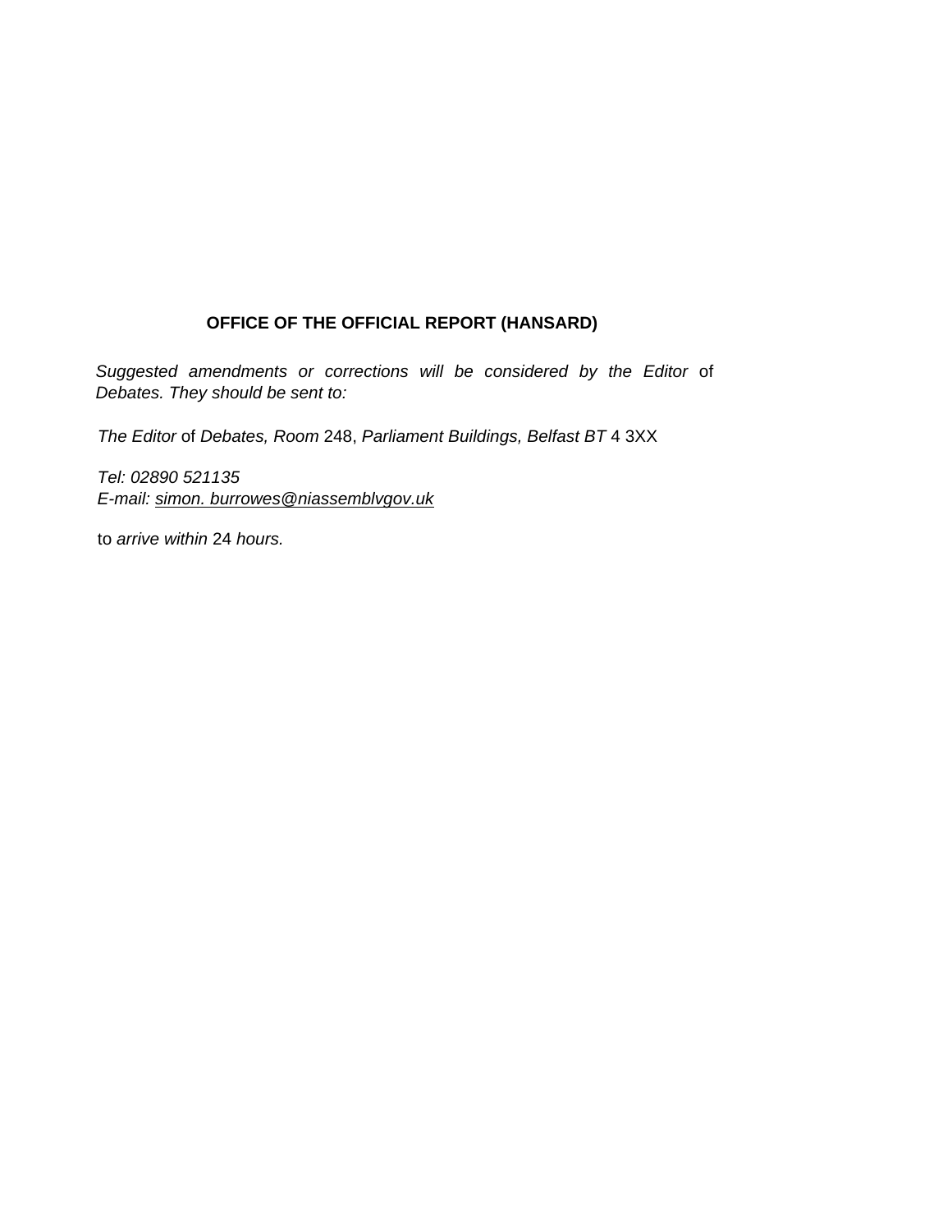**OFFICE OF THE OFFICIAL REPORT (HANSARD)**

*Suggested amendments or corrections will be considered by the Editor* of *Debates. They should be sent to:*

*The Editor* of *Debates, Room* 248, *Parliament Buildings, Belfast BT* 4 3XX

*Tel: 02890 521135*
*E-mail: simon. burrowes@niassemblvgov.uk*

to *arrive within* 24 *hours.*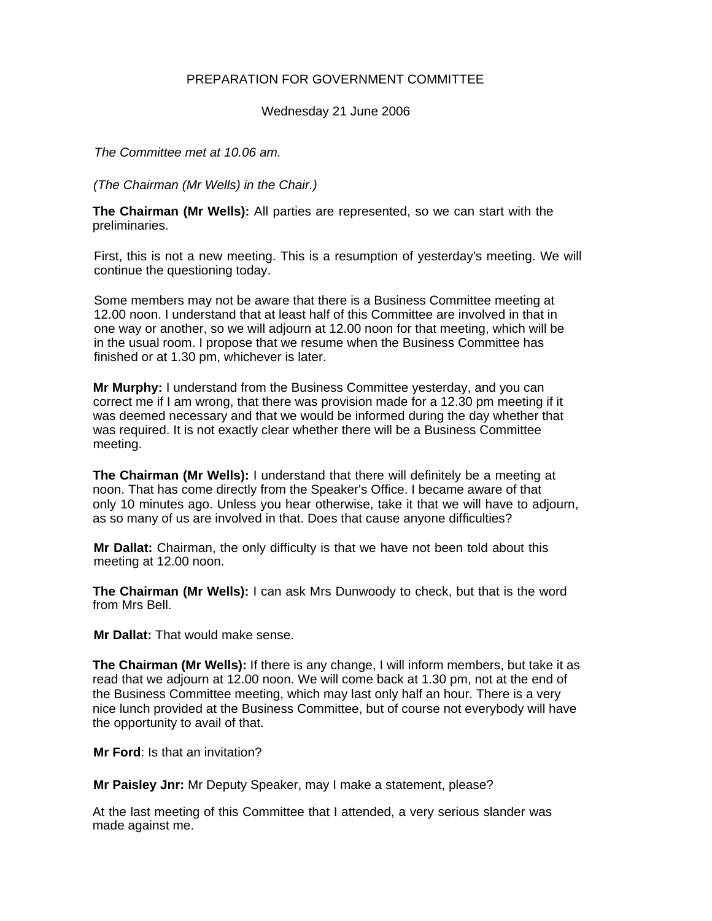PREPARATION FOR GOVERNMENT COMMITTEE

Wednesday 21 June 2006

*The Committee met at 10.06 am.*

*(The Chairman (Mr Wells) in the Chair.)*

**The Chairman (Mr Wells):** All parties are represented, so we can start with the preliminaries.

First, this is not a new meeting. This is a resumption of yesterday's meeting. We will continue the questioning today.

Some members may not be aware that there is a Business Committee meeting at 12.00 noon. I understand that at least half of this Committee are involved in that in one way or another, so we will adjourn at 12.00 noon for that meeting, which will be in the usual room. I propose that we resume when the Business Committee has finished or at 1.30 pm, whichever is later.

**Mr Murphy:** I understand from the Business Committee yesterday, and you can correct me if I am wrong, that there was provision made for a 12.30 pm meeting if it was deemed necessary and that we would be informed during the day whether that was required. It is not exactly clear whether there will be a Business Committee meeting.

**The Chairman (Mr Wells):** I understand that there will definitely be a meeting at noon. That has come directly from the Speaker's Office. I became aware of that only 10 minutes ago. Unless you hear otherwise, take it that we will have to adjourn, as so many of us are involved in that. Does that cause anyone difficulties?

**Mr Dallat:** Chairman, the only difficulty is that we have not been told about this meeting at 12.00 noon.

**The Chairman (Mr Wells):** I can ask Mrs Dunwoody to check, but that is the word from Mrs Bell.

**Mr Dallat:** That would make sense.

**The Chairman (Mr Wells):** If there is any change, I will inform members, but take it as read that we adjourn at 12.00 noon. We will come back at 1.30 pm, not at the end of the Business Committee meeting, which may last only half an hour. There is a very nice lunch provided at the Business Committee, but of course not everybody will have the opportunity to avail of that.

**Mr Ford**: Is that an invitation?

**Mr Paisley Jnr:** Mr Deputy Speaker, may I make a statement, please?

At the last meeting of this Committee that I attended, a very serious slander was made against me.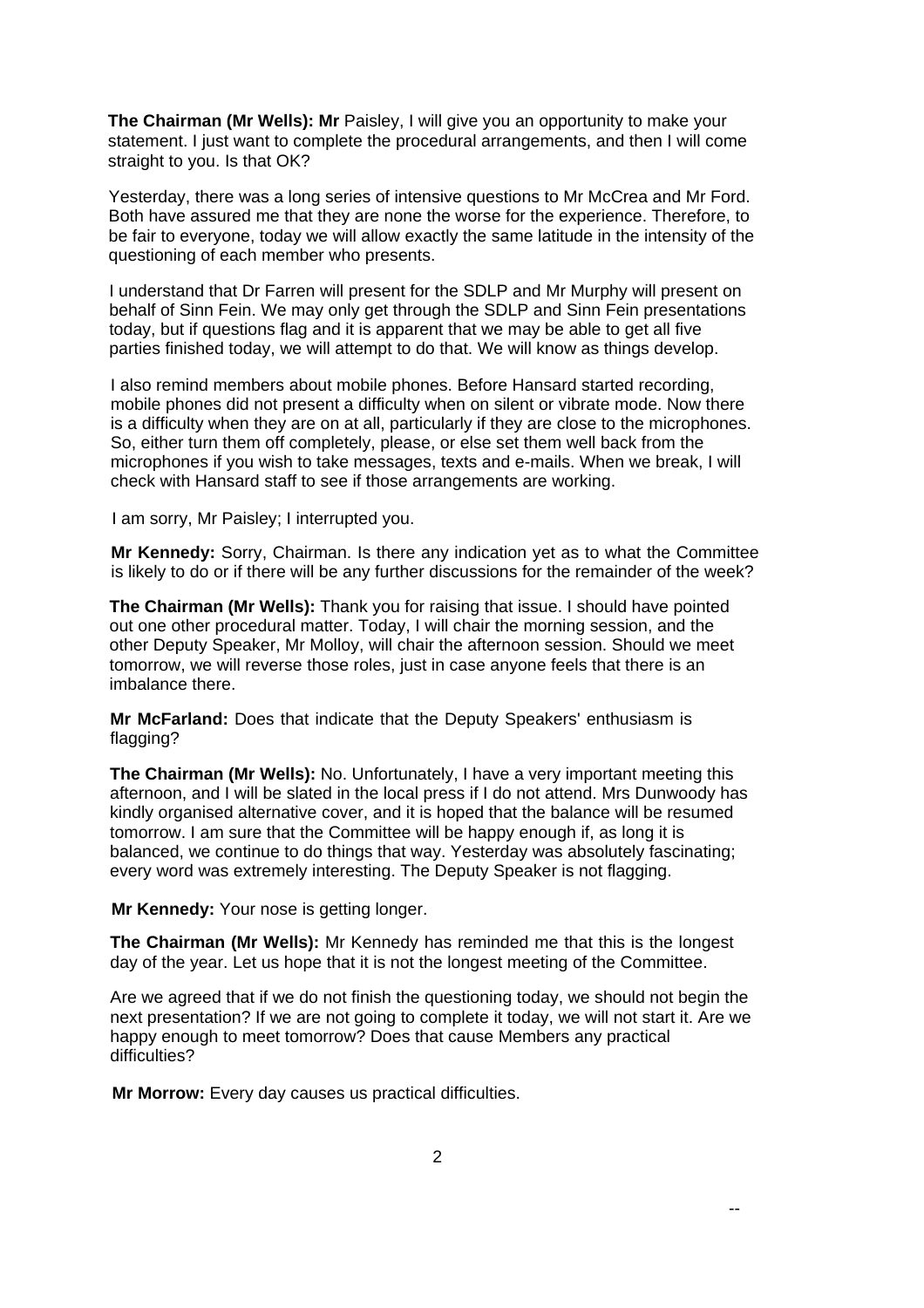**The Chairman (Mr Wells): Mr** Paisley, I will give you an opportunity to make your statement. I just want to complete the procedural arrangements, and then I will come straight to you. Is that OK?

Yesterday, there was a long series of intensive questions to Mr McCrea and Mr Ford. Both have assured me that they are none the worse for the experience. Therefore, to be fair to everyone, today we will allow exactly the same latitude in the intensity of the questioning of each member who presents.

I understand that Dr Farren will present for the SDLP and Mr Murphy will present on behalf of Sinn Fein. We may only get through the SDLP and Sinn Fein presentations today, but if questions flag and it is apparent that we may be able to get all five parties finished today, we will attempt to do that. We will know as things develop.

I also remind members about mobile phones. Before Hansard started recording, mobile phones did not present a difficulty when on silent or vibrate mode. Now there is a difficulty when they are on at all, particularly if they are close to the microphones. So, either turn them off completely, please, or else set them well back from the microphones if you wish to take messages, texts and e-mails. When we break, I will check with Hansard staff to see if those arrangements are working.

I am sorry, Mr Paisley; I interrupted you.

**Mr Kennedy:** Sorry, Chairman. Is there any indication yet as to what the Committee is likely to do or if there will be any further discussions for the remainder of the week?

**The Chairman (Mr Wells):** Thank you for raising that issue. I should have pointed out one other procedural matter. Today, I will chair the morning session, and the other Deputy Speaker, Mr Molloy, will chair the afternoon session. Should we meet tomorrow, we will reverse those roles, just in case anyone feels that there is an imbalance there.

**Mr McFarland:** Does that indicate that the Deputy Speakers' enthusiasm is flagging?

**The Chairman (Mr Wells):** No. Unfortunately, I have a very important meeting this afternoon, and I will be slated in the local press if I do not attend. Mrs Dunwoody has kindly organised alternative cover, and it is hoped that the balance will be resumed tomorrow. I am sure that the Committee will be happy enough if, as long it is balanced, we continue to do things that way. Yesterday was absolutely fascinating; every word was extremely interesting. The Deputy Speaker is not flagging.

**Mr Kennedy:** Your nose is getting longer.

**The Chairman (Mr Wells):** Mr Kennedy has reminded me that this is the longest day of the year. Let us hope that it is not the longest meeting of the Committee.

Are we agreed that if we do not finish the questioning today, we should not begin the next presentation? If we are not going to complete it today, we will not start it. Are we happy enough to meet tomorrow? Does that cause Members any practical difficulties?

**Mr Morrow:** Every day causes us practical difficulties.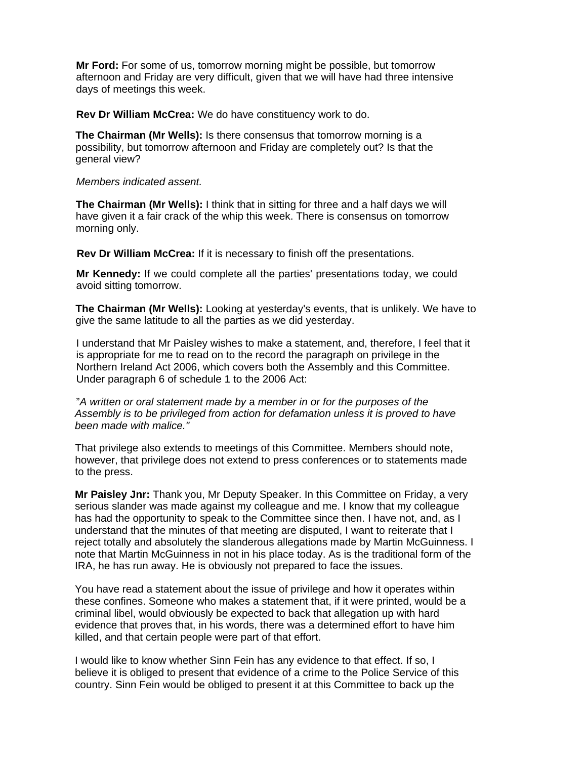**Mr Ford:** For some of us, tomorrow morning might be possible, but tomorrow afternoon and Friday are very difficult, given that we will have had three intensive days of meetings this week.

**Rev Dr William McCrea:** We do have constituency work to do.

**The Chairman (Mr Wells):** Is there consensus that tomorrow morning is a possibility, but tomorrow afternoon and Friday are completely out? Is that the general view?

*Members indicated assent.*

**The Chairman (Mr Wells):** I think that in sitting for three and a half days we will have given it a fair crack of the whip this week. There is consensus on tomorrow morning only.

**Rev Dr William McCrea:** If it is necessary to finish off the presentations.

**Mr Kennedy:** If we could complete all the parties' presentations today, we could avoid sitting tomorrow.

**The Chairman (Mr Wells):** Looking at yesterday's events, that is unlikely. We have to give the same latitude to all the parties as we did yesterday.

I understand that Mr Paisley wishes to make a statement, and, therefore, I feel that it is appropriate for me to read on to the record the paragraph on privilege in the Northern Ireland Act 2006, which covers both the Assembly and this Committee. Under paragraph 6 of schedule 1 to the 2006 Act:

"*A written or oral statement made by* a *member in or for the purposes of the Assembly is to be privileged from action for defamation unless it is proved to have been made with malice."*

That privilege also extends to meetings of this Committee. Members should note, however, that privilege does not extend to press conferences or to statements made to the press.

**Mr Paisley Jnr:** Thank you, Mr Deputy Speaker. In this Committee on Friday, a very serious slander was made against my colleague and me. I know that my colleague has had the opportunity to speak to the Committee since then. I have not, and, as I understand that the minutes of that meeting are disputed, I want to reiterate that I reject totally and absolutely the slanderous allegations made by Martin McGuinness. I note that Martin McGuinness in not in his place today. As is the traditional form of the IRA, he has run away. He is obviously not prepared to face the issues.

You have read a statement about the issue of privilege and how it operates within these confines. Someone who makes a statement that, if it were printed, would be a criminal libel, would obviously be expected to back that allegation up with hard evidence that proves that, in his words, there was a determined effort to have him killed, and that certain people were part of that effort.

I would like to know whether Sinn Fein has any evidence to that effect. If so, I believe it is obliged to present that evidence of a crime to the Police Service of this country. Sinn Fein would be obliged to present it at this Committee to back up the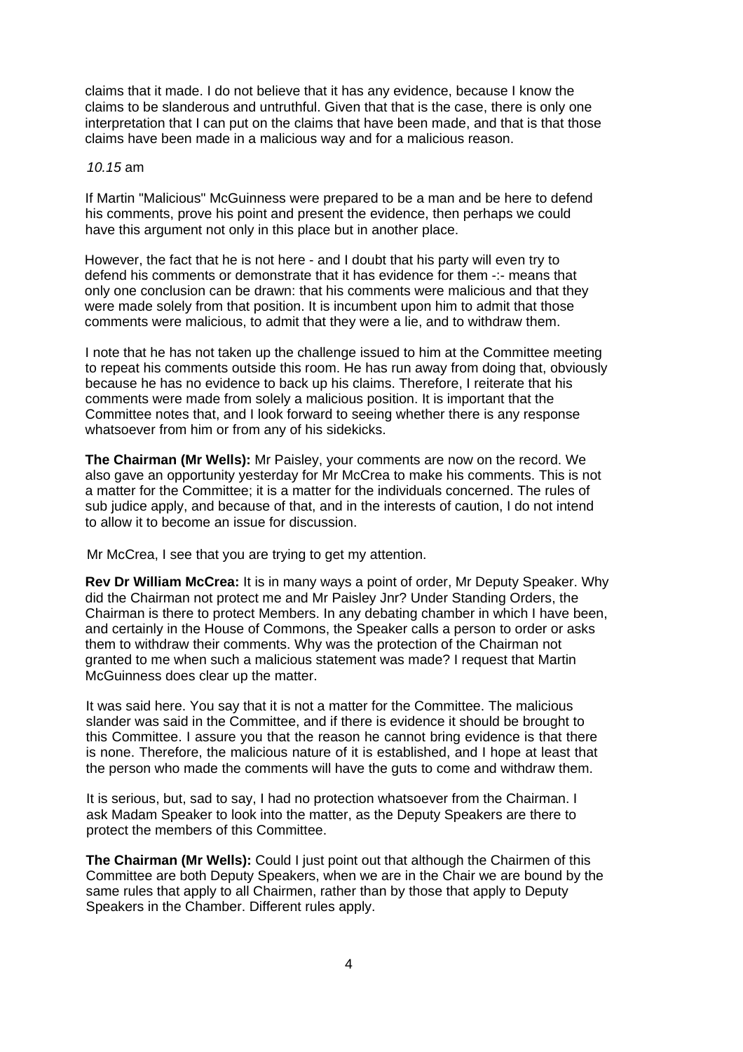claims that it made. I do not believe that it has any evidence, because I know the claims to be slanderous and untruthful. Given that that is the case, there is only one interpretation that I can put on the claims that have been made, and that is that those claims have been made in a malicious way and for a malicious reason.

*10.15* am

If Martin "Malicious" McGuinness were prepared to be a man and be here to defend his comments, prove his point and present the evidence, then perhaps we could have this argument not only in this place but in another place.

However, the fact that he is not here - and I doubt that his party will even try to defend his comments or demonstrate that it has evidence for them -:- means that only one conclusion can be drawn: that his comments were malicious and that they were made solely from that position. It is incumbent upon him to admit that those comments were malicious, to admit that they were a lie, and to withdraw them.

I note that he has not taken up the challenge issued to him at the Committee meeting to repeat his comments outside this room. He has run away from doing that, obviously because he has no evidence to back up his claims. Therefore, I reiterate that his comments were made from solely a malicious position. It is important that the Committee notes that, and I look forward to seeing whether there is any response whatsoever from him or from any of his sidekicks.

**The Chairman (Mr Wells):** Mr Paisley, your comments are now on the record. We also gave an opportunity yesterday for Mr McCrea to make his comments. This is not a matter for the Committee; it is a matter for the individuals concerned. The rules of sub judice apply, and because of that, and in the interests of caution, I do not intend to allow it to become an issue for discussion.

Mr McCrea, I see that you are trying to get my attention.

**Rev Dr William McCrea:** It is in many ways a point of order, Mr Deputy Speaker. Why did the Chairman not protect me and Mr Paisley Jnr? Under Standing Orders, the Chairman is there to protect Members. In any debating chamber in which I have been, and certainly in the House of Commons, the Speaker calls a person to order or asks them to withdraw their comments. Why was the protection of the Chairman not granted to me when such a malicious statement was made? I request that Martin McGuinness does clear up the matter.

It was said here. You say that it is not a matter for the Committee. The malicious slander was said in the Committee, and if there is evidence it should be brought to this Committee. I assure you that the reason he cannot bring evidence is that there is none. Therefore, the malicious nature of it is established, and I hope at least that the person who made the comments will have the guts to come and withdraw them.

It is serious, but, sad to say, I had no protection whatsoever from the Chairman. I ask Madam Speaker to look into the matter, as the Deputy Speakers are there to protect the members of this Committee.

**The Chairman (Mr Wells):** Could I just point out that although the Chairmen of this Committee are both Deputy Speakers, when we are in the Chair we are bound by the same rules that apply to all Chairmen, rather than by those that apply to Deputy Speakers in the Chamber. Different rules apply.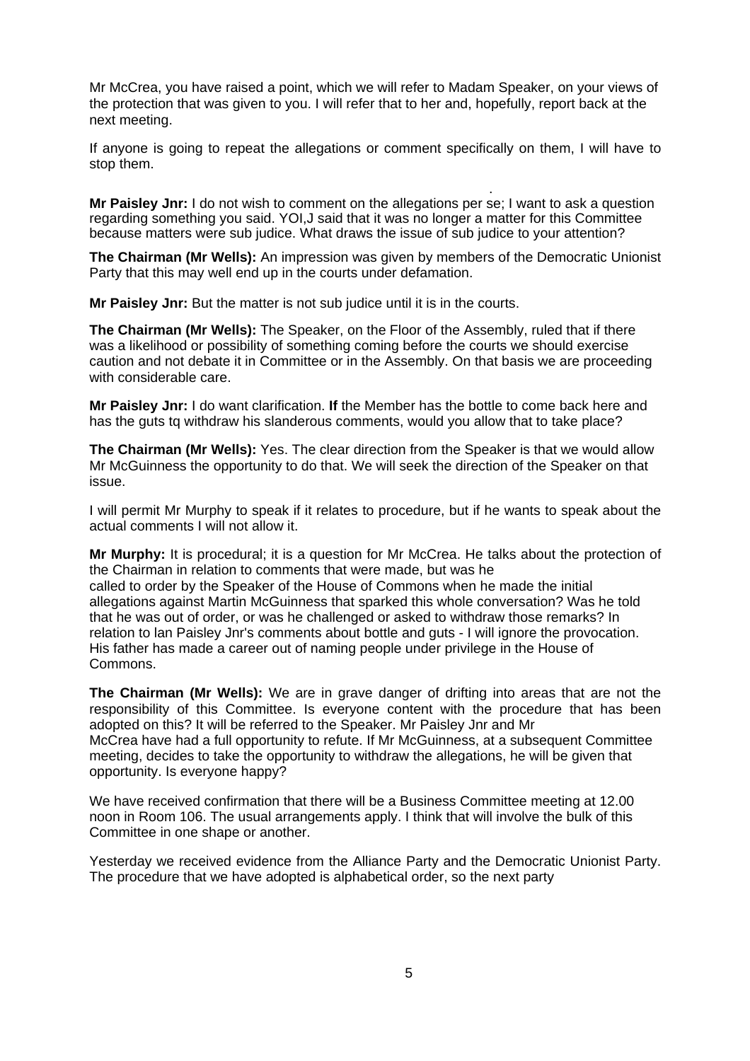Mr McCrea, you have raised a point, which we will refer to Madam Speaker, on your views of the protection that was given to you. I will refer that to her and, hopefully, report back at the next meeting.

If anyone is going to repeat the allegations or comment specifically on them, I will have to stop them.

**Mr Paisley Jnr:** I do not wish to comment on the allegations per se; I want to ask a question regarding something you said. YOI,J said that it was no longer a matter for this Committee because matters were sub judice. What draws the issue of sub judice to your attention?

**The Chairman (Mr Wells):** An impression was given by members of the Democratic Unionist Party that this may well end up in the courts under defamation.

**Mr Paisley Jnr:** But the matter is not sub judice until it is in the courts.

**The Chairman (Mr Wells):** The Speaker, on the Floor of the Assembly, ruled that if there was a likelihood or possibility of something coming before the courts we should exercise caution and not debate it in Committee or in the Assembly. On that basis we are proceeding with considerable care.

**Mr Paisley Jnr:** I do want clarification. **If** the Member has the bottle to come back here and has the guts tq withdraw his slanderous comments, would you allow that to take place?

**The Chairman (Mr Wells):** Yes. The clear direction from the Speaker is that we would allow Mr McGuinness the opportunity to do that. We will seek the direction of the Speaker on that issue.

I will permit Mr Murphy to speak if it relates to procedure, but if he wants to speak about the actual comments I will not allow it.

**Mr Murphy:** It is procedural; it is a question for Mr McCrea. He talks about the protection of the Chairman in relation to comments that were made, but was he called to order by the Speaker of the House of Commons when he made the initial allegations against Martin McGuinness that sparked this whole conversation? Was he told that he was out of order, or was he challenged or asked to withdraw those remarks? In relation to lan Paisley Jnr's comments about bottle and guts - I will ignore the provocation. His father has made a career out of naming people under privilege in the House of Commons.

**The Chairman (Mr Wells):** We are in grave danger of drifting into areas that are not the responsibility of this Committee. Is everyone content with the procedure that has been adopted on this? It will be referred to the Speaker. Mr Paisley Jnr and Mr McCrea have had a full opportunity to refute. If Mr McGuinness, at a subsequent Committee meeting, decides to take the opportunity to withdraw the allegations, he will be given that opportunity. Is everyone happy?

We have received confirmation that there will be a Business Committee meeting at 12.00 noon in Room 106. The usual arrangements apply. I think that will involve the bulk of this Committee in one shape or another.

Yesterday we received evidence from the Alliance Party and the Democratic Unionist Party. The procedure that we have adopted is alphabetical order, so the next party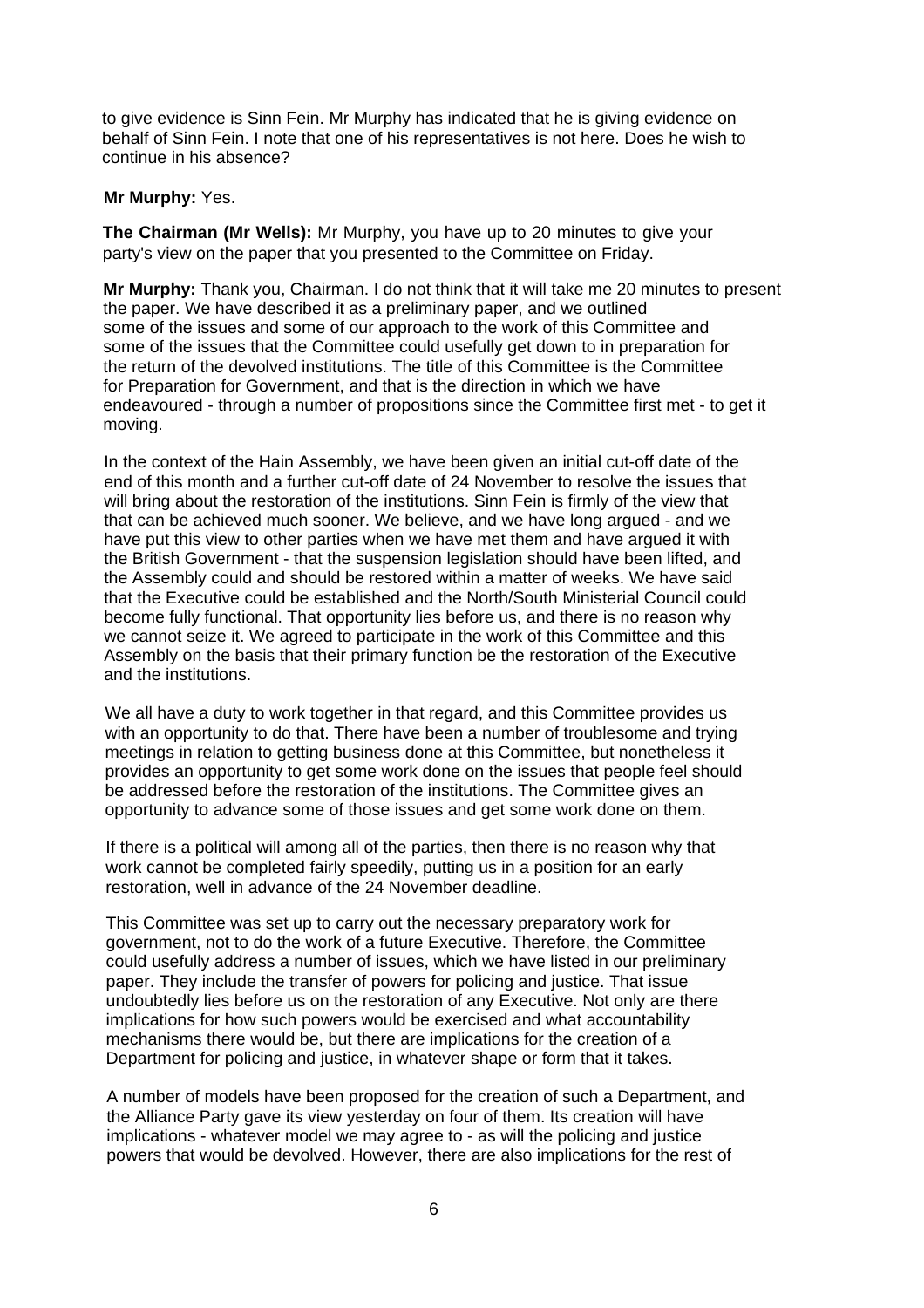to give evidence is Sinn Fein. Mr Murphy has indicated that he is giving evidence on behalf of Sinn Fein. I note that one of his representatives is not here. Does he wish to continue in his absence?

**Mr Murphy:** Yes.

**The Chairman (Mr Wells):** Mr Murphy, you have up to 20 minutes to give your party's view on the paper that you presented to the Committee on Friday.

**Mr Murphy:** Thank you, Chairman. I do not think that it will take me 20 minutes to present the paper. We have described it as a preliminary paper, and we outlined some of the issues and some of our approach to the work of this Committee and some of the issues that the Committee could usefully get down to in preparation for the return of the devolved institutions. The title of this Committee is the Committee for Preparation for Government, and that is the direction in which we have endeavoured - through a number of propositions since the Committee first met - to get it moving.

In the context of the Hain Assembly, we have been given an initial cut-off date of the end of this month and a further cut-off date of 24 November to resolve the issues that will bring about the restoration of the institutions. Sinn Fein is firmly of the view that that can be achieved much sooner. We believe, and we have long argued - and we have put this view to other parties when we have met them and have argued it with the British Government - that the suspension legislation should have been lifted, and the Assembly could and should be restored within a matter of weeks. We have said that the Executive could be established and the North/South Ministerial Council could become fully functional. That opportunity lies before us, and there is no reason why we cannot seize it. We agreed to participate in the work of this Committee and this Assembly on the basis that their primary function be the restoration of the Executive and the institutions.

We all have a duty to work together in that regard, and this Committee provides us with an opportunity to do that. There have been a number of troublesome and trying meetings in relation to getting business done at this Committee, but nonetheless it provides an opportunity to get some work done on the issues that people feel should be addressed before the restoration of the institutions. The Committee gives an opportunity to advance some of those issues and get some work done on them.

If there is a political will among all of the parties, then there is no reason why that work cannot be completed fairly speedily, putting us in a position for an early restoration, well in advance of the 24 November deadline.

This Committee was set up to carry out the necessary preparatory work for government, not to do the work of a future Executive. Therefore, the Committee could usefully address a number of issues, which we have listed in our preliminary paper. They include the transfer of powers for policing and justice. That issue undoubtedly lies before us on the restoration of any Executive. Not only are there implications for how such powers would be exercised and what accountability mechanisms there would be, but there are implications for the creation of a Department for policing and justice, in whatever shape or form that it takes.

A number of models have been proposed for the creation of such a Department, and the Alliance Party gave its view yesterday on four of them. Its creation will have implications - whatever model we may agree to - as will the policing and justice powers that would be devolved. However, there are also implications for the rest of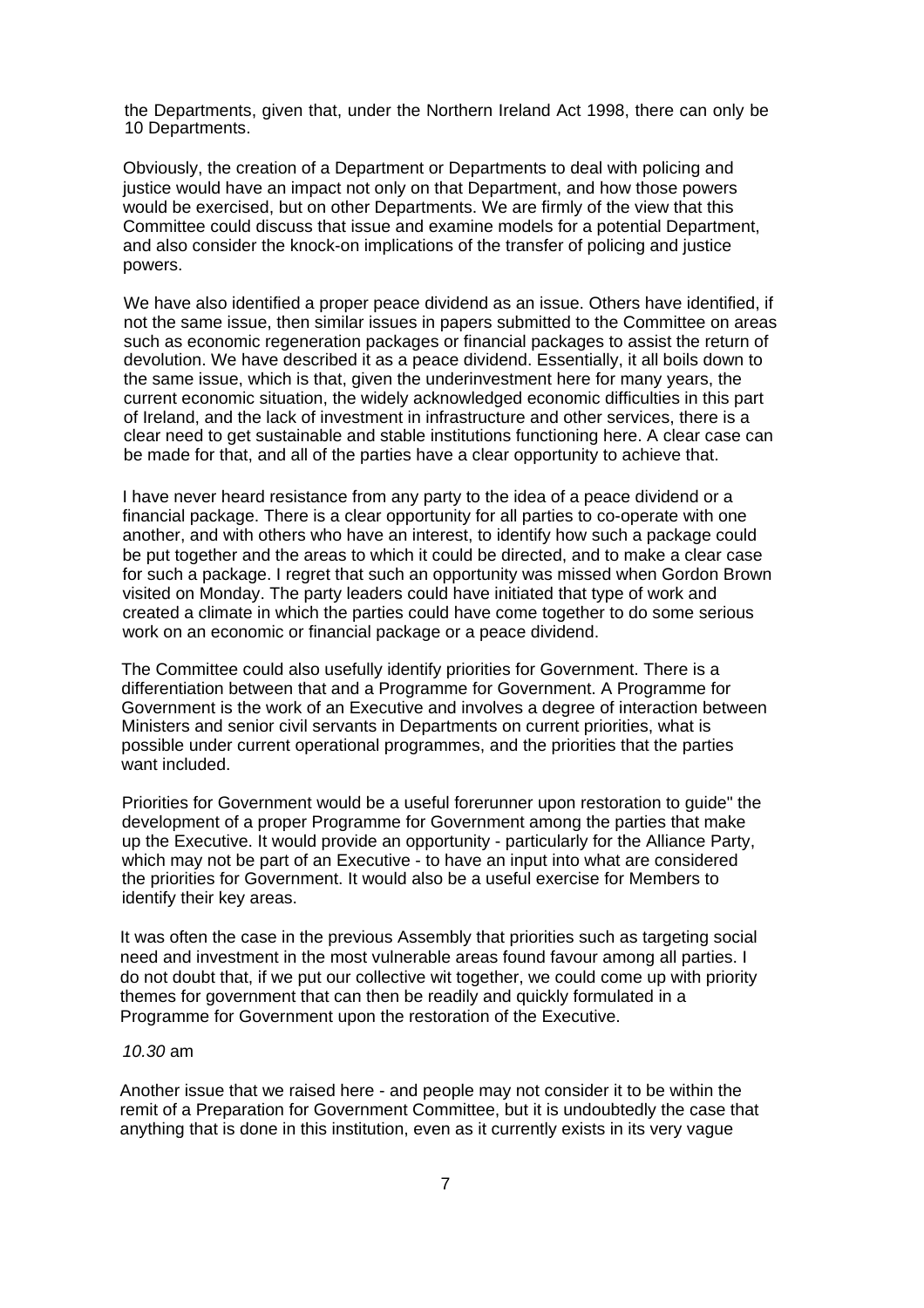the Departments, given that, under the Northern Ireland Act 1998, there can only be 10 Departments.

Obviously, the creation of a Department or Departments to deal with policing and justice would have an impact not only on that Department, and how those powers would be exercised, but on other Departments. We are firmly of the view that this Committee could discuss that issue and examine models for a potential Department, and also consider the knock-on implications of the transfer of policing and justice powers.

We have also identified a proper peace dividend as an issue. Others have identified, if not the same issue, then similar issues in papers submitted to the Committee on areas such as economic regeneration packages or financial packages to assist the return of devolution. We have described it as a peace dividend. Essentially, it all boils down to the same issue, which is that, given the underinvestment here for many years, the current economic situation, the widely acknowledged economic difficulties in this part of Ireland, and the lack of investment in infrastructure and other services, there is a clear need to get sustainable and stable institutions functioning here. A clear case can be made for that, and all of the parties have a clear opportunity to achieve that.

I have never heard resistance from any party to the idea of a peace dividend or a financial package. There is a clear opportunity for all parties to co-operate with one another, and with others who have an interest, to identify how such a package could be put together and the areas to which it could be directed, and to make a clear case for such a package. I regret that such an opportunity was missed when Gordon Brown visited on Monday. The party leaders could have initiated that type of work and created a climate in which the parties could have come together to do some serious work on an economic or financial package or a peace dividend.

The Committee could also usefully identify priorities for Government. There is a differentiation between that and a Programme for Government. A Programme for Government is the work of an Executive and involves a degree of interaction between Ministers and senior civil servants in Departments on current priorities, what is possible under current operational programmes, and the priorities that the parties want included.

Priorities for Government would be a useful forerunner upon restoration to guide" the development of a proper Programme for Government among the parties that make up the Executive. It would provide an opportunity - particularly for the Alliance Party, which may not be part of an Executive - to have an input into what are considered the priorities for Government. It would also be a useful exercise for Members to identify their key areas.

It was often the case in the previous Assembly that priorities such as targeting social need and investment in the most vulnerable areas found favour among all parties. I do not doubt that, if we put our collective wit together, we could come up with priority themes for government that can then be readily and quickly formulated in a Programme for Government upon the restoration of the Executive.

*10.30* am

Another issue that we raised here - and people may not consider it to be within the remit of a Preparation for Government Committee, but it is undoubtedly the case that anything that is done in this institution, even as it currently exists in its very vague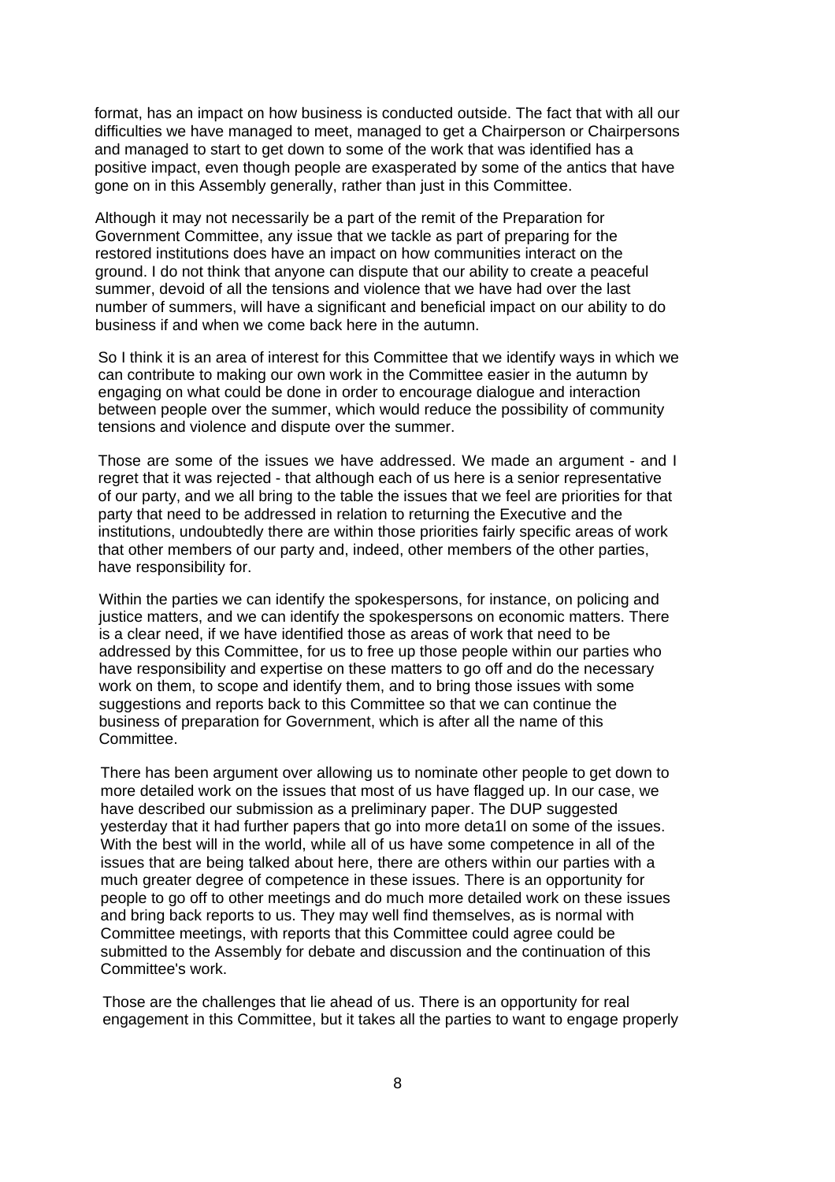format, has an impact on how business is conducted outside. The fact that with all our difficulties we have managed to meet, managed to get a Chairperson or Chairpersons and managed to start to get down to some of the work that was identified has a positive impact, even though people are exasperated by some of the antics that have gone on in this Assembly generally, rather than just in this Committee.

Although it may not necessarily be a part of the remit of the Preparation for Government Committee, any issue that we tackle as part of preparing for the restored institutions does have an impact on how communities interact on the ground. I do not think that anyone can dispute that our ability to create a peaceful summer, devoid of all the tensions and violence that we have had over the last number of summers, will have a significant and beneficial impact on our ability to do business if and when we come back here in the autumn.

So I think it is an area of interest for this Committee that we identify ways in which we can contribute to making our own work in the Committee easier in the autumn by engaging on what could be done in order to encourage dialogue and interaction between people over the summer, which would reduce the possibility of community tensions and violence and dispute over the summer.

Those are some of the issues we have addressed. We made an argument - and I regret that it was rejected - that although each of us here is a senior representative of our party, and we all bring to the table the issues that we feel are priorities for that party that need to be addressed in relation to returning the Executive and the institutions, undoubtedly there are within those priorities fairly specific areas of work that other members of our party and, indeed, other members of the other parties, have responsibility for.

Within the parties we can identify the spokespersons, for instance, on policing and justice matters, and we can identify the spokespersons on economic matters. There is a clear need, if we have identified those as areas of work that need to be addressed by this Committee, for us to free up those people within our parties who have responsibility and expertise on these matters to go off and do the necessary work on them, to scope and identify them, and to bring those issues with some suggestions and reports back to this Committee so that we can continue the business of preparation for Government, which is after all the name of this Committee.

There has been argument over allowing us to nominate other people to get down to more detailed work on the issues that most of us have flagged up. In our case, we have described our submission as a preliminary paper. The DUP suggested yesterday that it had further papers that go into more deta1l on some of the issues. With the best will in the world, while all of us have some competence in all of the issues that are being talked about here, there are others within our parties with a much greater degree of competence in these issues. There is an opportunity for people to go off to other meetings and do much more detailed work on these issues and bring back reports to us. They may well find themselves, as is normal with Committee meetings, with reports that this Committee could agree could be submitted to the Assembly for debate and discussion and the continuation of this Committee's work.

Those are the challenges that lie ahead of us. There is an opportunity for real engagement in this Committee, but it takes all the parties to want to engage properly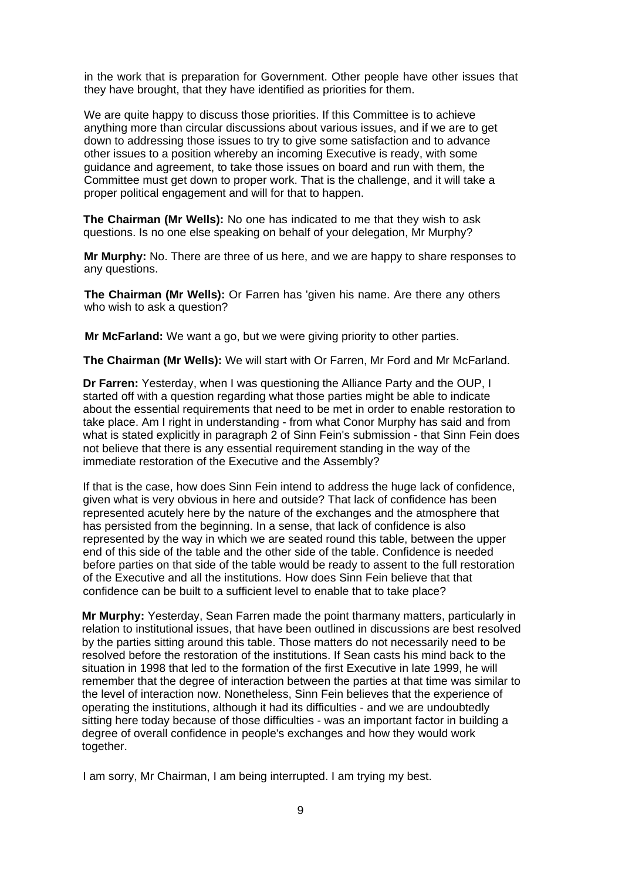in the work that is preparation for Government. Other people have other issues that they have brought, that they have identified as priorities for them.

We are quite happy to discuss those priorities. If this Committee is to achieve anything more than circular discussions about various issues, and if we are to get down to addressing those issues to try to give some satisfaction and to advance other issues to a position whereby an incoming Executive is ready, with some guidance and agreement, to take those issues on board and run with them, the Committee must get down to proper work. That is the challenge, and it will take a proper political engagement and will for that to happen.

**The Chairman (Mr Wells):** No one has indicated to me that they wish to ask questions. Is no one else speaking on behalf of your delegation, Mr Murphy?

**Mr Murphy:** No. There are three of us here, and we are happy to share responses to any questions.

**The Chairman (Mr Wells):** Or Farren has 'given his name. Are there any others who wish to ask a question?

**Mr McFarland:** We want a go, but we were giving priority to other parties.

**The Chairman (Mr Wells):** We will start with Or Farren, Mr Ford and Mr McFarland.

**Dr Farren:** Yesterday, when I was questioning the Alliance Party and the OUP, I started off with a question regarding what those parties might be able to indicate about the essential requirements that need to be met in order to enable restoration to take place. Am I right in understanding - from what Conor Murphy has said and from what is stated explicitly in paragraph 2 of Sinn Fein's submission - that Sinn Fein does not believe that there is any essential requirement standing in the way of the immediate restoration of the Executive and the Assembly?

If that is the case, how does Sinn Fein intend to address the huge lack of confidence, given what is very obvious in here and outside? That lack of confidence has been represented acutely here by the nature of the exchanges and the atmosphere that has persisted from the beginning. In a sense, that lack of confidence is also represented by the way in which we are seated round this table, between the upper end of this side of the table and the other side of the table. Confidence is needed before parties on that side of the table would be ready to assent to the full restoration of the Executive and all the institutions. How does Sinn Fein believe that that confidence can be built to a sufficient level to enable that to take place?

**Mr Murphy:** Yesterday, Sean Farren made the point tharmany matters, particularly in relation to institutional issues, that have been outlined in discussions are best resolved by the parties sitting around this table. Those matters do not necessarily need to be resolved before the restoration of the institutions. If Sean casts his mind back to the situation in 1998 that led to the formation of the first Executive in late 1999, he will remember that the degree of interaction between the parties at that time was similar to the level of interaction now. Nonetheless, Sinn Fein believes that the experience of operating the institutions, although it had its difficulties - and we are undoubtedly sitting here today because of those difficulties - was an important factor in building a degree of overall confidence in people's exchanges and how they would work together.

I am sorry, Mr Chairman, I am being interrupted. I am trying my best.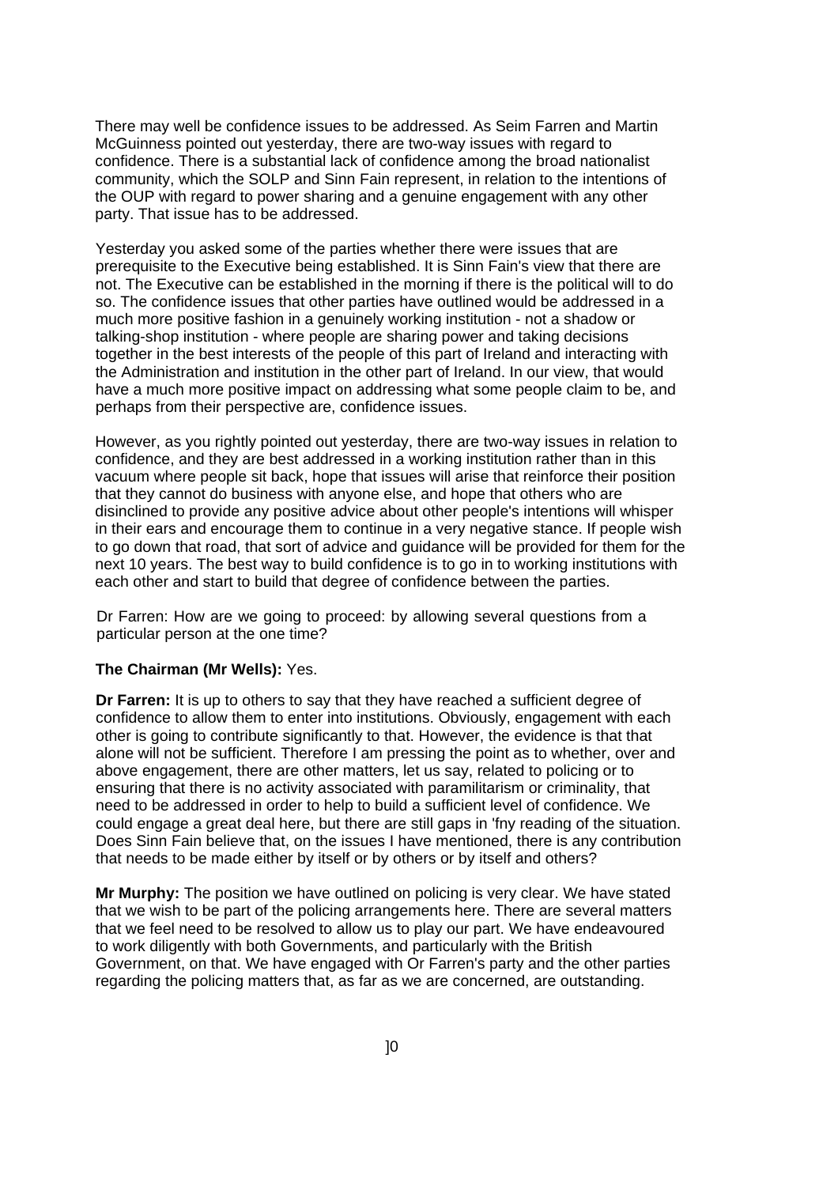There may well be confidence issues to be addressed. As Seim Farren and Martin McGuinness pointed out yesterday, there are two-way issues with regard to confidence. There is a substantial lack of confidence among the broad nationalist community, which the SOLP and Sinn Fain represent, in relation to the intentions of the OUP with regard to power sharing and a genuine engagement with any other party. That issue has to be addressed.

Yesterday you asked some of the parties whether there were issues that are prerequisite to the Executive being established. It is Sinn Fain's view that there are not. The Executive can be established in the morning if there is the political will to do so. The confidence issues that other parties have outlined would be addressed in a much more positive fashion in a genuinely working institution - not a shadow or talking-shop institution - where people are sharing power and taking decisions together in the best interests of the people of this part of Ireland and interacting with the Administration and institution in the other part of Ireland. In our view, that would have a much more positive impact on addressing what some people claim to be, and perhaps from their perspective are, confidence issues.

However, as you rightly pointed out yesterday, there are two-way issues in relation to confidence, and they are best addressed in a working institution rather than in this vacuum where people sit back, hope that issues will arise that reinforce their position that they cannot do business with anyone else, and hope that others who are disinclined to provide any positive advice about other people's intentions will whisper in their ears and encourage them to continue in a very negative stance. If people wish to go down that road, that sort of advice and guidance will be provided for them for the next 10 years. The best way to build confidence is to go in to working institutions with each other and start to build that degree of confidence between the parties.

Dr Farren: How are we going to proceed: by allowing several questions from a particular person at the one time?

**The Chairman (Mr Wells):** Yes.

**Dr Farren:** It is up to others to say that they have reached a sufficient degree of confidence to allow them to enter into institutions. Obviously, engagement with each other is going to contribute significantly to that. However, the evidence is that that alone will not be sufficient. Therefore I am pressing the point as to whether, over and above engagement, there are other matters, let us say, related to policing or to ensuring that there is no activity associated with paramilitarism or criminality, that need to be addressed in order to help to build a sufficient level of confidence. We could engage a great deal here, but there are still gaps in 'fny reading of the situation. Does Sinn Fain believe that, on the issues I have mentioned, there is any contribution that needs to be made either by itself or by others or by itself and others?

**Mr Murphy:** The position we have outlined on policing is very clear. We have stated that we wish to be part of the policing arrangements here. There are several matters that we feel need to be resolved to allow us to play our part. We have endeavoured to work diligently with both Governments, and particularly with the British Government, on that. We have engaged with Or Farren's party and the other parties regarding the policing matters that, as far as we are concerned, are outstanding.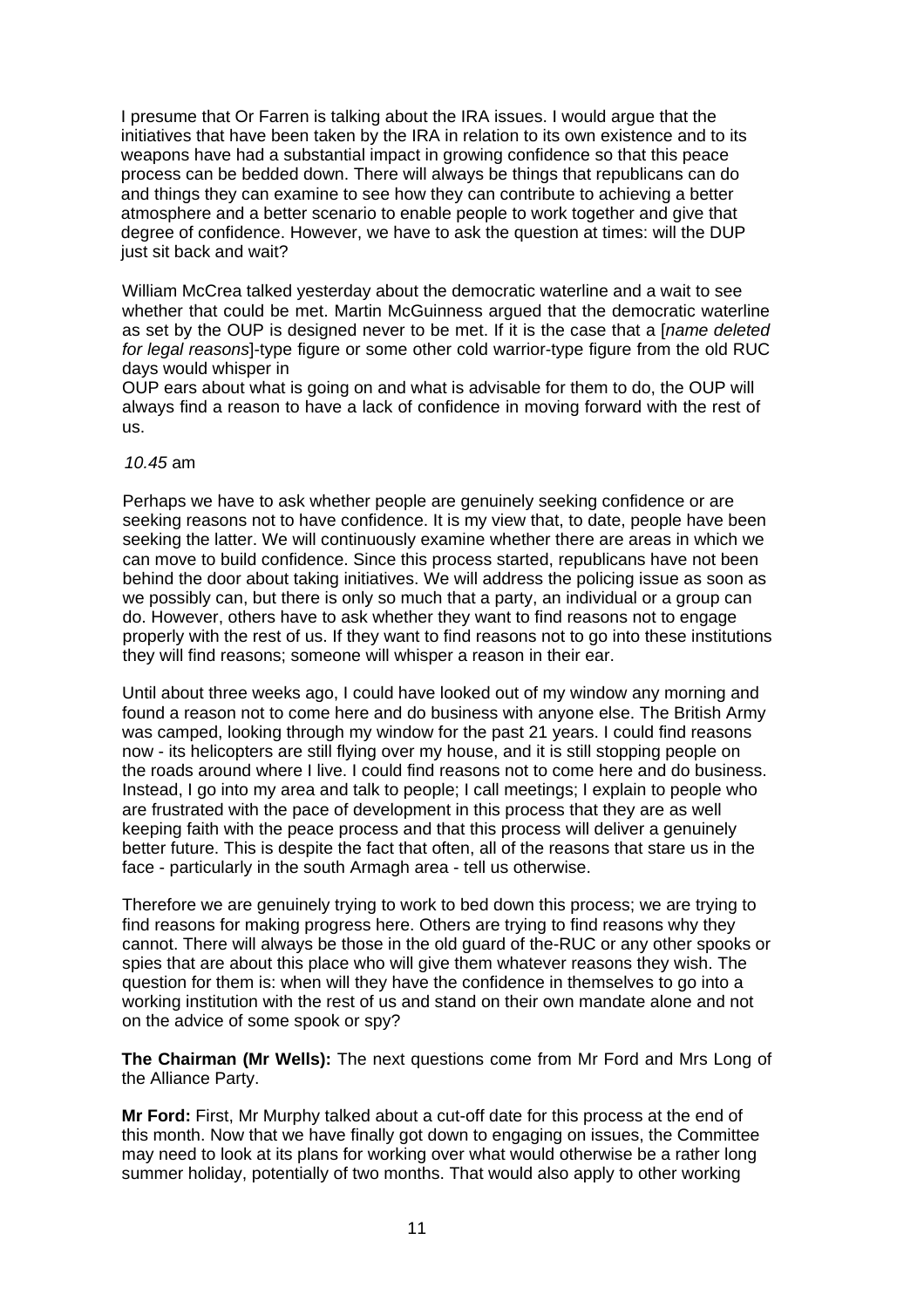I presume that Or Farren is talking about the IRA issues. I would argue that the initiatives that have been taken by the IRA in relation to its own existence and to its weapons have had a substantial impact in growing confidence so that this peace process can be bedded down. There will always be things that republicans can do and things they can examine to see how they can contribute to achieving a better atmosphere and a better scenario to enable people to work together and give that degree of confidence. However, we have to ask the question at times: will the DUP just sit back and wait?

William McCrea talked yesterday about the democratic waterline and a wait to see whether that could be met. Martin McGuinness argued that the democratic waterline as set by the OUP is designed never to be met. If it is the case that a [*name deleted for legal reasons*]-type figure or some other cold warrior-type figure from the old RUC days would whisper in
OUP ears about what is going on and what is advisable for them to do, the OUP will always find a reason to have a lack of confidence in moving forward with the rest of us.

*10.45* am

Perhaps we have to ask whether people are genuinely seeking confidence or are seeking reasons not to have confidence. It is my view that, to date, people have been seeking the latter. We will continuously examine whether there are areas in which we can move to build confidence. Since this process started, republicans have not been behind the door about taking initiatives. We will address the policing issue as soon as we possibly can, but there is only so much that a party, an individual or a group can do. However, others have to ask whether they want to find reasons not to engage properly with the rest of us. If they want to find reasons not to go into these institutions they will find reasons; someone will whisper a reason in their ear.

Until about three weeks ago, I could have looked out of my window any morning and found a reason not to come here and do business with anyone else. The British Army was camped, looking through my window for the past 21 years. I could find reasons now - its helicopters are still flying over my house, and it is still stopping people on the roads around where I live. I could find reasons not to come here and do business. Instead, I go into my area and talk to people; I call meetings; I explain to people who are frustrated with the pace of development in this process that they are as well keeping faith with the peace process and that this process will deliver a genuinely better future. This is despite the fact that often, all of the reasons that stare us in the face - particularly in the south Armagh area - tell us otherwise.

Therefore we are genuinely trying to work to bed down this process; we are trying to find reasons for making progress here. Others are trying to find reasons why they cannot. There will always be those in the old guard of the-RUC or any other spooks or spies that are about this place who will give them whatever reasons they wish. The question for them is: when will they have the confidence in themselves to go into a working institution with the rest of us and stand on their own mandate alone and not on the advice of some spook or spy?

**The Chairman (Mr Wells):** The next questions come from Mr Ford and Mrs Long of the Alliance Party.

**Mr Ford:** First, Mr Murphy talked about a cut-off date for this process at the end of this month. Now that we have finally got down to engaging on issues, the Committee may need to look at its plans for working over what would otherwise be a rather long summer holiday, potentially of two months. That would also apply to other working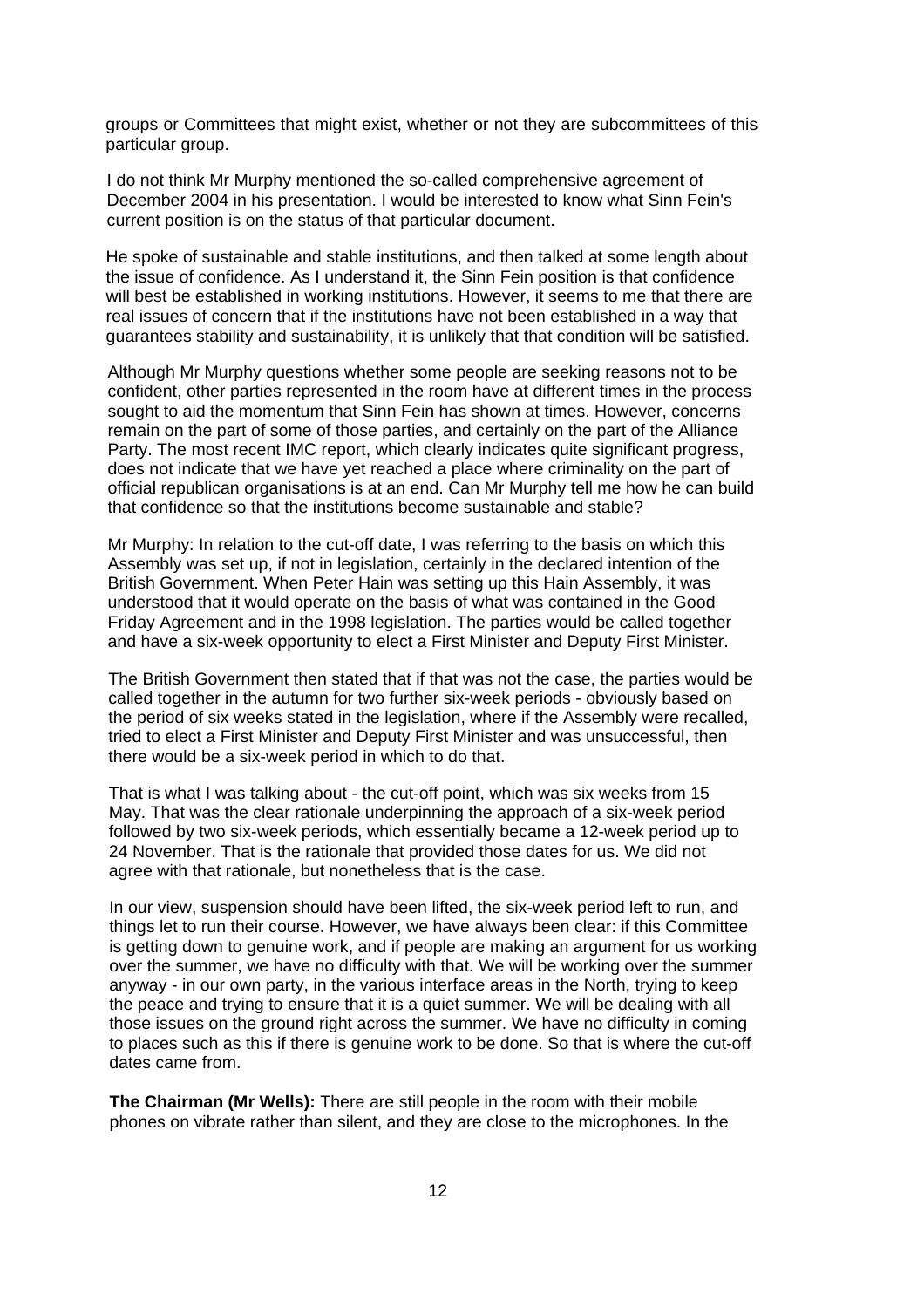groups or Committees that might exist, whether or not they are subcommittees of this particular group.

I do not think Mr Murphy mentioned the so-called comprehensive agreement of December 2004 in his presentation. I would be interested to know what Sinn Fein's current position is on the status of that particular document.

He spoke of sustainable and stable institutions, and then talked at some length about the issue of confidence. As I understand it, the Sinn Fein position is that confidence will best be established in working institutions. However, it seems to me that there are real issues of concern that if the institutions have not been established in a way that guarantees stability and sustainability, it is unlikely that that condition will be satisfied.

Although Mr Murphy questions whether some people are seeking reasons not to be confident, other parties represented in the room have at different times in the process sought to aid the momentum that Sinn Fein has shown at times. However, concerns remain on the part of some of those parties, and certainly on the part of the Alliance Party. The most recent IMC report, which clearly indicates quite significant progress, does not indicate that we have yet reached a place where criminality on the part of official republican organisations is at an end. Can Mr Murphy tell me how he can build that confidence so that the institutions become sustainable and stable?

Mr Murphy: In relation to the cut-off date, I was referring to the basis on which this Assembly was set up, if not in legislation, certainly in the declared intention of the British Government. When Peter Hain was setting up this Hain Assembly, it was understood that it would operate on the basis of what was contained in the Good Friday Agreement and in the 1998 legislation. The parties would be called together and have a six-week opportunity to elect a First Minister and Deputy First Minister.

The British Government then stated that if that was not the case, the parties would be called together in the autumn for two further six-week periods - obviously based on the period of six weeks stated in the legislation, where if the Assembly were recalled, tried to elect a First Minister and Deputy First Minister and was unsuccessful, then there would be a six-week period in which to do that.

That is what I was talking about - the cut-off point, which was six weeks from 15 May. That was the clear rationale underpinning the approach of a six-week period followed by two six-week periods, which essentially became a 12-week period up to 24 November. That is the rationale that provided those dates for us. We did not agree with that rationale, but nonetheless that is the case.

In our view, suspension should have been lifted, the six-week period left to run, and things let to run their course. However, we have always been clear: if this Committee is getting down to genuine work, and if people are making an argument for us working over the summer, we have no difficulty with that. We will be working over the summer anyway - in our own party, in the various interface areas in the North, trying to keep the peace and trying to ensure that it is a quiet summer. We will be dealing with all those issues on the ground right across the summer. We have no difficulty in coming to places such as this if there is genuine work to be done. So that is where the cut-off dates came from.

**The Chairman (Mr Wells):** There are still people in the room with their mobile phones on vibrate rather than silent, and they are close to the microphones. In the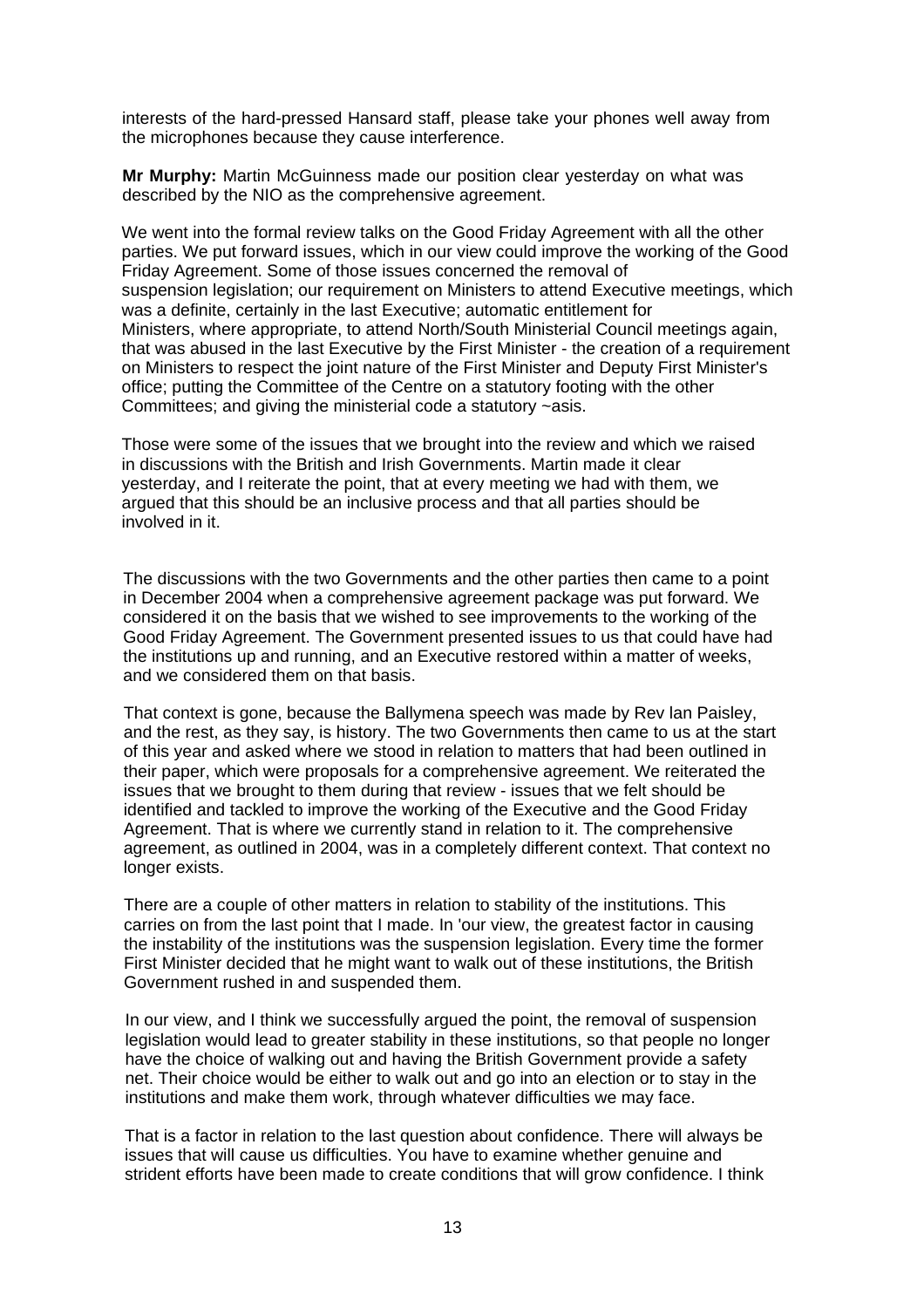interests of the hard-pressed Hansard staff, please take your phones well away from the microphones because they cause interference.

**Mr Murphy:** Martin McGuinness made our position clear yesterday on what was described by the NIO as the comprehensive agreement.

We went into the formal review talks on the Good Friday Agreement with all the other parties. We put forward issues, which in our view could improve the working of the Good Friday Agreement. Some of those issues concerned the removal of suspension legislation; our requirement on Ministers to attend Executive meetings, which was a definite, certainly in the last Executive; automatic entitlement for Ministers, where appropriate, to attend North/South Ministerial Council meetings again, that was abused in the last Executive by the First Minister - the creation of a requirement on Ministers to respect the joint nature of the First Minister and Deputy First Minister's office; putting the Committee of the Centre on a statutory footing with the other Committees; and giving the ministerial code a statutory ~asis.

Those were some of the issues that we brought into the review and which we raised in discussions with the British and Irish Governments. Martin made it clear yesterday, and I reiterate the point, that at every meeting we had with them, we argued that this should be an inclusive process and that all parties should be involved in it.

The discussions with the two Governments and the other parties then came to a point in December 2004 when a comprehensive agreement package was put forward. We considered it on the basis that we wished to see improvements to the working of the Good Friday Agreement. The Government presented issues to us that could have had the institutions up and running, and an Executive restored within a matter of weeks, and we considered them on that basis.

That context is gone, because the Ballymena speech was made by Rev lan Paisley, and the rest, as they say, is history. The two Governments then came to us at the start of this year and asked where we stood in relation to matters that had been outlined in their paper, which were proposals for a comprehensive agreement. We reiterated the issues that we brought to them during that review - issues that we felt should be identified and tackled to improve the working of the Executive and the Good Friday Agreement. That is where we currently stand in relation to it. The comprehensive agreement, as outlined in 2004, was in a completely different context. That context no longer exists.

There are a couple of other matters in relation to stability of the institutions. This carries on from the last point that I made. In 'our view, the greatest factor in causing the instability of the institutions was the suspension legislation. Every time the former First Minister decided that he might want to walk out of these institutions, the British Government rushed in and suspended them.

In our view, and I think we successfully argued the point, the removal of suspension legislation would lead to greater stability in these institutions, so that people no longer have the choice of walking out and having the British Government provide a safety net. Their choice would be either to walk out and go into an election or to stay in the institutions and make them work, through whatever difficulties we may face.

That is a factor in relation to the last question about confidence. There will always be issues that will cause us difficulties. You have to examine whether genuine and strident efforts have been made to create conditions that will grow confidence. I think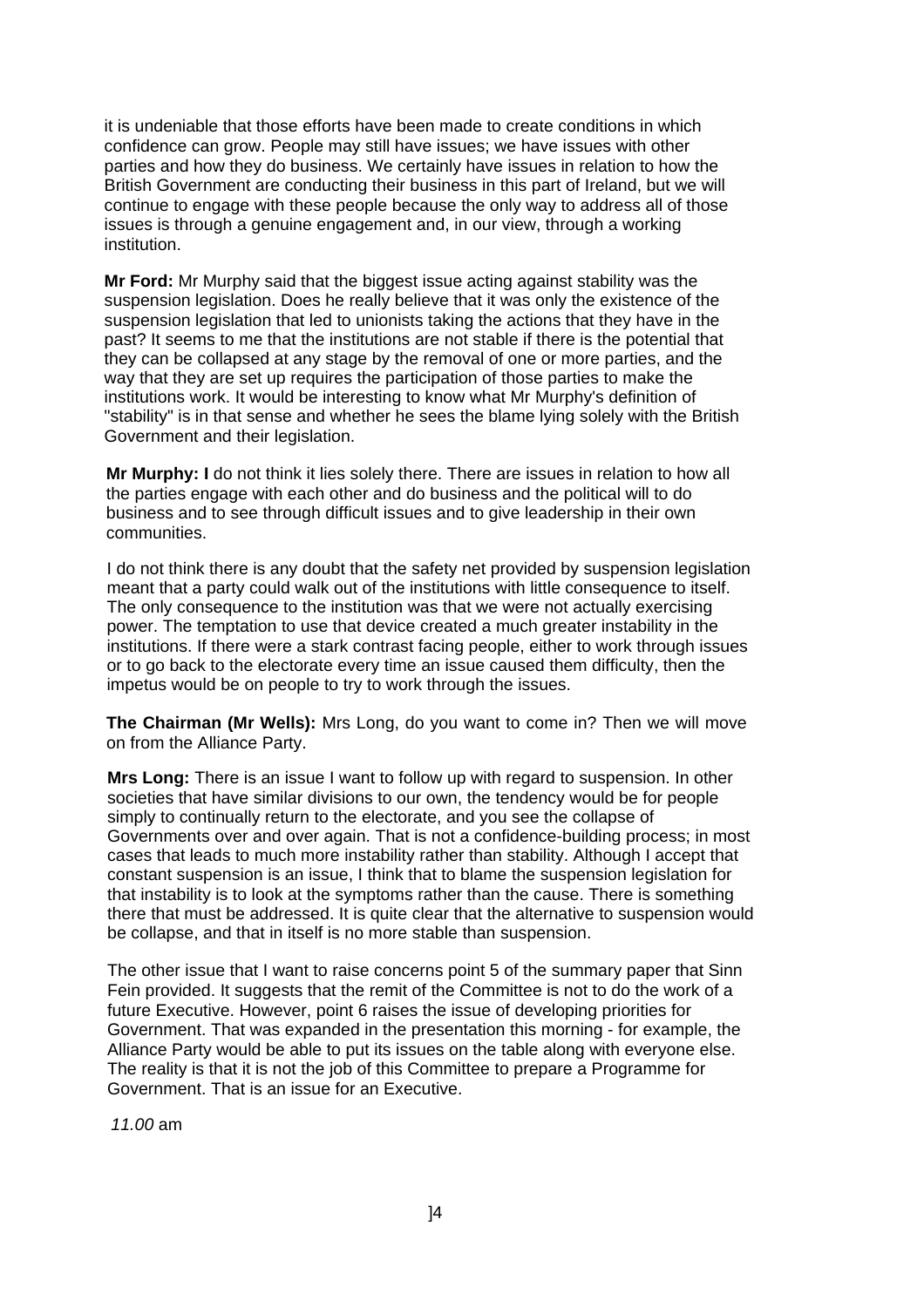it is undeniable that those efforts have been made to create conditions in which confidence can grow. People may still have issues; we have issues with other parties and how they do business. We certainly have issues in relation to how the British Government are conducting their business in this part of Ireland, but we will continue to engage with these people because the only way to address all of those issues is through a genuine engagement and, in our view, through a working institution.

**Mr Ford:** Mr Murphy said that the biggest issue acting against stability was the suspension legislation. Does he really believe that it was only the existence of the suspension legislation that led to unionists taking the actions that they have in the past? It seems to me that the institutions are not stable if there is the potential that they can be collapsed at any stage by the removal of one or more parties, and the way that they are set up requires the participation of those parties to make the institutions work. It would be interesting to know what Mr Murphy's definition of "stability" is in that sense and whether he sees the blame lying solely with the British Government and their legislation.

**Mr Murphy: I** do not think it lies solely there. There are issues in relation to how all the parties engage with each other and do business and the political will to do business and to see through difficult issues and to give leadership in their own communities.

I do not think there is any doubt that the safety net provided by suspension legislation meant that a party could walk out of the institutions with little consequence to itself. The only consequence to the institution was that we were not actually exercising power. The temptation to use that device created a much greater instability in the institutions. If there were a stark contrast facing people, either to work through issues or to go back to the electorate every time an issue caused them difficulty, then the impetus would be on people to try to work through the issues.

**The Chairman (Mr Wells):** Mrs Long, do you want to come in? Then we will move on from the Alliance Party.

**Mrs Long:** There is an issue I want to follow up with regard to suspension. In other societies that have similar divisions to our own, the tendency would be for people simply to continually return to the electorate, and you see the collapse of Governments over and over again. That is not a confidence-building process; in most cases that leads to much more instability rather than stability. Although I accept that constant suspension is an issue, I think that to blame the suspension legislation for that instability is to look at the symptoms rather than the cause. There is something there that must be addressed. It is quite clear that the alternative to suspension would be collapse, and that in itself is no more stable than suspension.

The other issue that I want to raise concerns point 5 of the summary paper that Sinn Fein provided. It suggests that the remit of the Committee is not to do the work of a future Executive. However, point 6 raises the issue of developing priorities for Government. That was expanded in the presentation this morning - for example, the Alliance Party would be able to put its issues on the table along with everyone else. The reality is that it is not the job of this Committee to prepare a Programme for Government. That is an issue for an Executive.

*11.00* am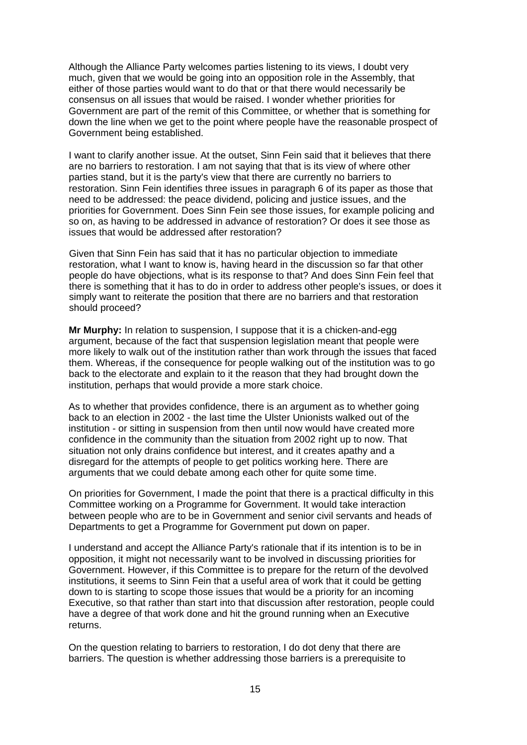Although the Alliance Party welcomes parties listening to its views, I doubt very much, given that we would be going into an opposition role in the Assembly, that either of those parties would want to do that or that there would necessarily be consensus on all issues that would be raised. I wonder whether priorities for Government are part of the remit of this Committee, or whether that is something for down the line when we get to the point where people have the reasonable prospect of Government being established.

I want to clarify another issue. At the outset, Sinn Fein said that it believes that there are no barriers to restoration. I am not saying that that is its view of where other parties stand, but it is the party's view that there are currently no barriers to restoration. Sinn Fein identifies three issues in paragraph 6 of its paper as those that need to be addressed: the peace dividend, policing and justice issues, and the priorities for Government. Does Sinn Fein see those issues, for example policing and so on, as having to be addressed in advance of restoration? Or does it see those as issues that would be addressed after restoration?

Given that Sinn Fein has said that it has no particular objection to immediate restoration, what I want to know is, having heard in the discussion so far that other people do have objections, what is its response to that? And does Sinn Fein feel that there is something that it has to do in order to address other people's issues, or does it simply want to reiterate the position that there are no barriers and that restoration should proceed?

**Mr Murphy:** In relation to suspension, I suppose that it is a chicken-and-egg argument, because of the fact that suspension legislation meant that people were more likely to walk out of the institution rather than work through the issues that faced them. Whereas, if the consequence for people walking out of the institution was to go back to the electorate and explain to it the reason that they had brought down the institution, perhaps that would provide a more stark choice.

As to whether that provides confidence, there is an argument as to whether going back to an election in 2002 - the last time the Ulster Unionists walked out of the institution - or sitting in suspension from then until now would have created more confidence in the community than the situation from 2002 right up to now. That situation not only drains confidence but interest, and it creates apathy and a disregard for the attempts of people to get politics working here. There are arguments that we could debate among each other for quite some time.

On priorities for Government, I made the point that there is a practical difficulty in this Committee working on a Programme for Government. It would take interaction between people who are to be in Government and senior civil servants and heads of Departments to get a Programme for Government put down on paper.

I understand and accept the Alliance Party's rationale that if its intention is to be in opposition, it might not necessarily want to be involved in discussing priorities for Government. However, if this Committee is to prepare for the return of the devolved institutions, it seems to Sinn Fein that a useful area of work that it could be getting down to is starting to scope those issues that would be a priority for an incoming Executive, so that rather than start into that discussion after restoration, people could have a degree of that work done and hit the ground running when an Executive returns.

On the question relating to barriers to restoration, I do dot deny that there are barriers. The question is whether addressing those barriers is a prerequisite to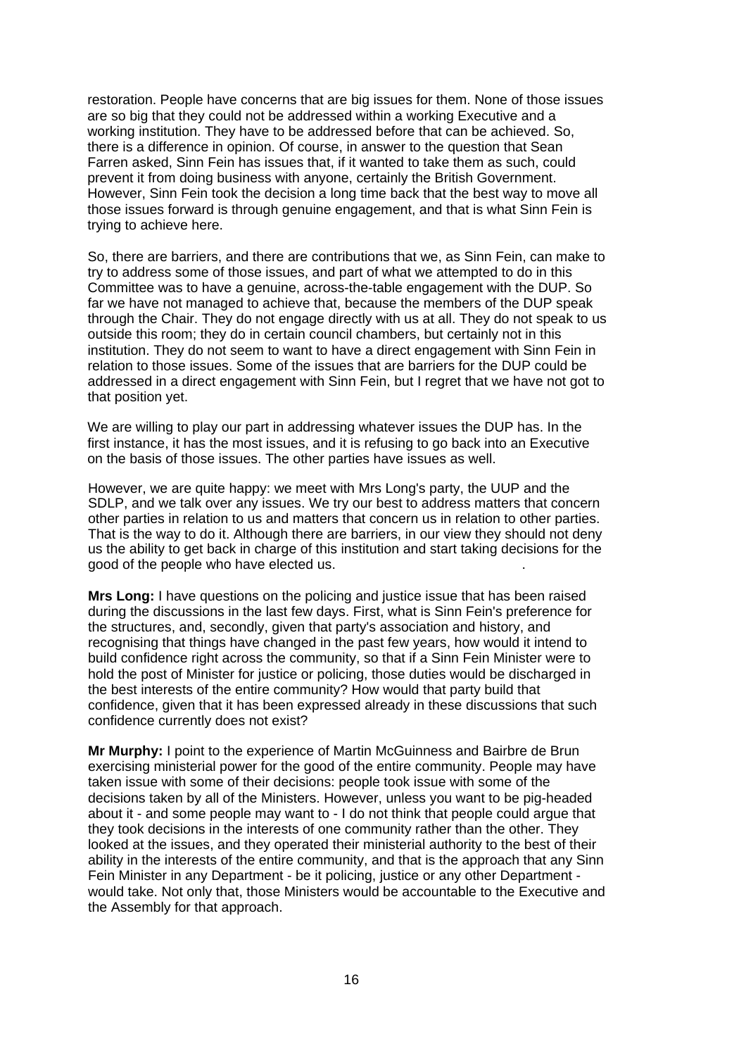restoration. People have concerns that are big issues for them. None of those issues are so big that they could not be addressed within a working Executive and a working institution. They have to be addressed before that can be achieved. So, there is a difference in opinion. Of course, in answer to the question that Sean Farren asked, Sinn Fein has issues that, if it wanted to take them as such, could prevent it from doing business with anyone, certainly the British Government. However, Sinn Fein took the decision a long time back that the best way to move all those issues forward is through genuine engagement, and that is what Sinn Fein is trying to achieve here.

So, there are barriers, and there are contributions that we, as Sinn Fein, can make to try to address some of those issues, and part of what we attempted to do in this Committee was to have a genuine, across-the-table engagement with the DUP. So far we have not managed to achieve that, because the members of the DUP speak through the Chair. They do not engage directly with us at all. They do not speak to us outside this room; they do in certain council chambers, but certainly not in this institution. They do not seem to want to have a direct engagement with Sinn Fein in relation to those issues. Some of the issues that are barriers for the DUP could be addressed in a direct engagement with Sinn Fein, but I regret that we have not got to that position yet.

We are willing to play our part in addressing whatever issues the DUP has. In the first instance, it has the most issues, and it is refusing to go back into an Executive on the basis of those issues. The other parties have issues as well.

However, we are quite happy: we meet with Mrs Long's party, the UUP and the SDLP, and we talk over any issues. We try our best to address matters that concern other parties in relation to us and matters that concern us in relation to other parties. That is the way to do it. Although there are barriers, in our view they should not deny us the ability to get back in charge of this institution and start taking decisions for the good of the people who have elected us.

**Mrs Long:** I have questions on the policing and justice issue that has been raised during the discussions in the last few days. First, what is Sinn Fein's preference for the structures, and, secondly, given that party's association and history, and recognising that things have changed in the past few years, how would it intend to build confidence right across the community, so that if a Sinn Fein Minister were to hold the post of Minister for justice or policing, those duties would be discharged in the best interests of the entire community? How would that party build that confidence, given that it has been expressed already in these discussions that such confidence currently does not exist?

**Mr Murphy:** I point to the experience of Martin McGuinness and Bairbre de Brun exercising ministerial power for the good of the entire community. People may have taken issue with some of their decisions: people took issue with some of the decisions taken by all of the Ministers. However, unless you want to be pig-headed about it - and some people may want to - I do not think that people could argue that they took decisions in the interests of one community rather than the other. They looked at the issues, and they operated their ministerial authority to the best of their ability in the interests of the entire community, and that is the approach that any Sinn Fein Minister in any Department - be it policing, justice or any other Department - would take. Not only that, those Ministers would be accountable to the Executive and the Assembly for that approach.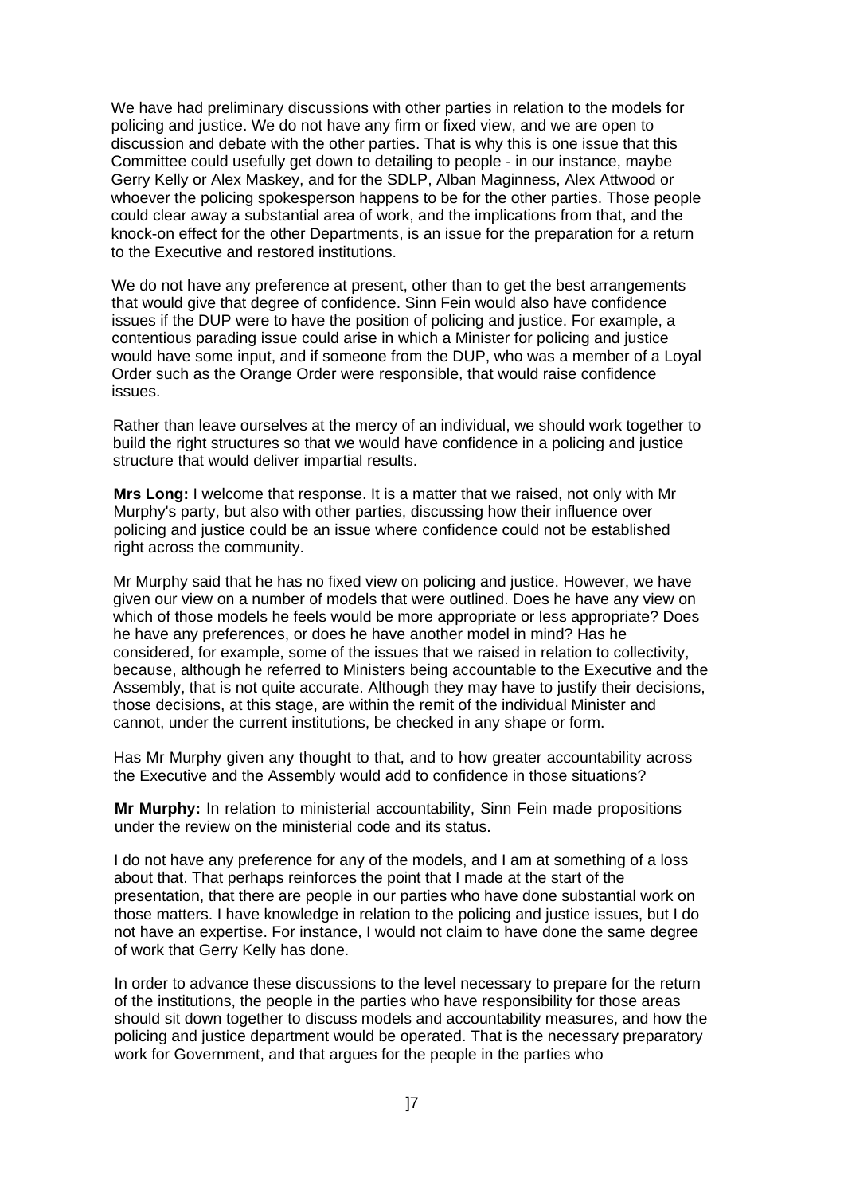We have had preliminary discussions with other parties in relation to the models for policing and justice. We do not have any firm or fixed view, and we are open to discussion and debate with the other parties. That is why this is one issue that this Committee could usefully get down to detailing to people - in our instance, maybe Gerry Kelly or Alex Maskey, and for the SDLP, Alban Maginness, Alex Attwood or whoever the policing spokesperson happens to be for the other parties. Those people could clear away a substantial area of work, and the implications from that, and the knock-on effect for the other Departments, is an issue for the preparation for a return to the Executive and restored institutions.

We do not have any preference at present, other than to get the best arrangements that would give that degree of confidence. Sinn Fein would also have confidence issues if the DUP were to have the position of policing and justice. For example, a contentious parading issue could arise in which a Minister for policing and justice would have some input, and if someone from the DUP, who was a member of a Loyal Order such as the Orange Order were responsible, that would raise confidence issues.

Rather than leave ourselves at the mercy of an individual, we should work together to build the right structures so that we would have confidence in a policing and justice structure that would deliver impartial results.

**Mrs Long:** I welcome that response. It is a matter that we raised, not only with Mr Murphy's party, but also with other parties, discussing how their influence over policing and justice could be an issue where confidence could not be established right across the community.

Mr Murphy said that he has no fixed view on policing and justice. However, we have given our view on a number of models that were outlined. Does he have any view on which of those models he feels would be more appropriate or less appropriate? Does he have any preferences, or does he have another model in mind? Has he considered, for example, some of the issues that we raised in relation to collectivity, because, although he referred to Ministers being accountable to the Executive and the Assembly, that is not quite accurate. Although they may have to justify their decisions, those decisions, at this stage, are within the remit of the individual Minister and cannot, under the current institutions, be checked in any shape or form.

Has Mr Murphy given any thought to that, and to how greater accountability across the Executive and the Assembly would add to confidence in those situations?

**Mr Murphy:** In relation to ministerial accountability, Sinn Fein made propositions under the review on the ministerial code and its status.

I do not have any preference for any of the models, and I am at something of a loss about that. That perhaps reinforces the point that I made at the start of the presentation, that there are people in our parties who have done substantial work on those matters. I have knowledge in relation to the policing and justice issues, but I do not have an expertise. For instance, I would not claim to have done the same degree of work that Gerry Kelly has done.

In order to advance these discussions to the level necessary to prepare for the return of the institutions, the people in the parties who have responsibility for those areas should sit down together to discuss models and accountability measures, and how the policing and justice department would be operated. That is the necessary preparatory work for Government, and that argues for the people in the parties who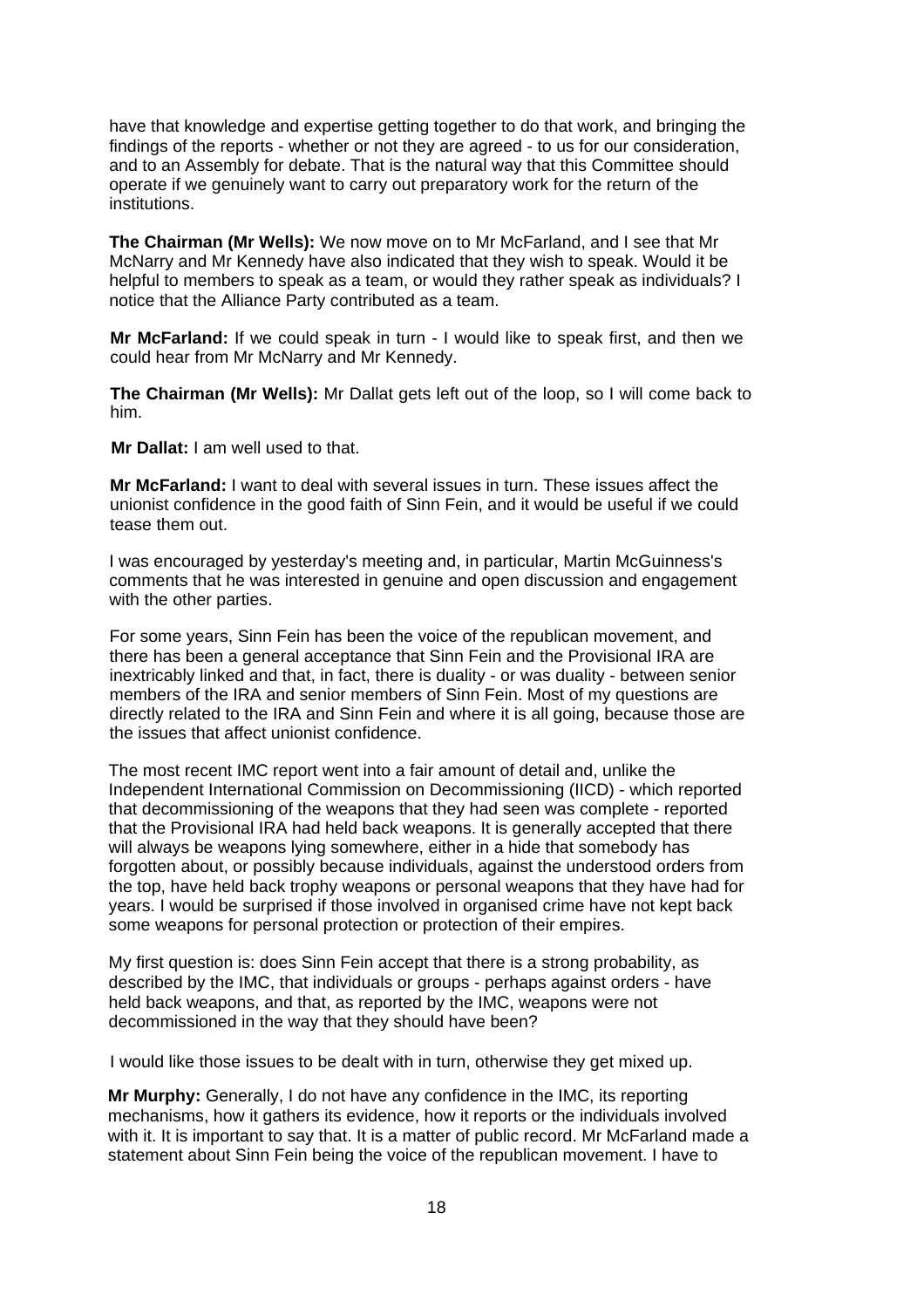have that knowledge and expertise getting together to do that work, and bringing the findings of the reports - whether or not they are agreed - to us for our consideration, and to an Assembly for debate. That is the natural way that this Committee should operate if we genuinely want to carry out preparatory work for the return of the institutions.

**The Chairman (Mr Wells):** We now move on to Mr McFarland, and I see that Mr McNarry and Mr Kennedy have also indicated that they wish to speak. Would it be helpful to members to speak as a team, or would they rather speak as individuals? I notice that the Alliance Party contributed as a team.

**Mr McFarland:** If we could speak in turn - I would like to speak first, and then we could hear from Mr McNarry and Mr Kennedy.

**The Chairman (Mr Wells):** Mr Dallat gets left out of the loop, so I will come back to him.

**Mr Dallat:** I am well used to that.

**Mr McFarland:** I want to deal with several issues in turn. These issues affect the unionist confidence in the good faith of Sinn Fein, and it would be useful if we could tease them out.

I was encouraged by yesterday's meeting and, in particular, Martin McGuinness's comments that he was interested in genuine and open discussion and engagement with the other parties.

For some years, Sinn Fein has been the voice of the republican movement, and there has been a general acceptance that Sinn Fein and the Provisional IRA are inextricably linked and that, in fact, there is duality - or was duality - between senior members of the IRA and senior members of Sinn Fein. Most of my questions are directly related to the IRA and Sinn Fein and where it is all going, because those are the issues that affect unionist confidence.

The most recent IMC report went into a fair amount of detail and, unlike the Independent International Commission on Decommissioning (IICD) - which reported that decommissioning of the weapons that they had seen was complete - reported that the Provisional IRA had held back weapons. It is generally accepted that there will always be weapons lying somewhere, either in a hide that somebody has forgotten about, or possibly because individuals, against the understood orders from the top, have held back trophy weapons or personal weapons that they have had for years. I would be surprised if those involved in organised crime have not kept back some weapons for personal protection or protection of their empires.

My first question is: does Sinn Fein accept that there is a strong probability, as described by the IMC, that individuals or groups - perhaps against orders - have held back weapons, and that, as reported by the IMC, weapons were not decommissioned in the way that they should have been?

I would like those issues to be dealt with in turn, otherwise they get mixed up.

**Mr Murphy:** Generally, I do not have any confidence in the IMC, its reporting mechanisms, how it gathers its evidence, how it reports or the individuals involved with it. It is important to say that. It is a matter of public record. Mr McFarland made a statement about Sinn Fein being the voice of the republican movement. I have to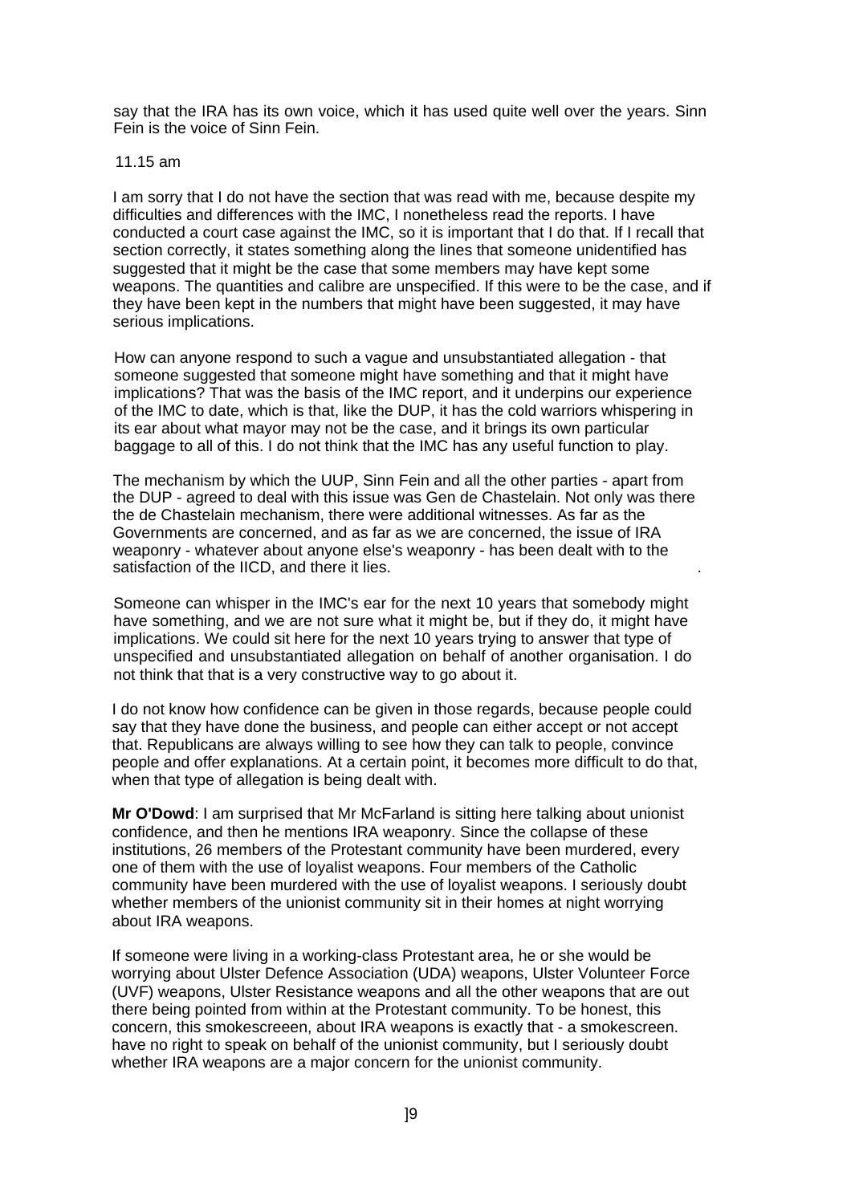say that the IRA has its own voice, which it has used quite well over the years. Sinn Fein is the voice of Sinn Fein.

11.15 am

I am sorry that I do not have the section that was read with me, because despite my difficulties and differences with the IMC, I nonetheless read the reports. I have conducted a court case against the IMC, so it is important that I do that. If I recall that section correctly, it states something along the lines that someone unidentified has suggested that it might be the case that some members may have kept some weapons. The quantities and calibre are unspecified. If this were to be the case, and if they have been kept in the numbers that might have been suggested, it may have serious implications.

How can anyone respond to such a vague and unsubstantiated allegation - that someone suggested that someone might have something and that it might have implications? That was the basis of the IMC report, and it underpins our experience of the IMC to date, which is that, like the DUP, it has the cold warriors whispering in its ear about what mayor may not be the case, and it brings its own particular baggage to all of this. I do not think that the IMC has any useful function to play.

The mechanism by which the UUP, Sinn Fein and all the other parties - apart from the DUP - agreed to deal with this issue was Gen de Chastelain. Not only was there the de Chastelain mechanism, there were additional witnesses. As far as the Governments are concerned, and as far as we are concerned, the issue of IRA weaponry - whatever about anyone else's weaponry - has been dealt with to the satisfaction of the IICD, and there it lies.

Someone can whisper in the IMC's ear for the next 10 years that somebody might have something, and we are not sure what it might be, but if they do, it might have implications. We could sit here for the next 10 years trying to answer that type of unspecified and unsubstantiated allegation on behalf of another organisation. I do not think that that is a very constructive way to go about it.

I do not know how confidence can be given in those regards, because people could say that they have done the business, and people can either accept or not accept that. Republicans are always willing to see how they can talk to people, convince people and offer explanations. At a certain point, it becomes more difficult to do that, when that type of allegation is being dealt with.

**Mr O'Dowd**: I am surprised that Mr McFarland is sitting here talking about unionist confidence, and then he mentions IRA weaponry. Since the collapse of these institutions, 26 members of the Protestant community have been murdered, every one of them with the use of loyalist weapons. Four members of the Catholic community have been murdered with the use of loyalist weapons. I seriously doubt whether members of the unionist community sit in their homes at night worrying about IRA weapons.

If someone were living in a working-class Protestant area, he or she would be worrying about Ulster Defence Association (UDA) weapons, Ulster Volunteer Force (UVF) weapons, Ulster Resistance weapons and all the other weapons that are out there being pointed from within at the Protestant community. To be honest, this concern, this smokescreeen, about IRA weapons is exactly that - a smokescreen. have no right to speak on behalf of the unionist community, but I seriously doubt whether IRA weapons are a major concern for the unionist community.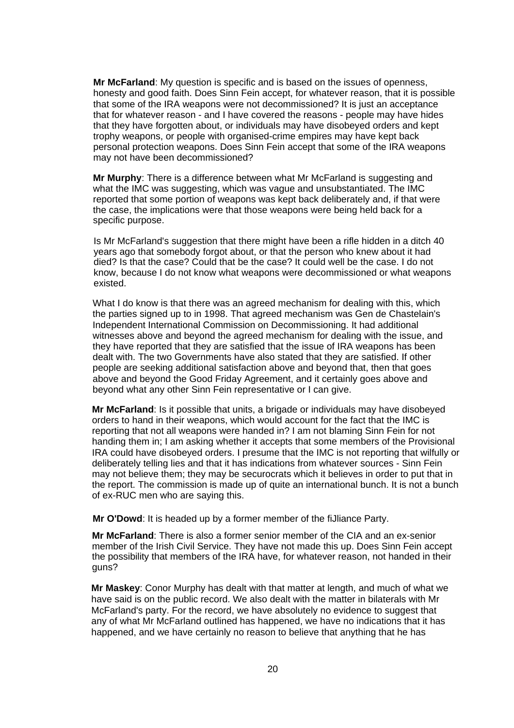**Mr McFarland**: My question is specific and is based on the issues of openness, honesty and good faith. Does Sinn Fein accept, for whatever reason, that it is possible that some of the IRA weapons were not decommissioned? It is just an acceptance that for whatever reason - and I have covered the reasons - people may have hides that they have forgotten about, or individuals may have disobeyed orders and kept trophy weapons, or people with organised-crime empires may have kept back personal protection weapons. Does Sinn Fein accept that some of the IRA weapons may not have been decommissioned?

**Mr Murphy**: There is a difference between what Mr McFarland is suggesting and what the IMC was suggesting, which was vague and unsubstantiated. The IMC reported that some portion of weapons was kept back deliberately and, if that were the case, the implications were that those weapons were being held back for a specific purpose.

Is Mr McFarland's suggestion that there might have been a rifle hidden in a ditch 40 years ago that somebody forgot about, or that the person who knew about it had died? Is that the case? Could that be the case? It could well be the case. I do not know, because I do not know what weapons were decommissioned or what weapons existed.

What I do know is that there was an agreed mechanism for dealing with this, which the parties signed up to in 1998. That agreed mechanism was Gen de Chastelain's Independent International Commission on Decommissioning. It had additional witnesses above and beyond the agreed mechanism for dealing with the issue, and they have reported that they are satisfied that the issue of IRA weapons has been dealt with. The two Governments have also stated that they are satisfied. If other people are seeking additional satisfaction above and beyond that, then that goes above and beyond the Good Friday Agreement, and it certainly goes above and beyond what any other Sinn Fein representative or I can give.

**Mr McFarland**: Is it possible that units, a brigade or individuals may have disobeyed orders to hand in their weapons, which would account for the fact that the IMC is reporting that not all weapons were handed in? I am not blaming Sinn Fein for not handing them in; I am asking whether it accepts that some members of the Provisional IRA could have disobeyed orders. I presume that the IMC is not reporting that wilfully or deliberately telling lies and that it has indications from whatever sources - Sinn Fein may not believe them; they may be securocrats which it believes in order to put that in the report. The commission is made up of quite an international bunch. It is not a bunch of ex-RUC men who are saying this.

**Mr O'Dowd**: It is headed up by a former member of the fiJliance Party.

**Mr McFarland**: There is also a former senior member of the CIA and an ex-senior member of the Irish Civil Service. They have not made this up. Does Sinn Fein accept the possibility that members of the IRA have, for whatever reason, not handed in their guns?

**Mr Maskey**: Conor Murphy has dealt with that matter at length, and much of what we have said is on the public record. We also dealt with the matter in bilaterals with Mr McFarland's party. For the record, we have absolutely no evidence to suggest that any of what Mr McFarland outlined has happened, we have no indications that it has happened, and we have certainly no reason to believe that anything that he has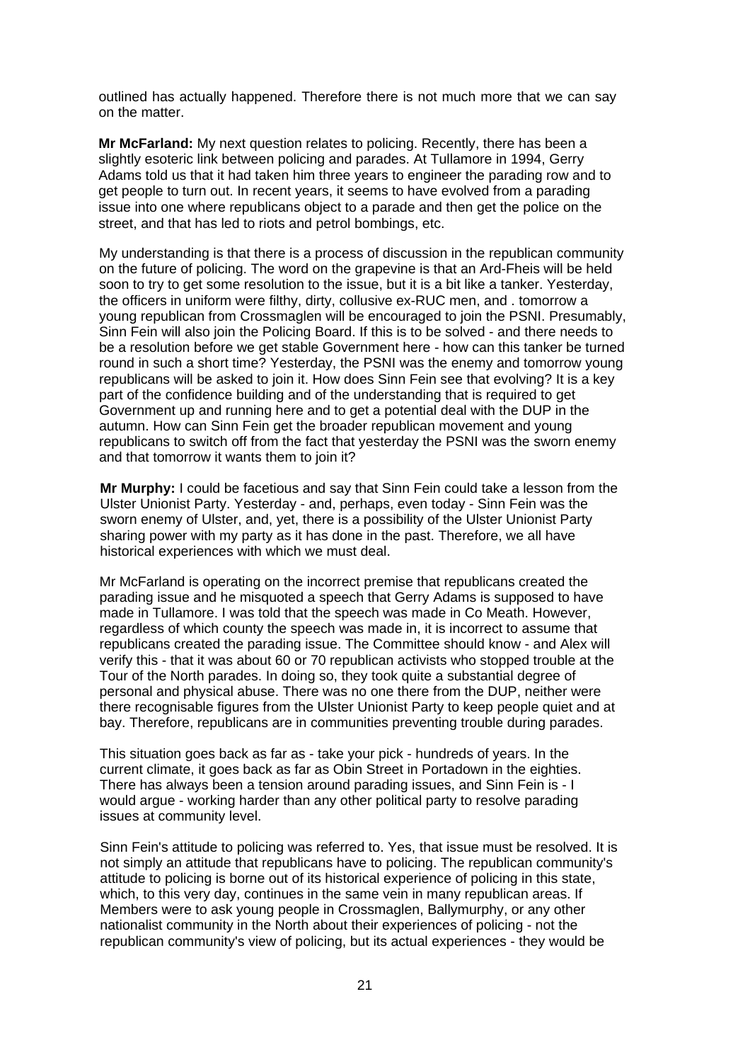outlined has actually happened. Therefore there is not much more that we can say on the matter.

**Mr McFarland:** My next question relates to policing. Recently, there has been a slightly esoteric link between policing and parades. At Tullamore in 1994, Gerry Adams told us that it had taken him three years to engineer the parading row and to get people to turn out. In recent years, it seems to have evolved from a parading issue into one where republicans object to a parade and then get the police on the street, and that has led to riots and petrol bombings, etc.

My understanding is that there is a process of discussion in the republican community on the future of policing. The word on the grapevine is that an Ard-Fheis will be held soon to try to get some resolution to the issue, but it is a bit like a tanker. Yesterday, the officers in uniform were filthy, dirty, collusive ex-RUC men, and . tomorrow a young republican from Crossmaglen will be encouraged to join the PSNI. Presumably, Sinn Fein will also join the Policing Board. If this is to be solved - and there needs to be a resolution before we get stable Government here - how can this tanker be turned round in such a short time? Yesterday, the PSNI was the enemy and tomorrow young republicans will be asked to join it. How does Sinn Fein see that evolving? It is a key part of the confidence building and of the understanding that is required to get Government up and running here and to get a potential deal with the DUP in the autumn. How can Sinn Fein get the broader republican movement and young republicans to switch off from the fact that yesterday the PSNI was the sworn enemy and that tomorrow it wants them to join it?

**Mr Murphy:** I could be facetious and say that Sinn Fein could take a lesson from the Ulster Unionist Party. Yesterday - and, perhaps, even today - Sinn Fein was the sworn enemy of Ulster, and, yet, there is a possibility of the Ulster Unionist Party sharing power with my party as it has done in the past. Therefore, we all have historical experiences with which we must deal.

Mr McFarland is operating on the incorrect premise that republicans created the parading issue and he misquoted a speech that Gerry Adams is supposed to have made in Tullamore. I was told that the speech was made in Co Meath. However, regardless of which county the speech was made in, it is incorrect to assume that republicans created the parading issue. The Committee should know - and Alex will verify this - that it was about 60 or 70 republican activists who stopped trouble at the Tour of the North parades. In doing so, they took quite a substantial degree of personal and physical abuse. There was no one there from the DUP, neither were there recognisable figures from the Ulster Unionist Party to keep people quiet and at bay. Therefore, republicans are in communities preventing trouble during parades.

This situation goes back as far as - take your pick - hundreds of years. In the current climate, it goes back as far as Obin Street in Portadown in the eighties. There has always been a tension around parading issues, and Sinn Fein is - I would argue - working harder than any other political party to resolve parading issues at community level.

Sinn Fein's attitude to policing was referred to. Yes, that issue must be resolved. It is not simply an attitude that republicans have to policing. The republican community's attitude to policing is borne out of its historical experience of policing in this state, which, to this very day, continues in the same vein in many republican areas. If Members were to ask young people in Crossmaglen, Ballymurphy, or any other nationalist community in the North about their experiences of policing - not the republican community's view of policing, but its actual experiences - they would be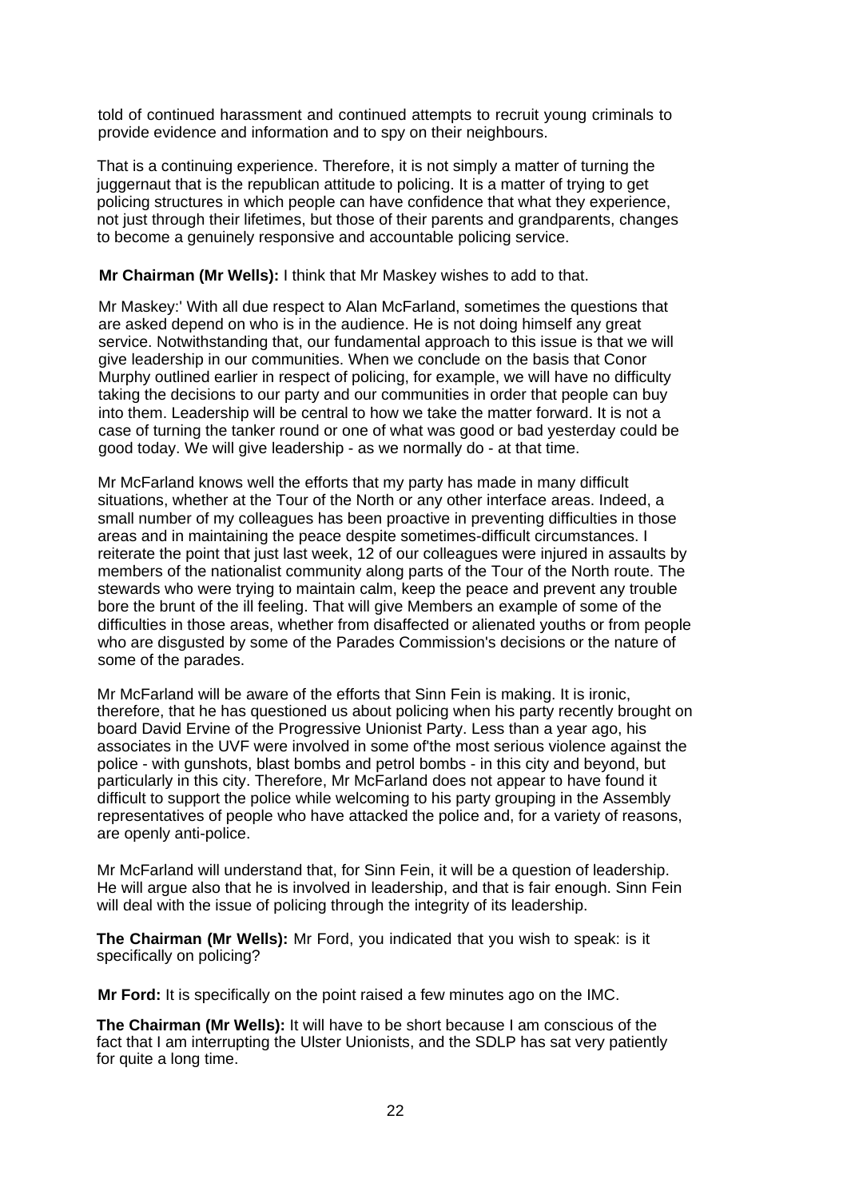told of continued harassment and continued attempts to recruit young criminals to provide evidence and information and to spy on their neighbours.

That is a continuing experience. Therefore, it is not simply a matter of turning the juggernaut that is the republican attitude to policing. It is a matter of trying to get policing structures in which people can have confidence that what they experience, not just through their lifetimes, but those of their parents and grandparents, changes to become a genuinely responsive and accountable policing service.

**Mr Chairman (Mr Wells):** I think that Mr Maskey wishes to add to that.

Mr Maskey:' With all due respect to Alan McFarland, sometimes the questions that are asked depend on who is in the audience. He is not doing himself any great service. Notwithstanding that, our fundamental approach to this issue is that we will give leadership in our communities. When we conclude on the basis that Conor Murphy outlined earlier in respect of policing, for example, we will have no difficulty taking the decisions to our party and our communities in order that people can buy into them. Leadership will be central to how we take the matter forward. It is not a case of turning the tanker round or one of what was good or bad yesterday could be good today. We will give leadership - as we normally do - at that time.

Mr McFarland knows well the efforts that my party has made in many difficult situations, whether at the Tour of the North or any other interface areas. Indeed, a small number of my colleagues has been proactive in preventing difficulties in those areas and in maintaining the peace despite sometimes-difficult circumstances. I reiterate the point that just last week, 12 of our colleagues were injured in assaults by members of the nationalist community along parts of the Tour of the North route. The stewards who were trying to maintain calm, keep the peace and prevent any trouble bore the brunt of the ill feeling. That will give Members an example of some of the difficulties in those areas, whether from disaffected or alienated youths or from people who are disgusted by some of the Parades Commission's decisions or the nature of some of the parades.

Mr McFarland will be aware of the efforts that Sinn Fein is making. It is ironic, therefore, that he has questioned us about policing when his party recently brought on board David Ervine of the Progressive Unionist Party. Less than a year ago, his associates in the UVF were involved in some of'the most serious violence against the police - with gunshots, blast bombs and petrol bombs - in this city and beyond, but particularly in this city. Therefore, Mr McFarland does not appear to have found it difficult to support the police while welcoming to his party grouping in the Assembly representatives of people who have attacked the police and, for a variety of reasons, are openly anti-police.

Mr McFarland will understand that, for Sinn Fein, it will be a question of leadership. He will argue also that he is involved in leadership, and that is fair enough. Sinn Fein will deal with the issue of policing through the integrity of its leadership.

**The Chairman (Mr Wells):** Mr Ford, you indicated that you wish to speak: is it specifically on policing?

**Mr Ford:** It is specifically on the point raised a few minutes ago on the IMC.

**The Chairman (Mr Wells):** It will have to be short because I am conscious of the fact that I am interrupting the Ulster Unionists, and the SDLP has sat very patiently for quite a long time.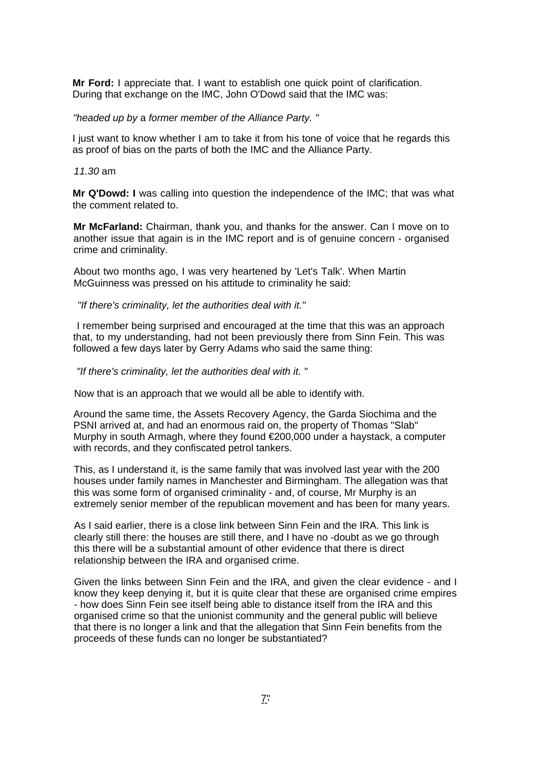**Mr Ford:** I appreciate that. I want to establish one quick point of clarification. During that exchange on the IMC, John O'Dowd said that the IMC was:

*"headed up by* a *former member of the Alliance Party. "*

I just want to know whether I am to take it from his tone of voice that he regards this as proof of bias on the parts of both the IMC and the Alliance Party.

*11.30* am

**Mr Q'Dowd: I** was calling into question the independence of the IMC; that was what the comment related to.

**Mr McFarland:** Chairman, thank you, and thanks for the answer. Can I move on to another issue that again is in the IMC report and is of genuine concern - organised crime and criminality.

About two months ago, I was very heartened by 'Let's Talk'. When Martin McGuinness was pressed on his attitude to criminality he said:

*"If there's criminality, let the authorities deal with it."*

I remember being surprised and encouraged at the time that this was an approach that, to my understanding, had not been previously there from Sinn Fein. This was followed a few days later by Gerry Adams who said the same thing:

*"If there's criminality, let the authorities deal with it. "*

Now that is an approach that we would all be able to identify with.

Around the same time, the Assets Recovery Agency, the Garda Siochima and the PSNI arrived at, and had an enormous raid on, the property of Thomas "Slab" Murphy in south Armagh, where they found €200,000 under a haystack, a computer with records, and they confiscated petrol tankers.

This, as I understand it, is the same family that was involved last year with the 200 houses under family names in Manchester and Birmingham. The allegation was that this was some form of organised criminality - and, of course, Mr Murphy is an extremely senior member of the republican movement and has been for many years.

As I said earlier, there is a close link between Sinn Fein and the IRA. This link is clearly still there: the houses are still there, and I have no -doubt as we go through this there will be a substantial amount of other evidence that there is direct relationship between the IRA and organised crime.

Given the links between Sinn Fein and the IRA, and given the clear evidence - and I know they keep denying it, but it is quite clear that these are organised crime empires - how does Sinn Fein see itself being able to distance itself from the IRA and this organised crime so that the unionist community and the general public will believe that there is no longer a link and that the allegation that Sinn Fein benefits from the proceeds of these funds can no longer be substantiated?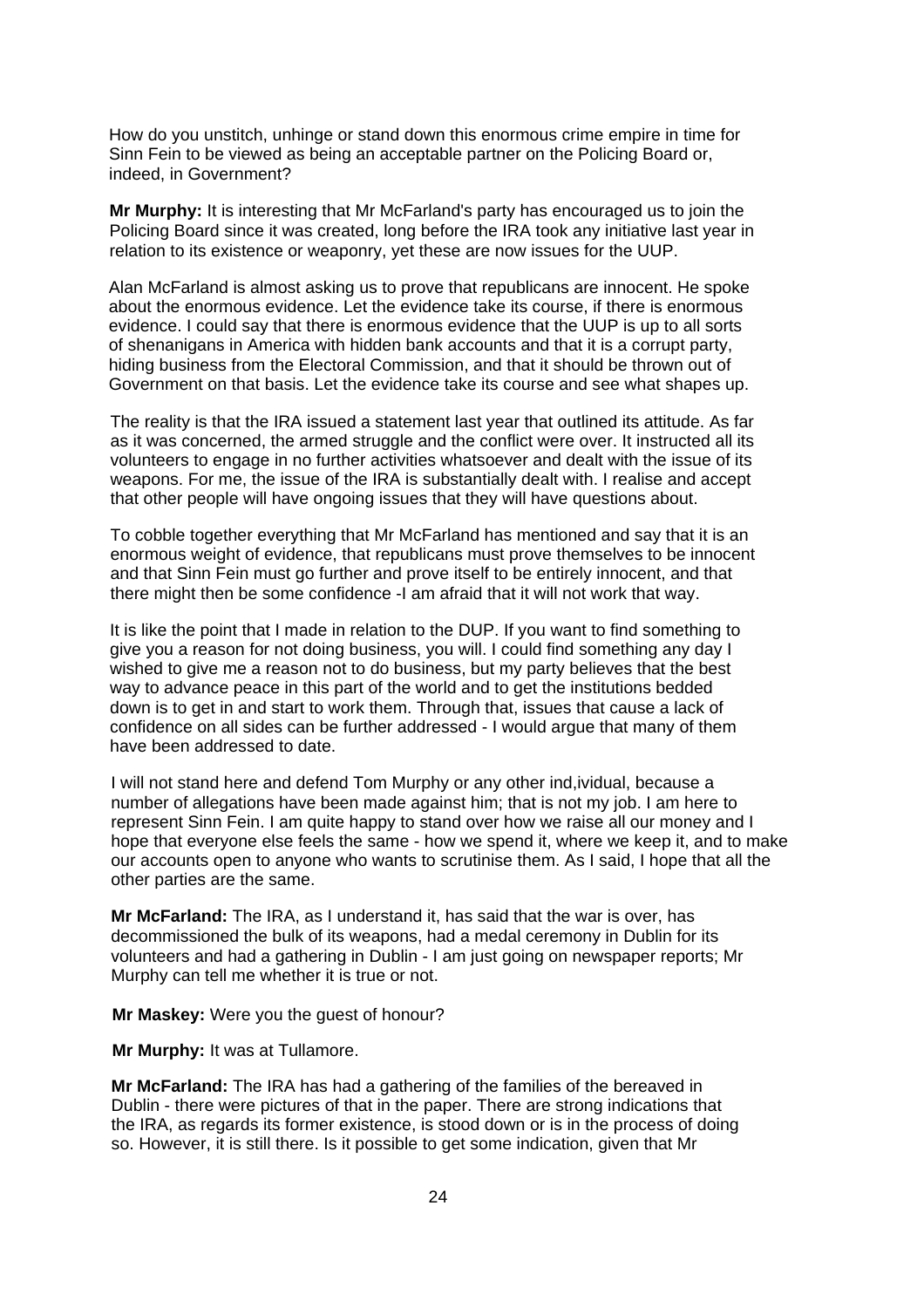How do you unstitch, unhinge or stand down this enormous crime empire in time for Sinn Fein to be viewed as being an acceptable partner on the Policing Board or, indeed, in Government?

**Mr Murphy:** It is interesting that Mr McFarland's party has encouraged us to join the Policing Board since it was created, long before the IRA took any initiative last year in relation to its existence or weaponry, yet these are now issues for the UUP.

Alan McFarland is almost asking us to prove that republicans are innocent. He spoke about the enormous evidence. Let the evidence take its course, if there is enormous evidence. I could say that there is enormous evidence that the UUP is up to all sorts of shenanigans in America with hidden bank accounts and that it is a corrupt party, hiding business from the Electoral Commission, and that it should be thrown out of Government on that basis. Let the evidence take its course and see what shapes up.

The reality is that the IRA issued a statement last year that outlined its attitude. As far as it was concerned, the armed struggle and the conflict were over. It instructed all its volunteers to engage in no further activities whatsoever and dealt with the issue of its weapons. For me, the issue of the IRA is substantially dealt with. I realise and accept that other people will have ongoing issues that they will have questions about.

To cobble together everything that Mr McFarland has mentioned and say that it is an enormous weight of evidence, that republicans must prove themselves to be innocent and that Sinn Fein must go further and prove itself to be entirely innocent, and that there might then be some confidence -I am afraid that it will not work that way.

It is like the point that I made in relation to the DUP. If you want to find something to give you a reason for not doing business, you will. I could find something any day I wished to give me a reason not to do business, but my party believes that the best way to advance peace in this part of the world and to get the institutions bedded down is to get in and start to work them. Through that, issues that cause a lack of confidence on all sides can be further addressed - I would argue that many of them have been addressed to date.

I will not stand here and defend Tom Murphy or any other ind,ividual, because a number of allegations have been made against him; that is not my job. I am here to represent Sinn Fein. I am quite happy to stand over how we raise all our money and I hope that everyone else feels the same - how we spend it, where we keep it, and to make our accounts open to anyone who wants to scrutinise them. As I said, I hope that all the other parties are the same.

**Mr McFarland:** The IRA, as I understand it, has said that the war is over, has decommissioned the bulk of its weapons, had a medal ceremony in Dublin for its volunteers and had a gathering in Dublin - I am just going on newspaper reports; Mr Murphy can tell me whether it is true or not.

**Mr Maskey:** Were you the guest of honour?

**Mr Murphy:** It was at Tullamore.

**Mr McFarland:** The IRA has had a gathering of the families of the bereaved in Dublin - there were pictures of that in the paper. There are strong indications that the IRA, as regards its former existence, is stood down or is in the process of doing so. However, it is still there. Is it possible to get some indication, given that Mr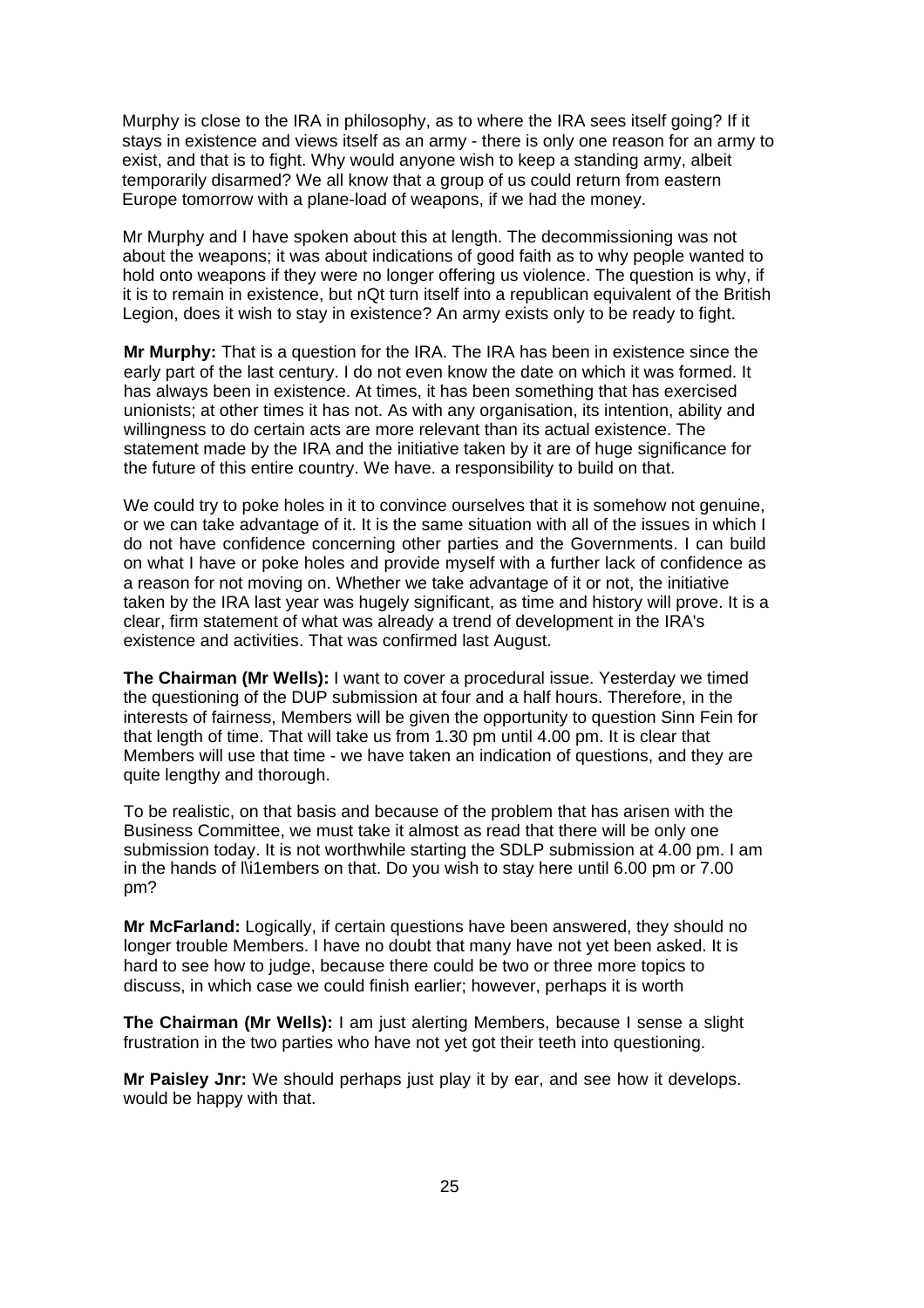Murphy is close to the IRA in philosophy, as to where the IRA sees itself going? If it stays in existence and views itself as an army - there is only one reason for an army to exist, and that is to fight. Why would anyone wish to keep a standing army, albeit temporarily disarmed? We all know that a group of us could return from eastern Europe tomorrow with a plane-load of weapons, if we had the money.

Mr Murphy and I have spoken about this at length. The decommissioning was not about the weapons; it was about indications of good faith as to why people wanted to hold onto weapons if they were no longer offering us violence. The question is why, if it is to remain in existence, but nQt turn itself into a republican equivalent of the British Legion, does it wish to stay in existence? An army exists only to be ready to fight.

**Mr Murphy:** That is a question for the IRA. The IRA has been in existence since the early part of the last century. I do not even know the date on which it was formed. It has always been in existence. At times, it has been something that has exercised unionists; at other times it has not. As with any organisation, its intention, ability and willingness to do certain acts are more relevant than its actual existence. The statement made by the IRA and the initiative taken by it are of huge significance for the future of this entire country. We have. a responsibility to build on that.

We could try to poke holes in it to convince ourselves that it is somehow not genuine, or we can take advantage of it. It is the same situation with all of the issues in which I do not have confidence concerning other parties and the Governments. I can build on what I have or poke holes and provide myself with a further lack of confidence as a reason for not moving on. Whether we take advantage of it or not, the initiative taken by the IRA last year was hugely significant, as time and history will prove. It is a clear, firm statement of what was already a trend of development in the IRA's existence and activities. That was confirmed last August.

**The Chairman (Mr Wells):** I want to cover a procedural issue. Yesterday we timed the questioning of the DUP submission at four and a half hours. Therefore, in the interests of fairness, Members will be given the opportunity to question Sinn Fein for that length of time. That will take us from 1.30 pm until 4.00 pm. It is clear that Members will use that time - we have taken an indication of questions, and they are quite lengthy and thorough.

To be realistic, on that basis and because of the problem that has arisen with the Business Committee, we must take it almost as read that there will be only one submission today. It is not worthwhile starting the SDLP submission at 4.00 pm. I am in the hands of l\i1embers on that. Do you wish to stay here until 6.00 pm or 7.00 pm?

**Mr McFarland:** Logically, if certain questions have been answered, they should no longer trouble Members. I have no doubt that many have not yet been asked. It is hard to see how to judge, because there could be two or three more topics to discuss, in which case we could finish earlier; however, perhaps it is worth

**The Chairman (Mr Wells):** I am just alerting Members, because I sense a slight frustration in the two parties who have not yet got their teeth into questioning.

**Mr Paisley Jnr:** We should perhaps just play it by ear, and see how it develops. would be happy with that.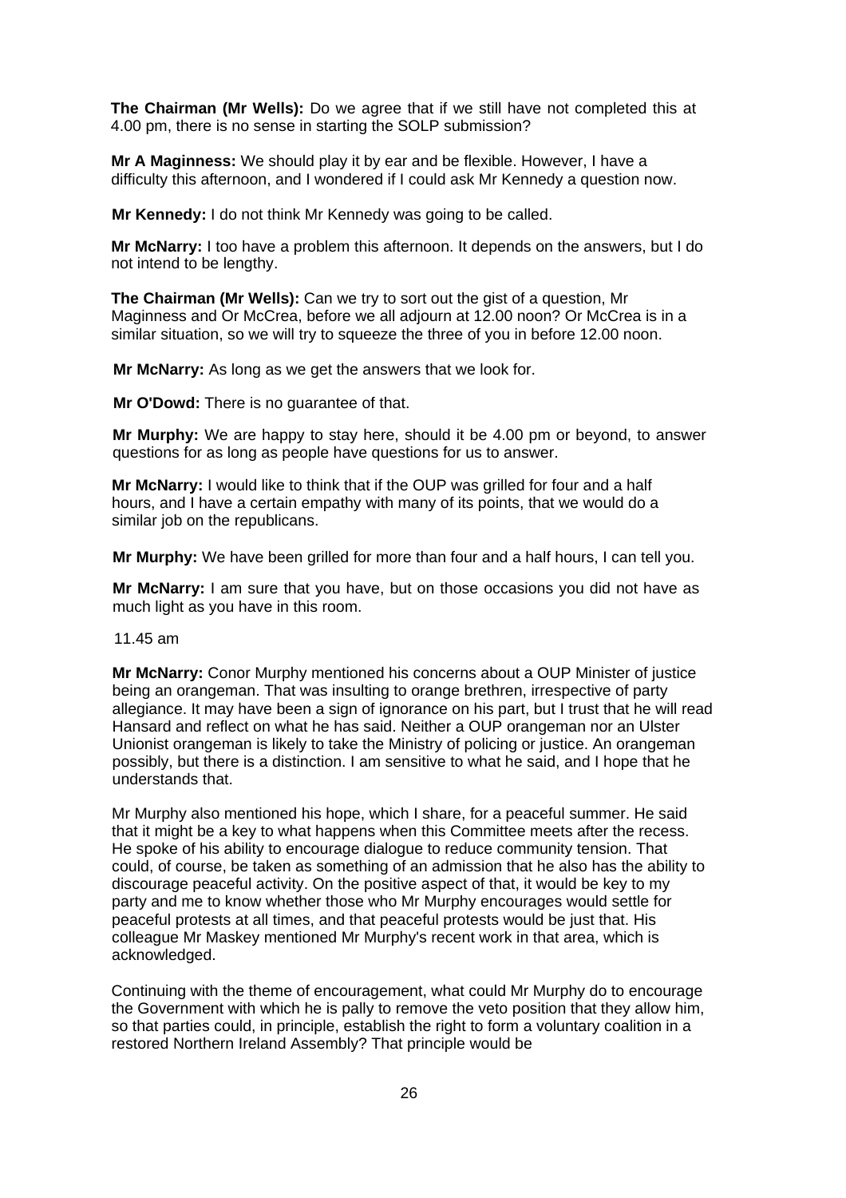**The Chairman (Mr Wells):** Do we agree that if we still have not completed this at 4.00 pm, there is no sense in starting the SOLP submission?

**Mr A Maginness:** We should play it by ear and be flexible. However, I have a difficulty this afternoon, and I wondered if I could ask Mr Kennedy a question now.

**Mr Kennedy:** I do not think Mr Kennedy was going to be called.

**Mr McNarry:** I too have a problem this afternoon. It depends on the answers, but I do not intend to be lengthy.

**The Chairman (Mr Wells):** Can we try to sort out the gist of a question, Mr Maginness and Or McCrea, before we all adjourn at 12.00 noon? Or McCrea is in a similar situation, so we will try to squeeze the three of you in before 12.00 noon.

**Mr McNarry:** As long as we get the answers that we look for.

**Mr O'Dowd:** There is no guarantee of that.

**Mr Murphy:** We are happy to stay here, should it be 4.00 pm or beyond, to answer questions for as long as people have questions for us to answer.

**Mr McNarry:** I would like to think that if the OUP was grilled for four and a half hours, and I have a certain empathy with many of its points, that we would do a similar job on the republicans.

**Mr Murphy:** We have been grilled for more than four and a half hours, I can tell you.

**Mr McNarry:** I am sure that you have, but on those occasions you did not have as much light as you have in this room.

11.45 am

**Mr McNarry:** Conor Murphy mentioned his concerns about a OUP Minister of justice being an orangeman. That was insulting to orange brethren, irrespective of party allegiance. It may have been a sign of ignorance on his part, but I trust that he will read Hansard and reflect on what he has said. Neither a OUP orangeman nor an Ulster Unionist orangeman is likely to take the Ministry of policing or justice. An orangeman possibly, but there is a distinction. I am sensitive to what he said, and I hope that he understands that.

Mr Murphy also mentioned his hope, which I share, for a peaceful summer. He said that it might be a key to what happens when this Committee meets after the recess. He spoke of his ability to encourage dialogue to reduce community tension. That could, of course, be taken as something of an admission that he also has the ability to discourage peaceful activity. On the positive aspect of that, it would be key to my party and me to know whether those who Mr Murphy encourages would settle for peaceful protests at all times, and that peaceful protests would be just that. His colleague Mr Maskey mentioned Mr Murphy's recent work in that area, which is acknowledged.

Continuing with the theme of encouragement, what could Mr Murphy do to encourage the Government with which he is pally to remove the veto position that they allow him, so that parties could, in principle, establish the right to form a voluntary coalition in a restored Northern Ireland Assembly? That principle would be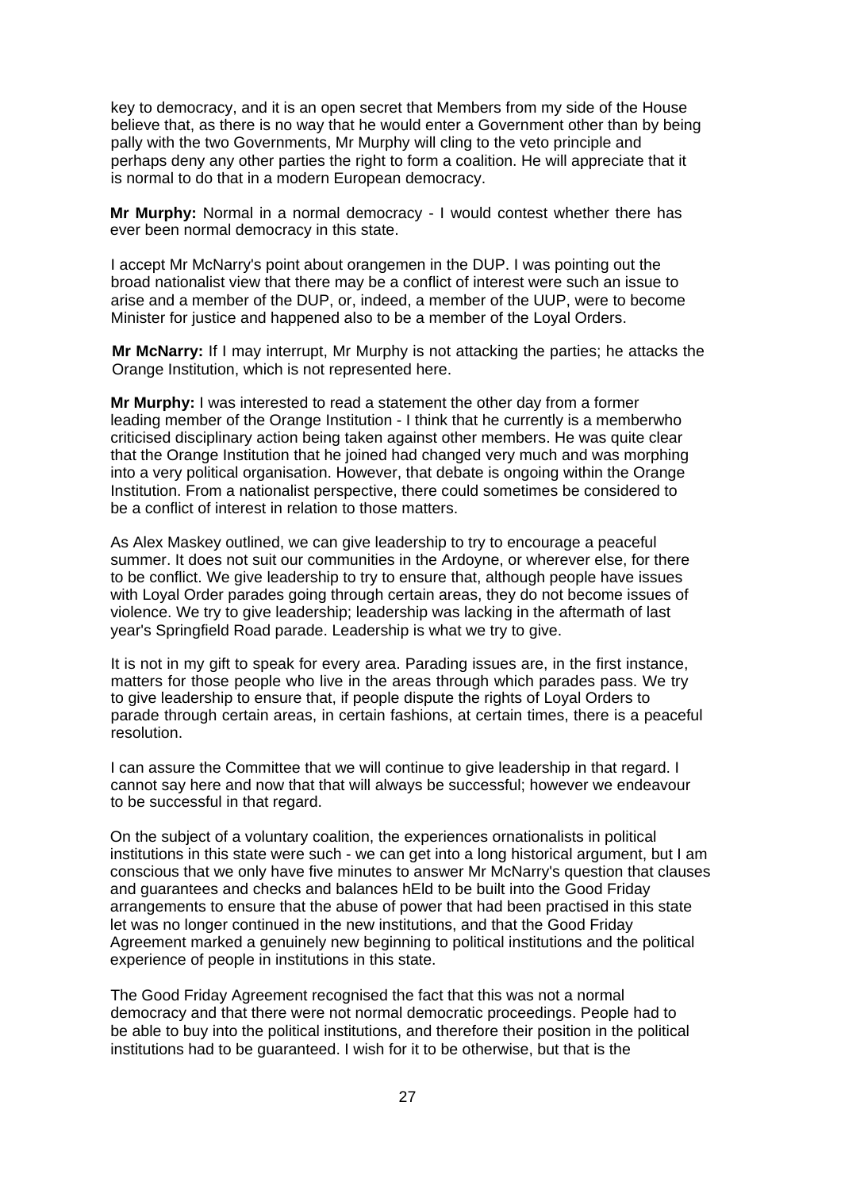key to democracy, and it is an open secret that Members from my side of the House believe that, as there is no way that he would enter a Government other than by being pally with the two Governments, Mr Murphy will cling to the veto principle and perhaps deny any other parties the right to form a coalition. He will appreciate that it is normal to do that in a modern European democracy.

**Mr Murphy:** Normal in a normal democracy - I would contest whether there has ever been normal democracy in this state.

I accept Mr McNarry's point about orangemen in the DUP. I was pointing out the broad nationalist view that there may be a conflict of interest were such an issue to arise and a member of the DUP, or, indeed, a member of the UUP, were to become Minister for justice and happened also to be a member of the Loyal Orders.

**Mr McNarry:** If I may interrupt, Mr Murphy is not attacking the parties; he attacks the Orange Institution, which is not represented here.

**Mr Murphy:** I was interested to read a statement the other day from a former leading member of the Orange Institution - I think that he currently is a memberwho criticised disciplinary action being taken against other members. He was quite clear that the Orange Institution that he joined had changed very much and was morphing into a very political organisation. However, that debate is ongoing within the Orange Institution. From a nationalist perspective, there could sometimes be considered to be a conflict of interest in relation to those matters.

As Alex Maskey outlined, we can give leadership to try to encourage a peaceful summer. It does not suit our communities in the Ardoyne, or wherever else, for there to be conflict. We give leadership to try to ensure that, although people have issues with Loyal Order parades going through certain areas, they do not become issues of violence. We try to give leadership; leadership was lacking in the aftermath of last year's Springfield Road parade. Leadership is what we try to give.

It is not in my gift to speak for every area. Parading issues are, in the first instance, matters for those people who live in the areas through which parades pass. We try to give leadership to ensure that, if people dispute the rights of Loyal Orders to parade through certain areas, in certain fashions, at certain times, there is a peaceful resolution.

I can assure the Committee that we will continue to give leadership in that regard. I cannot say here and now that that will always be successful; however we endeavour to be successful in that regard.

On the subject of a voluntary coalition, the experiences ornationalists in political institutions in this state were such - we can get into a long historical argument, but I am conscious that we only have five minutes to answer Mr McNarry's question that clauses and guarantees and checks and balances hEld to be built into the Good Friday arrangements to ensure that the abuse of power that had been practised in this state let was no longer continued in the new institutions, and that the Good Friday Agreement marked a genuinely new beginning to political institutions and the political experience of people in institutions in this state.

The Good Friday Agreement recognised the fact that this was not a normal democracy and that there were not normal democratic proceedings. People had to be able to buy into the political institutions, and therefore their position in the political institutions had to be guaranteed. I wish for it to be otherwise, but that is the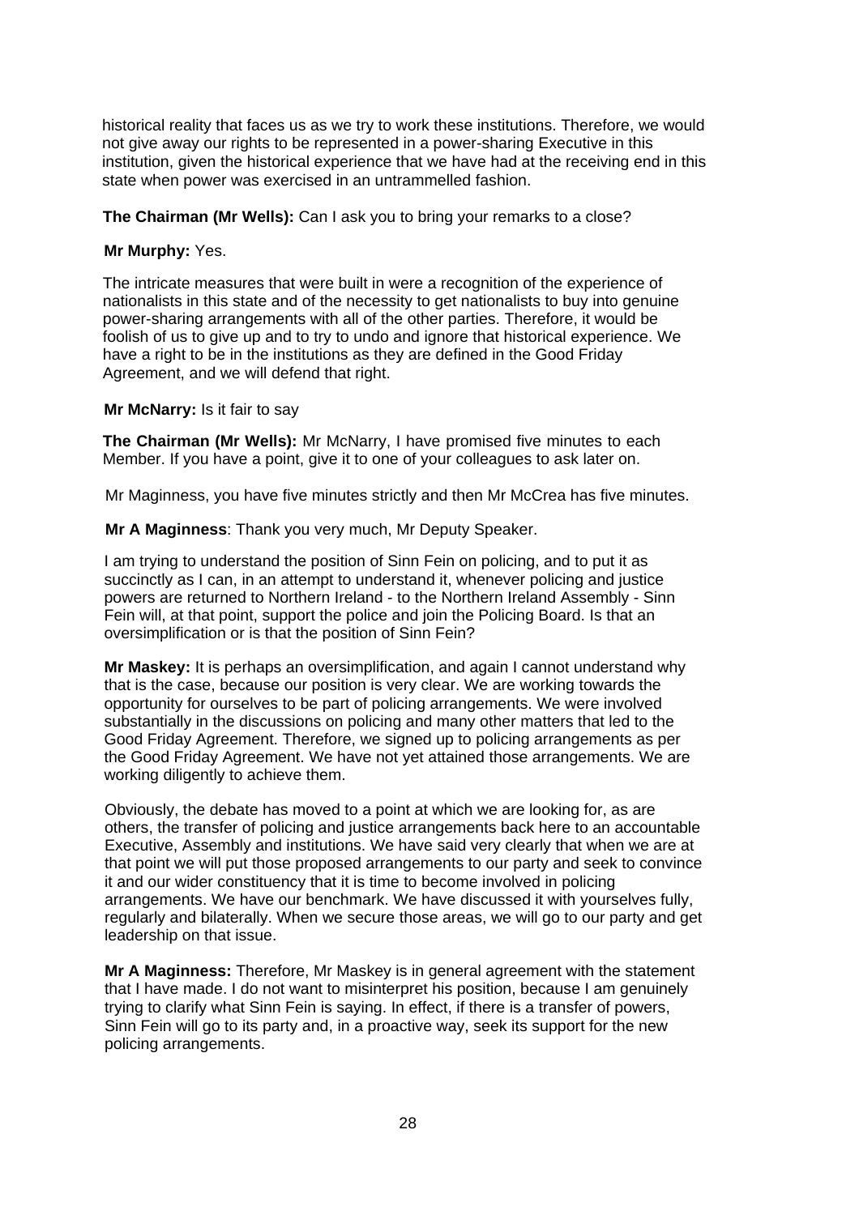historical reality that faces us as we try to work these institutions. Therefore, we would not give away our rights to be represented in a power-sharing Executive in this institution, given the historical experience that we have had at the receiving end in this state when power was exercised in an untrammelled fashion.

**The Chairman (Mr Wells):** Can I ask you to bring your remarks to a close?

**Mr Murphy:** Yes.

The intricate measures that were built in were a recognition of the experience of nationalists in this state and of the necessity to get nationalists to buy into genuine power-sharing arrangements with all of the other parties. Therefore, it would be foolish of us to give up and to try to undo and ignore that historical experience. We have a right to be in the institutions as they are defined in the Good Friday Agreement, and we will defend that right.

**Mr McNarry:** Is it fair to say

**The Chairman (Mr Wells):** Mr McNarry, I have promised five minutes to each Member. If you have a point, give it to one of your colleagues to ask later on.

Mr Maginness, you have five minutes strictly and then Mr McCrea has five minutes.

**Mr A Maginness**: Thank you very much, Mr Deputy Speaker.

I am trying to understand the position of Sinn Fein on policing, and to put it as succinctly as I can, in an attempt to understand it, whenever policing and justice powers are returned to Northern Ireland - to the Northern Ireland Assembly - Sinn Fein will, at that point, support the police and join the Policing Board. Is that an oversimplification or is that the position of Sinn Fein?

**Mr Maskey:** It is perhaps an oversimplification, and again I cannot understand why that is the case, because our position is very clear. We are working towards the opportunity for ourselves to be part of policing arrangements. We were involved substantially in the discussions on policing and many other matters that led to the Good Friday Agreement. Therefore, we signed up to policing arrangements as per the Good Friday Agreement. We have not yet attained those arrangements. We are working diligently to achieve them.

Obviously, the debate has moved to a point at which we are looking for, as are others, the transfer of policing and justice arrangements back here to an accountable Executive, Assembly and institutions. We have said very clearly that when we are at that point we will put those proposed arrangements to our party and seek to convince it and our wider constituency that it is time to become involved in policing arrangements. We have our benchmark. We have discussed it with yourselves fully, regularly and bilaterally. When we secure those areas, we will go to our party and get leadership on that issue.

**Mr A Maginness:** Therefore, Mr Maskey is in general agreement with the statement that I have made. I do not want to misinterpret his position, because I am genuinely trying to clarify what Sinn Fein is saying. In effect, if there is a transfer of powers, Sinn Fein will go to its party and, in a proactive way, seek its support for the new policing arrangements.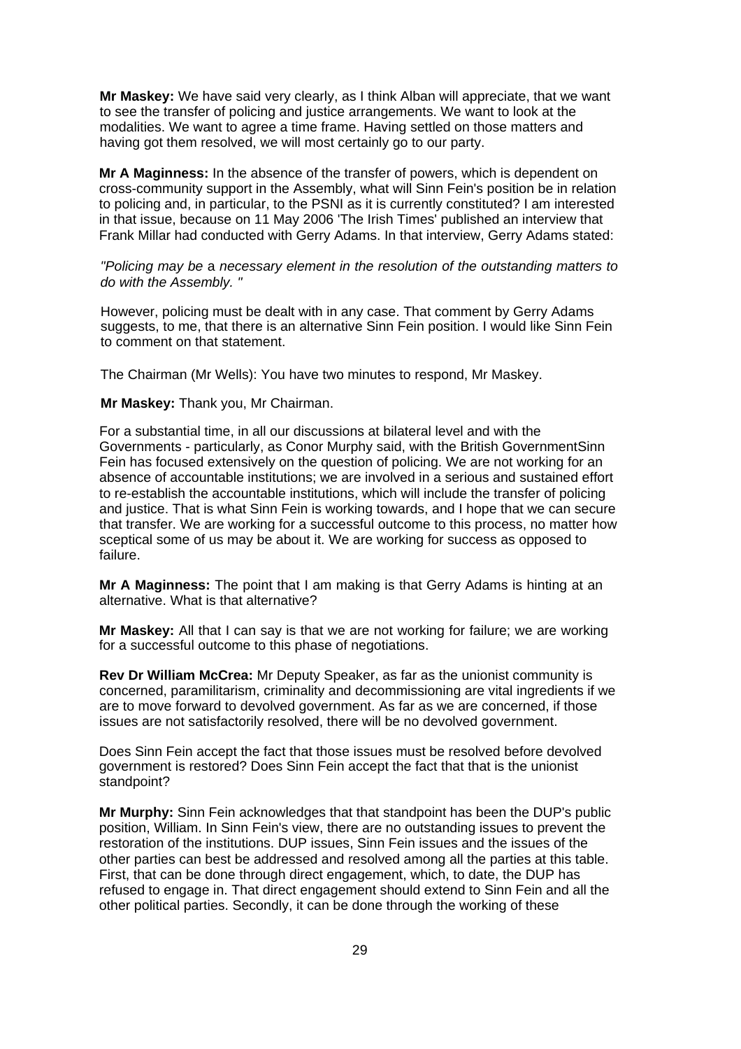**Mr Maskey:** We have said very clearly, as I think Alban will appreciate, that we want to see the transfer of policing and justice arrangements. We want to look at the modalities. We want to agree a time frame. Having settled on those matters and having got them resolved, we will most certainly go to our party.

**Mr A Maginness:** In the absence of the transfer of powers, which is dependent on cross-community support in the Assembly, what will Sinn Fein's position be in relation to policing and, in particular, to the PSNI as it is currently constituted? I am interested in that issue, because on 11 May 2006 'The Irish Times' published an interview that Frank Millar had conducted with Gerry Adams. In that interview, Gerry Adams stated:

*"Policing may be* a *necessary element in the resolution of the outstanding matters to do with the Assembly. "*

However, policing must be dealt with in any case. That comment by Gerry Adams suggests, to me, that there is an alternative Sinn Fein position. I would like Sinn Fein to comment on that statement.

The Chairman (Mr Wells): You have two minutes to respond, Mr Maskey.

**Mr Maskey:** Thank you, Mr Chairman.

For a substantial time, in all our discussions at bilateral level and with the Governments - particularly, as Conor Murphy said, with the British GovernmentSinn Fein has focused extensively on the question of policing. We are not working for an absence of accountable institutions; we are involved in a serious and sustained effort to re-establish the accountable institutions, which will include the transfer of policing and justice. That is what Sinn Fein is working towards, and I hope that we can secure that transfer. We are working for a successful outcome to this process, no matter how sceptical some of us may be about it. We are working for success as opposed to failure.

**Mr A Maginness:** The point that I am making is that Gerry Adams is hinting at an alternative. What is that alternative?

**Mr Maskey:** All that I can say is that we are not working for failure; we are working for a successful outcome to this phase of negotiations.

**Rev Dr William McCrea:** Mr Deputy Speaker, as far as the unionist community is concerned, paramilitarism, criminality and decommissioning are vital ingredients if we are to move forward to devolved government. As far as we are concerned, if those issues are not satisfactorily resolved, there will be no devolved government.

Does Sinn Fein accept the fact that those issues must be resolved before devolved government is restored? Does Sinn Fein accept the fact that that is the unionist standpoint?

**Mr Murphy:** Sinn Fein acknowledges that that standpoint has been the DUP's public position, William. In Sinn Fein's view, there are no outstanding issues to prevent the restoration of the institutions. DUP issues, Sinn Fein issues and the issues of the other parties can best be addressed and resolved among all the parties at this table. First, that can be done through direct engagement, which, to date, the DUP has refused to engage in. That direct engagement should extend to Sinn Fein and all the other political parties. Secondly, it can be done through the working of these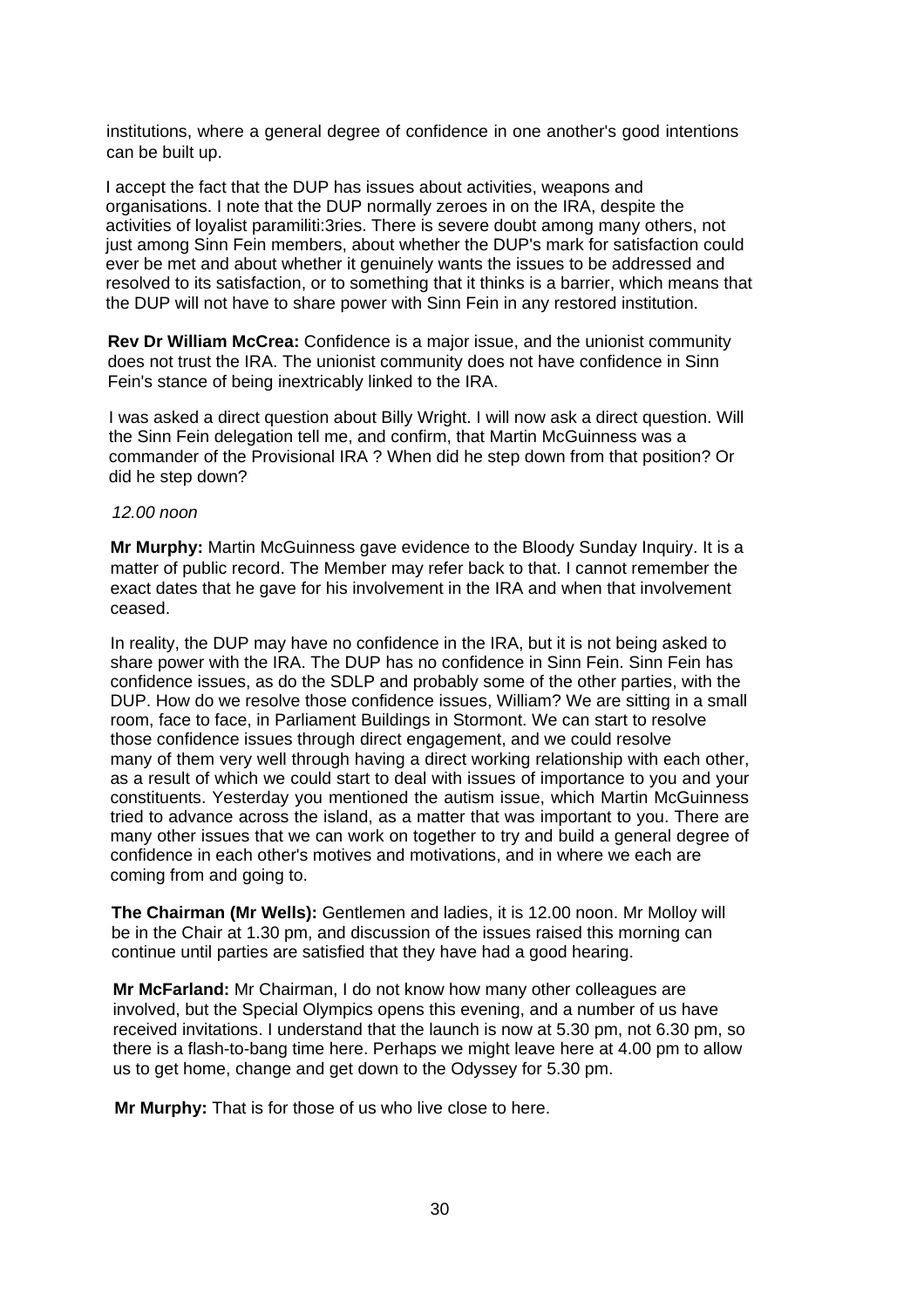institutions, where a general degree of confidence in one another's good intentions can be built up.

I accept the fact that the DUP has issues about activities, weapons and organisations. I note that the DUP normally zeroes in on the IRA, despite the activities of loyalist paramiliti:3ries. There is severe doubt among many others, not just among Sinn Fein members, about whether the DUP's mark for satisfaction could ever be met and about whether it genuinely wants the issues to be addressed and resolved to its satisfaction, or to something that it thinks is a barrier, which means that the DUP will not have to share power with Sinn Fein in any restored institution.

**Rev Dr William McCrea:** Confidence is a major issue, and the unionist community does not trust the IRA. The unionist community does not have confidence in Sinn Fein's stance of being inextricably linked to the IRA.

I was asked a direct question about Billy Wright. I will now ask a direct question. Will the Sinn Fein delegation tell me, and confirm, that Martin McGuinness was a commander of the Provisional IRA ? When did he step down from that position? Or did he step down?

*12.00 noon*

**Mr Murphy:** Martin McGuinness gave evidence to the Bloody Sunday Inquiry. It is a matter of public record. The Member may refer back to that. I cannot remember the exact dates that he gave for his involvement in the IRA and when that involvement ceased.

In reality, the DUP may have no confidence in the IRA, but it is not being asked to share power with the IRA. The DUP has no confidence in Sinn Fein. Sinn Fein has confidence issues, as do the SDLP and probably some of the other parties, with the DUP. How do we resolve those confidence issues, William? We are sitting in a small room, face to face, in Parliament Buildings in Stormont. We can start to resolve those confidence issues through direct engagement, and we could resolve many of them very well through having a direct working relationship with each other, as a result of which we could start to deal with issues of importance to you and your constituents. Yesterday you mentioned the autism issue, which Martin McGuinness tried to advance across the island, as a matter that was important to you. There are many other issues that we can work on together to try and build a general degree of confidence in each other's motives and motivations, and in where we each are coming from and going to.

**The Chairman (Mr Wells):** Gentlemen and ladies, it is 12.00 noon. Mr Molloy will be in the Chair at 1.30 pm, and discussion of the issues raised this morning can continue until parties are satisfied that they have had a good hearing.

**Mr McFarland:** Mr Chairman, I do not know how many other colleagues are involved, but the Special Olympics opens this evening, and a number of us have received invitations. I understand that the launch is now at 5.30 pm, not 6.30 pm, so there is a flash-to-bang time here. Perhaps we might leave here at 4.00 pm to allow us to get home, change and get down to the Odyssey for 5.30 pm.

**Mr Murphy:** That is for those of us who live close to here.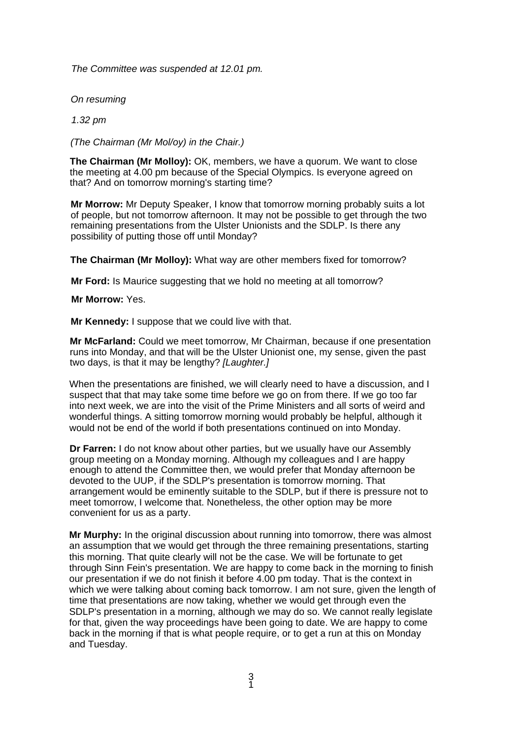*The Committee was suspended at 12.01 pm.*

*On resuming*

*1.32 pm*

*(The Chairman (Mr Mol/oy) in the Chair.)*

**The Chairman (Mr Molloy):** OK, members, we have a quorum. We want to close the meeting at 4.00 pm because of the Special Olympics. Is everyone agreed on that? And on tomorrow morning's starting time?

**Mr Morrow:** Mr Deputy Speaker, I know that tomorrow morning probably suits a lot of people, but not tomorrow afternoon. It may not be possible to get through the two remaining presentations from the Ulster Unionists and the SDLP. Is there any possibility of putting those off until Monday?

**The Chairman (Mr Molloy):** What way are other members fixed for tomorrow?

**Mr Ford:** Is Maurice suggesting that we hold no meeting at all tomorrow?

**Mr Morrow:** Yes.

**Mr Kennedy:** I suppose that we could live with that.

**Mr McFarland:** Could we meet tomorrow, Mr Chairman, because if one presentation runs into Monday, and that will be the Ulster Unionist one, my sense, given the past two days, is that it may be lengthy? *[Laughter.]*

When the presentations are finished, we will clearly need to have a discussion, and I suspect that that may take some time before we go on from there. If we go too far into next week, we are into the visit of the Prime Ministers and all sorts of weird and wonderful things. A sitting tomorrow morning would probably be helpful, although it would not be end of the world if both presentations continued on into Monday.

**Dr Farren:** I do not know about other parties, but we usually have our Assembly group meeting on a Monday morning. Although my colleagues and I are happy enough to attend the Committee then, we would prefer that Monday afternoon be devoted to the UUP, if the SDLP's presentation is tomorrow morning. That arrangement would be eminently suitable to the SDLP, but if there is pressure not to meet tomorrow, I welcome that. Nonetheless, the other option may be more convenient for us as a party.

**Mr Murphy:** In the original discussion about running into tomorrow, there was almost an assumption that we would get through the three remaining presentations, starting this morning. That quite clearly will not be the case. We will be fortunate to get through Sinn Fein's presentation. We are happy to come back in the morning to finish our presentation if we do not finish it before 4.00 pm today. That is the context in which we were talking about coming back tomorrow. I am not sure, given the length of time that presentations are now taking, whether we would get through even the SDLP's presentation in a morning, although we may do so. We cannot really legislate for that, given the way proceedings have been going to date. We are happy to come back in the morning if that is what people require, or to get a run at this on Monday and Tuesday.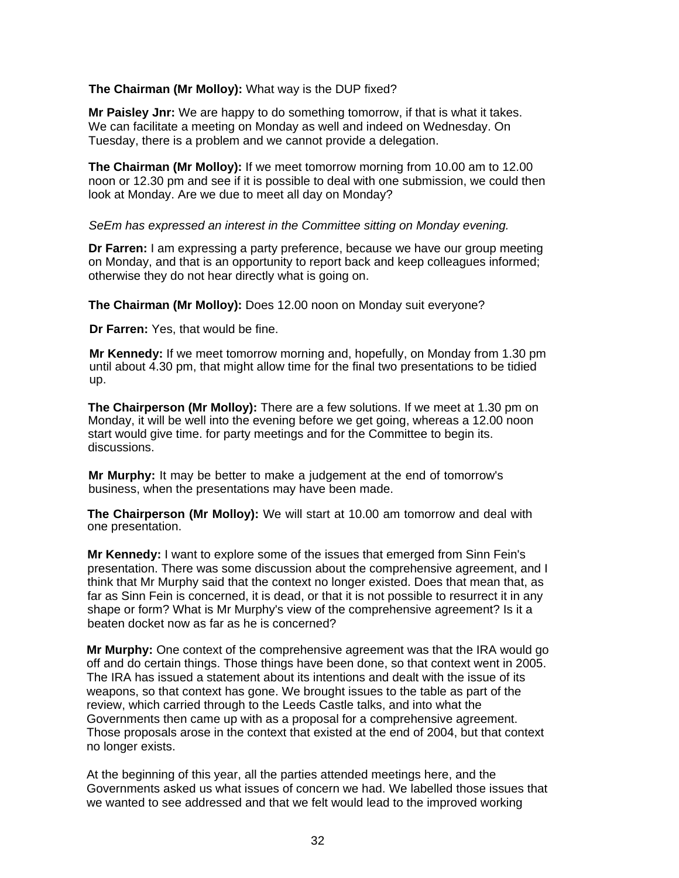**The Chairman (Mr Molloy):** What way is the DUP fixed?

**Mr Paisley Jnr:** We are happy to do something tomorrow, if that is what it takes. We can facilitate a meeting on Monday as well and indeed on Wednesday. On Tuesday, there is a problem and we cannot provide a delegation.

**The Chairman (Mr Molloy):** If we meet tomorrow morning from 10.00 am to 12.00 noon or 12.30 pm and see if it is possible to deal with one submission, we could then look at Monday. Are we due to meet all day on Monday?

*SeEm has expressed an interest in the Committee sitting on Monday evening.*

**Dr Farren:** I am expressing a party preference, because we have our group meeting on Monday, and that is an opportunity to report back and keep colleagues informed; otherwise they do not hear directly what is going on.

**The Chairman (Mr Molloy):** Does 12.00 noon on Monday suit everyone?

**Dr Farren:** Yes, that would be fine.

**Mr Kennedy:** If we meet tomorrow morning and, hopefully, on Monday from 1.30 pm until about 4.30 pm, that might allow time for the final two presentations to be tidied up.

**The Chairperson (Mr Molloy):** There are a few solutions. If we meet at 1.30 pm on Monday, it will be well into the evening before we get going, whereas a 12.00 noon start would give time. for party meetings and for the Committee to begin its. discussions.

**Mr Murphy:** It may be better to make a judgement at the end of tomorrow's business, when the presentations may have been made.

**The Chairperson (Mr Molloy):** We will start at 10.00 am tomorrow and deal with one presentation.

**Mr Kennedy:** I want to explore some of the issues that emerged from Sinn Fein's presentation. There was some discussion about the comprehensive agreement, and I think that Mr Murphy said that the context no longer existed. Does that mean that, as far as Sinn Fein is concerned, it is dead, or that it is not possible to resurrect it in any shape or form? What is Mr Murphy's view of the comprehensive agreement? Is it a beaten docket now as far as he is concerned?

**Mr Murphy:** One context of the comprehensive agreement was that the IRA would go off and do certain things. Those things have been done, so that context went in 2005. The IRA has issued a statement about its intentions and dealt with the issue of its weapons, so that context has gone. We brought issues to the table as part of the review, which carried through to the Leeds Castle talks, and into what the Governments then came up with as a proposal for a comprehensive agreement. Those proposals arose in the context that existed at the end of 2004, but that context no longer exists.

At the beginning of this year, all the parties attended meetings here, and the Governments asked us what issues of concern we had. We labelled those issues that we wanted to see addressed and that we felt would lead to the improved working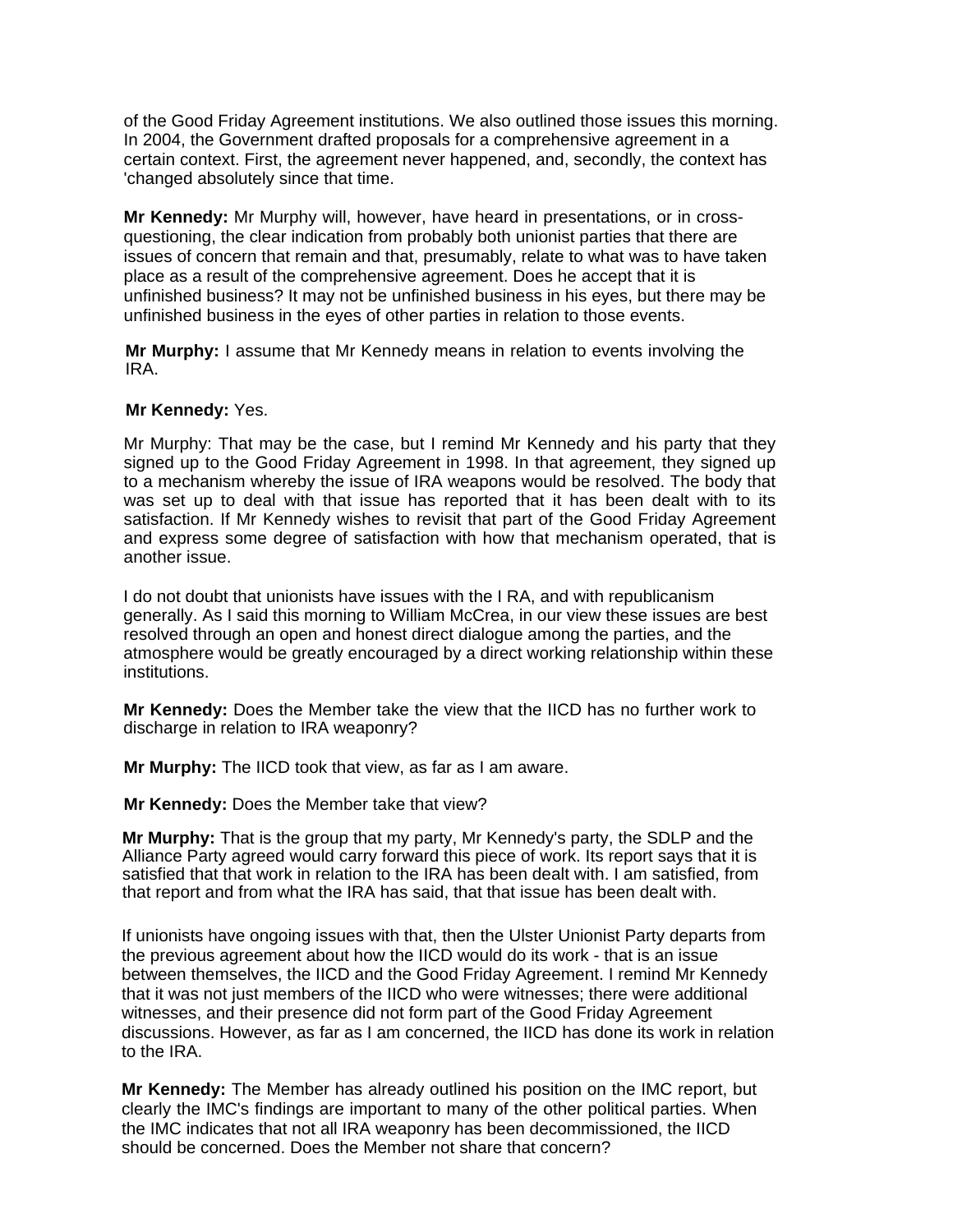of the Good Friday Agreement institutions. We also outlined those issues this morning. In 2004, the Government drafted proposals for a comprehensive agreement in a certain context. First, the agreement never happened, and, secondly, the context has 'changed absolutely since that time.

**Mr Kennedy:** Mr Murphy will, however, have heard in presentations, or in cross-questioning, the clear indication from probably both unionist parties that there are issues of concern that remain and that, presumably, relate to what was to have taken place as a result of the comprehensive agreement. Does he accept that it is unfinished business? It may not be unfinished business in his eyes, but there may be unfinished business in the eyes of other parties in relation to those events.

**Mr Murphy:** I assume that Mr Kennedy means in relation to events involving the IRA.

**Mr Kennedy:** Yes.

Mr Murphy: That may be the case, but I remind Mr Kennedy and his party that they signed up to the Good Friday Agreement in 1998. In that agreement, they signed up to a mechanism whereby the issue of IRA weapons would be resolved. The body that was set up to deal with that issue has reported that it has been dealt with to its satisfaction. If Mr Kennedy wishes to revisit that part of the Good Friday Agreement and express some degree of satisfaction with how that mechanism operated, that is another issue.

I do not doubt that unionists have issues with the I RA, and with republicanism generally. As I said this morning to William McCrea, in our view these issues are best resolved through an open and honest direct dialogue among the parties, and the atmosphere would be greatly encouraged by a direct working relationship within these institutions.

**Mr Kennedy:** Does the Member take the view that the IICD has no further work to discharge in relation to IRA weaponry?

**Mr Murphy:** The IICD took that view, as far as I am aware.

**Mr Kennedy:** Does the Member take that view?

**Mr Murphy:** That is the group that my party, Mr Kennedy's party, the SDLP and the Alliance Party agreed would carry forward this piece of work. Its report says that it is satisfied that that work in relation to the IRA has been dealt with. I am satisfied, from that report and from what the IRA has said, that that issue has been dealt with.

If unionists have ongoing issues with that, then the Ulster Unionist Party departs from the previous agreement about how the IICD would do its work - that is an issue between themselves, the IICD and the Good Friday Agreement. I remind Mr Kennedy that it was not just members of the IICD who were witnesses; there were additional witnesses, and their presence did not form part of the Good Friday Agreement discussions. However, as far as I am concerned, the IICD has done its work in relation to the IRA.

**Mr Kennedy:** The Member has already outlined his position on the IMC report, but clearly the IMC's findings are important to many of the other political parties. When the IMC indicates that not all IRA weaponry has been decommissioned, the IICD should be concerned. Does the Member not share that concern?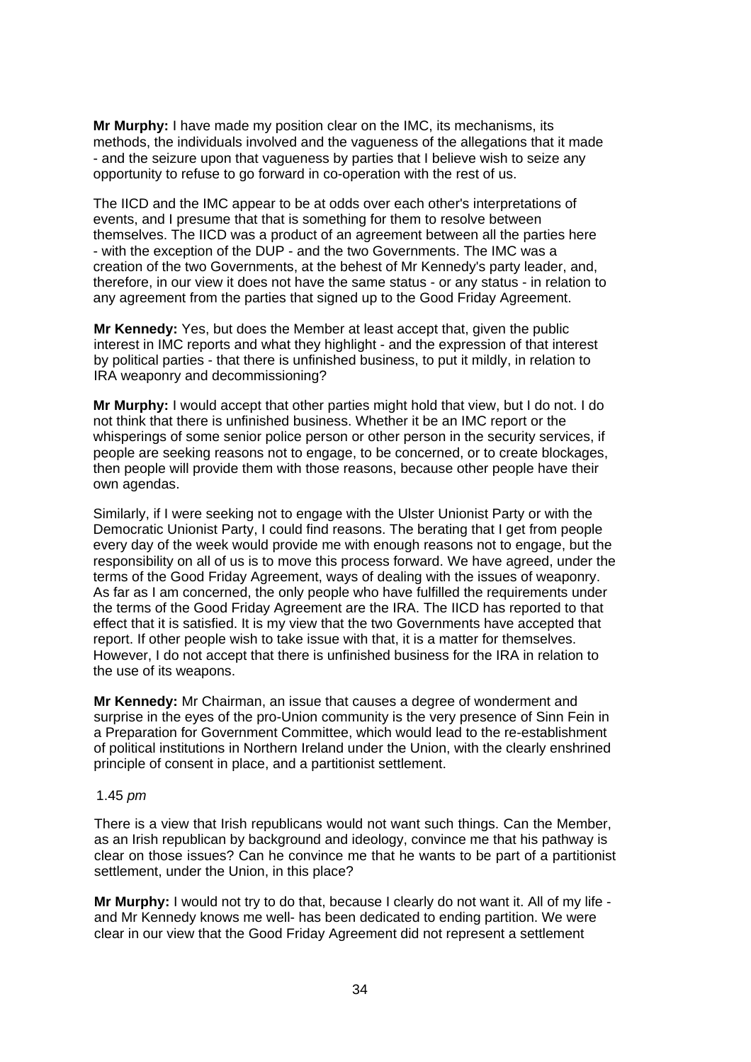**Mr Murphy:** I have made my position clear on the IMC, its mechanisms, its methods, the individuals involved and the vagueness of the allegations that it made - and the seizure upon that vagueness by parties that I believe wish to seize any opportunity to refuse to go forward in co-operation with the rest of us.

The IICD and the IMC appear to be at odds over each other's interpretations of events, and I presume that that is something for them to resolve between themselves. The IICD was a product of an agreement between all the parties here - with the exception of the DUP - and the two Governments. The IMC was a creation of the two Governments, at the behest of Mr Kennedy's party leader, and, therefore, in our view it does not have the same status - or any status - in relation to any agreement from the parties that signed up to the Good Friday Agreement.

**Mr Kennedy:** Yes, but does the Member at least accept that, given the public interest in IMC reports and what they highlight - and the expression of that interest by political parties - that there is unfinished business, to put it mildly, in relation to IRA weaponry and decommissioning?

**Mr Murphy:** I would accept that other parties might hold that view, but I do not. I do not think that there is unfinished business. Whether it be an IMC report or the whisperings of some senior police person or other person in the security services, if people are seeking reasons not to engage, to be concerned, or to create blockages, then people will provide them with those reasons, because other people have their own agendas.

Similarly, if I were seeking not to engage with the Ulster Unionist Party or with the Democratic Unionist Party, I could find reasons. The berating that I get from people every day of the week would provide me with enough reasons not to engage, but the responsibility on all of us is to move this process forward. We have agreed, under the terms of the Good Friday Agreement, ways of dealing with the issues of weaponry. As far as I am concerned, the only people who have fulfilled the requirements under the terms of the Good Friday Agreement are the IRA. The IICD has reported to that effect that it is satisfied. It is my view that the two Governments have accepted that report. If other people wish to take issue with that, it is a matter for themselves. However, I do not accept that there is unfinished business for the IRA in relation to the use of its weapons.

**Mr Kennedy:** Mr Chairman, an issue that causes a degree of wonderment and surprise in the eyes of the pro-Union community is the very presence of Sinn Fein in a Preparation for Government Committee, which would lead to the re-establishment of political institutions in Northern Ireland under the Union, with the clearly enshrined principle of consent in place, and a partitionist settlement.

1.45 *pm*

There is a view that Irish republicans would not want such things. Can the Member, as an Irish republican by background and ideology, convince me that his pathway is clear on those issues? Can he convince me that he wants to be part of a partitionist settlement, under the Union, in this place?

**Mr Murphy:** I would not try to do that, because I clearly do not want it. All of my life - and Mr Kennedy knows me well- has been dedicated to ending partition. We were clear in our view that the Good Friday Agreement did not represent a settlement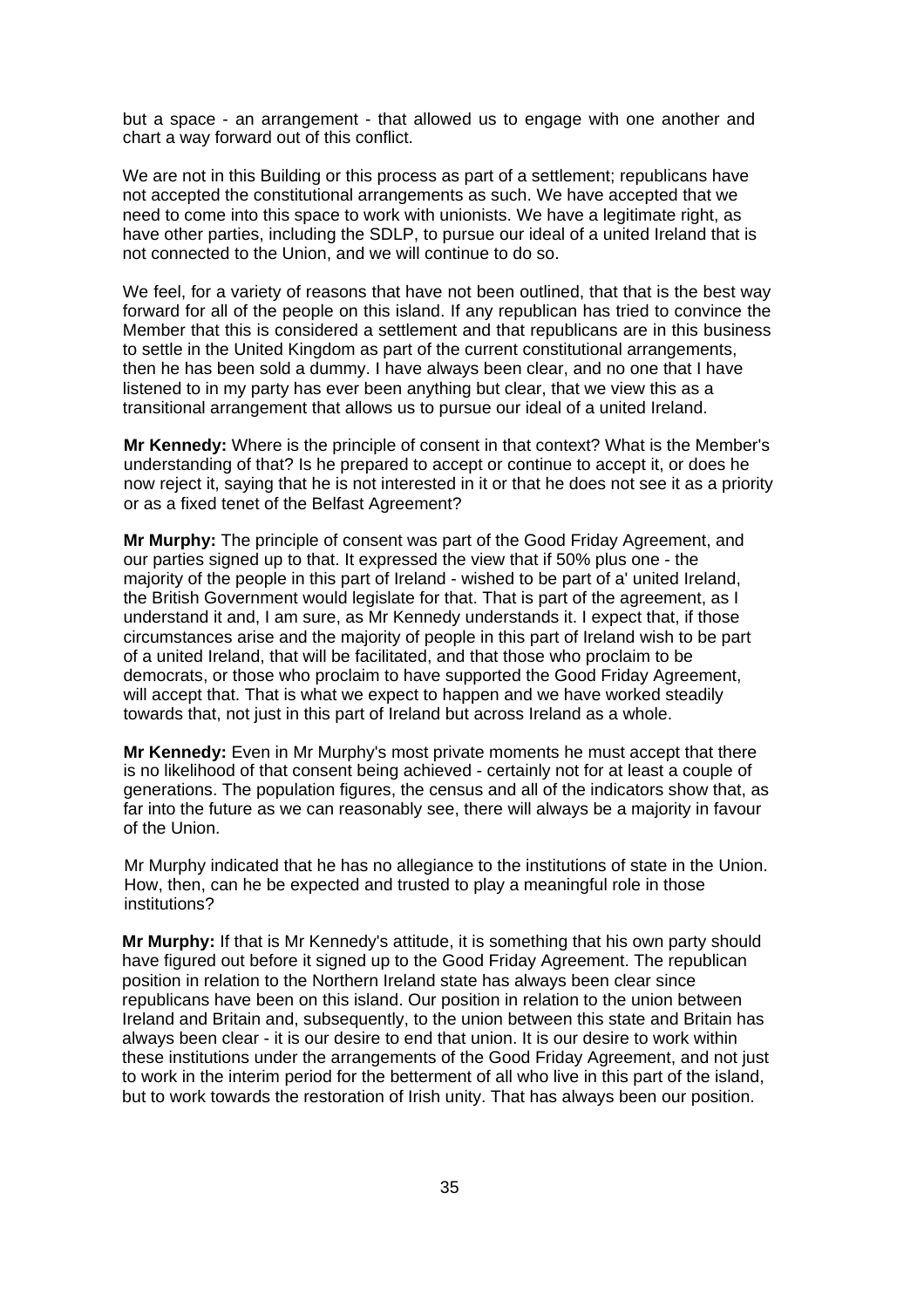but a space - an arrangement - that allowed us to engage with one another and chart a way forward out of this conflict.

We are not in this Building or this process as part of a settlement; republicans have not accepted the constitutional arrangements as such. We have accepted that we need to come into this space to work with unionists. We have a legitimate right, as have other parties, including the SDLP, to pursue our ideal of a united Ireland that is not connected to the Union, and we will continue to do so.

We feel, for a variety of reasons that have not been outlined, that that is the best way forward for all of the people on this island. If any republican has tried to convince the Member that this is considered a settlement and that republicans are in this business to settle in the United Kingdom as part of the current constitutional arrangements, then he has been sold a dummy. I have always been clear, and no one that I have listened to in my party has ever been anything but clear, that we view this as a transitional arrangement that allows us to pursue our ideal of a united Ireland.

**Mr Kennedy:** Where is the principle of consent in that context? What is the Member's understanding of that? Is he prepared to accept or continue to accept it, or does he now reject it, saying that he is not interested in it or that he does not see it as a priority or as a fixed tenet of the Belfast Agreement?

**Mr Murphy:** The principle of consent was part of the Good Friday Agreement, and our parties signed up to that. It expressed the view that if 50% plus one - the majority of the people in this part of Ireland - wished to be part of a' united Ireland, the British Government would legislate for that. That is part of the agreement, as I understand it and, I am sure, as Mr Kennedy understands it. I expect that, if those circumstances arise and the majority of people in this part of Ireland wish to be part of a united Ireland, that will be facilitated, and that those who proclaim to be democrats, or those who proclaim to have supported the Good Friday Agreement, will accept that. That is what we expect to happen and we have worked steadily towards that, not just in this part of Ireland but across Ireland as a whole.

**Mr Kennedy:** Even in Mr Murphy's most private moments he must accept that there is no likelihood of that consent being achieved - certainly not for at least a couple of generations. The population figures, the census and all of the indicators show that, as far into the future as we can reasonably see, there will always be a majority in favour of the Union.

Mr Murphy indicated that he has no allegiance to the institutions of state in the Union. How, then, can he be expected and trusted to play a meaningful role in those institutions?

**Mr Murphy:** If that is Mr Kennedy's attitude, it is something that his own party should have figured out before it signed up to the Good Friday Agreement. The republican position in relation to the Northern Ireland state has always been clear since republicans have been on this island. Our position in relation to the union between Ireland and Britain and, subsequently, to the union between this state and Britain has always been clear - it is our desire to end that union. It is our desire to work within these institutions under the arrangements of the Good Friday Agreement, and not just to work in the interim period for the betterment of all who live in this part of the island, but to work towards the restoration of Irish unity. That has always been our position.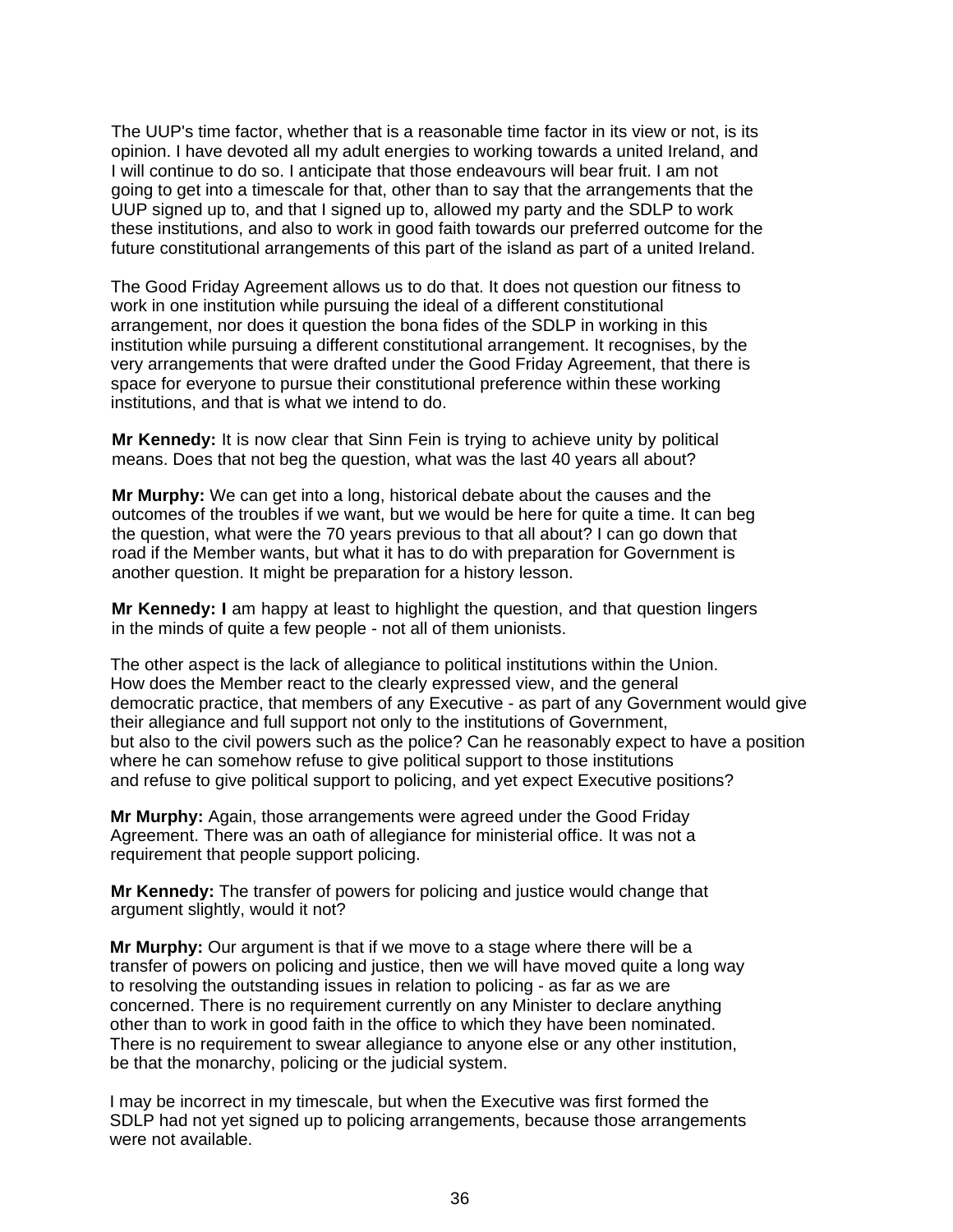The UUP's time factor, whether that is a reasonable time factor in its view or not, is its opinion. I have devoted all my adult energies to working towards a united Ireland, and I will continue to do so. I anticipate that those endeavours will bear fruit. I am not going to get into a timescale for that, other than to say that the arrangements that the UUP signed up to, and that I signed up to, allowed my party and the SDLP to work these institutions, and also to work in good faith towards our preferred outcome for the future constitutional arrangements of this part of the island as part of a united Ireland.

The Good Friday Agreement allows us to do that. It does not question our fitness to work in one institution while pursuing the ideal of a different constitutional arrangement, nor does it question the bona fides of the SDLP in working in this institution while pursuing a different constitutional arrangement. It recognises, by the very arrangements that were drafted under the Good Friday Agreement, that there is space for everyone to pursue their constitutional preference within these working institutions, and that is what we intend to do.

**Mr Kennedy:** It is now clear that Sinn Fein is trying to achieve unity by political means. Does that not beg the question, what was the last 40 years all about?

**Mr Murphy:** We can get into a long, historical debate about the causes and the outcomes of the troubles if we want, but we would be here for quite a time. It can beg the question, what were the 70 years previous to that all about? I can go down that road if the Member wants, but what it has to do with preparation for Government is another question. It might be preparation for a history lesson.

**Mr Kennedy: I** am happy at least to highlight the question, and that question lingers in the minds of quite a few people - not all of them unionists.

The other aspect is the lack of allegiance to political institutions within the Union. How does the Member react to the clearly expressed view, and the general democratic practice, that members of any Executive - as part of any Government would give their allegiance and full support not only to the institutions of Government, but also to the civil powers such as the police? Can he reasonably expect to have a position where he can somehow refuse to give political support to those institutions and refuse to give political support to policing, and yet expect Executive positions?

**Mr Murphy:** Again, those arrangements were agreed under the Good Friday Agreement. There was an oath of allegiance for ministerial office. It was not a requirement that people support policing.

**Mr Kennedy:** The transfer of powers for policing and justice would change that argument slightly, would it not?

**Mr Murphy:** Our argument is that if we move to a stage where there will be a transfer of powers on policing and justice, then we will have moved quite a long way to resolving the outstanding issues in relation to policing - as far as we are concerned. There is no requirement currently on any Minister to declare anything other than to work in good faith in the office to which they have been nominated. There is no requirement to swear allegiance to anyone else or any other institution, be that the monarchy, policing or the judicial system.

I may be incorrect in my timescale, but when the Executive was first formed the SDLP had not yet signed up to policing arrangements, because those arrangements were not available.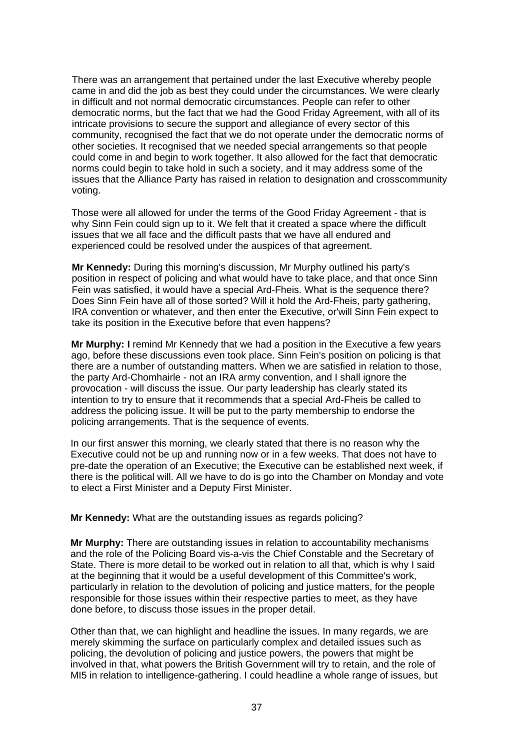There was an arrangement that pertained under the last Executive whereby people came in and did the job as best they could under the circumstances. We were clearly in difficult and not normal democratic circumstances. People can refer to other democratic norms, but the fact that we had the Good Friday Agreement, with all of its intricate provisions to secure the support and allegiance of every sector of this community, recognised the fact that we do not operate under the democratic norms of other societies. It recognised that we needed special arrangements so that people could come in and begin to work together. It also allowed for the fact that democratic norms could begin to take hold in such a society, and it may address some of the issues that the Alliance Party has raised in relation to designation and crosscommunity voting.

Those were all allowed for under the terms of the Good Friday Agreement - that is why Sinn Fein could sign up to it. We felt that it created a space where the difficult issues that we all face and the difficult pasts that we have all endured and experienced could be resolved under the auspices of that agreement.

**Mr Kennedy:** During this morning's discussion, Mr Murphy outlined his party's position in respect of policing and what would have to take place, and that once Sinn Fein was satisfied, it would have a special Ard-Fheis. What is the sequence there? Does Sinn Fein have all of those sorted? Will it hold the Ard-Fheis, party gathering, IRA convention or whatever, and then enter the Executive, or'will Sinn Fein expect to take its position in the Executive before that even happens?

**Mr Murphy: I** remind Mr Kennedy that we had a position in the Executive a few years ago, before these discussions even took place. Sinn Fein's position on policing is that there are a number of outstanding matters. When we are satisfied in relation to those, the party Ard-Chomhairle - not an IRA army convention, and I shall ignore the provocation - will discuss the issue. Our party leadership has clearly stated its intention to try to ensure that it recommends that a special Ard-Fheis be called to address the policing issue. It will be put to the party membership to endorse the policing arrangements. That is the sequence of events.

In our first answer this morning, we clearly stated that there is no reason why the Executive could not be up and running now or in a few weeks. That does not have to pre-date the operation of an Executive; the Executive can be established next week, if there is the political will. All we have to do is go into the Chamber on Monday and vote to elect a First Minister and a Deputy First Minister.

**Mr Kennedy:** What are the outstanding issues as regards policing?

**Mr Murphy:** There are outstanding issues in relation to accountability mechanisms and the role of the Policing Board vis-a-vis the Chief Constable and the Secretary of State. There is more detail to be worked out in relation to all that, which is why I said at the beginning that it would be a useful development of this Committee's work, particularly in relation to the devolution of policing and justice matters, for the people responsible for those issues within their respective parties to meet, as they have done before, to discuss those issues in the proper detail.

Other than that, we can highlight and headline the issues. In many regards, we are merely skimming the surface on particularly complex and detailed issues such as policing, the devolution of policing and justice powers, the powers that might be involved in that, what powers the British Government will try to retain, and the role of MI5 in relation to intelligence-gathering. I could headline a whole range of issues, but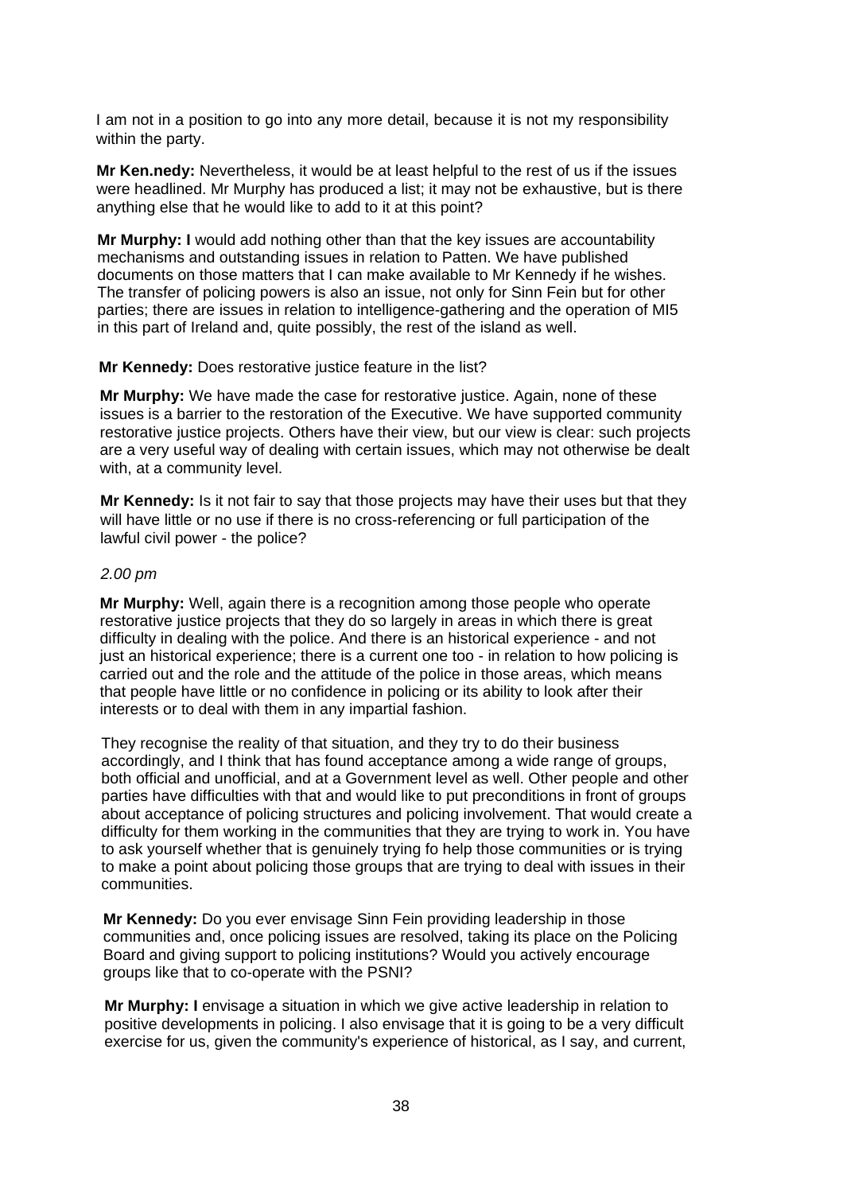I am not in a position to go into any more detail, because it is not my responsibility within the party.

**Mr Ken.nedy:** Nevertheless, it would be at least helpful to the rest of us if the issues were headlined. Mr Murphy has produced a list; it may not be exhaustive, but is there anything else that he would like to add to it at this point?

**Mr Murphy: I** would add nothing other than that the key issues are accountability mechanisms and outstanding issues in relation to Patten. We have published documents on those matters that I can make available to Mr Kennedy if he wishes. The transfer of policing powers is also an issue, not only for Sinn Fein but for other parties; there are issues in relation to intelligence-gathering and the operation of MI5 in this part of Ireland and, quite possibly, the rest of the island as well.

**Mr Kennedy:** Does restorative justice feature in the list?

**Mr Murphy:** We have made the case for restorative justice. Again, none of these issues is a barrier to the restoration of the Executive. We have supported community restorative justice projects. Others have their view, but our view is clear: such projects are a very useful way of dealing with certain issues, which may not otherwise be dealt with, at a community level.

**Mr Kennedy:** Is it not fair to say that those projects may have their uses but that they will have little or no use if there is no cross-referencing or full participation of the lawful civil power - the police?

*2.00 pm*

**Mr Murphy:** Well, again there is a recognition among those people who operate restorative justice projects that they do so largely in areas in which there is great difficulty in dealing with the police. And there is an historical experience - and not just an historical experience; there is a current one too - in relation to how policing is carried out and the role and the attitude of the police in those areas, which means that people have little or no confidence in policing or its ability to look after their interests or to deal with them in any impartial fashion.

They recognise the reality of that situation, and they try to do their business accordingly, and I think that has found acceptance among a wide range of groups, both official and unofficial, and at a Government level as well. Other people and other parties have difficulties with that and would like to put preconditions in front of groups about acceptance of policing structures and policing involvement. That would create a difficulty for them working in the communities that they are trying to work in. You have to ask yourself whether that is genuinely trying fo help those communities or is trying to make a point about policing those groups that are trying to deal with issues in their communities.

**Mr Kennedy:** Do you ever envisage Sinn Fein providing leadership in those communities and, once policing issues are resolved, taking its place on the Policing Board and giving support to policing institutions? Would you actively encourage groups like that to co-operate with the PSNI?

**Mr Murphy: I** envisage a situation in which we give active leadership in relation to positive developments in policing. I also envisage that it is going to be a very difficult exercise for us, given the community's experience of historical, as I say, and current,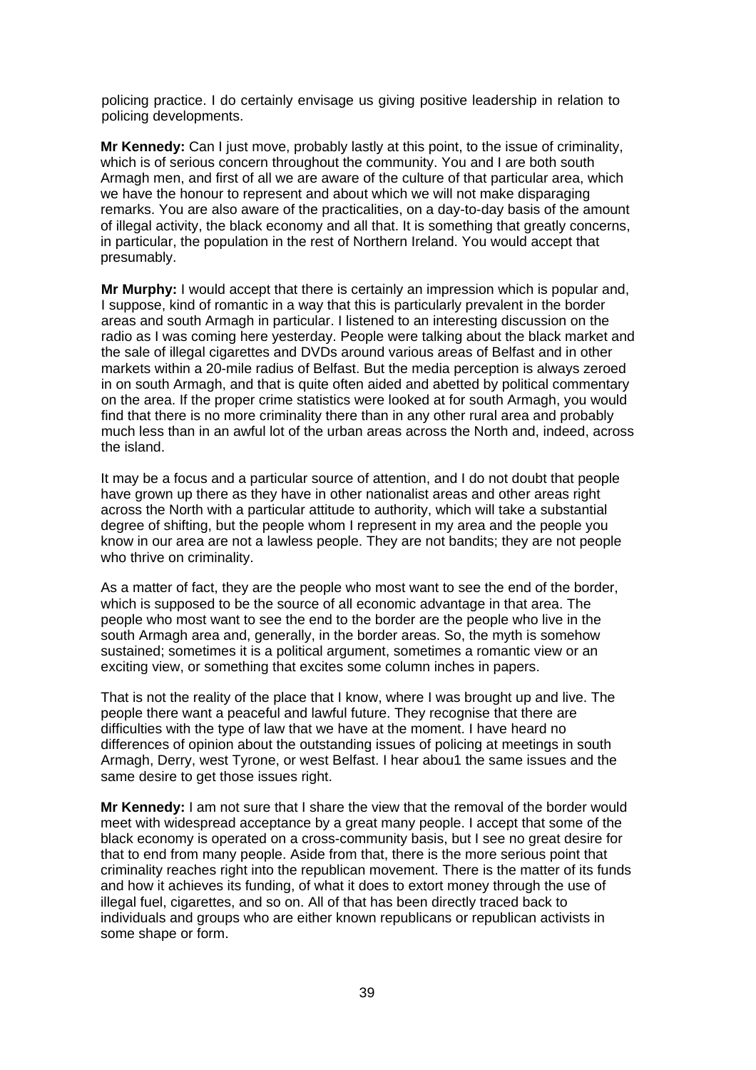policing practice. I do certainly envisage us giving positive leadership in relation to policing developments.

**Mr Kennedy:** Can I just move, probably lastly at this point, to the issue of criminality, which is of serious concern throughout the community. You and I are both south Armagh men, and first of all we are aware of the culture of that particular area, which we have the honour to represent and about which we will not make disparaging remarks. You are also aware of the practicalities, on a day-to-day basis of the amount of illegal activity, the black economy and all that. It is something that greatly concerns, in particular, the population in the rest of Northern Ireland. You would accept that presumably.

**Mr Murphy:** I would accept that there is certainly an impression which is popular and, I suppose, kind of romantic in a way that this is particularly prevalent in the border areas and south Armagh in particular. I listened to an interesting discussion on the radio as I was coming here yesterday. People were talking about the black market and the sale of illegal cigarettes and DVDs around various areas of Belfast and in other markets within a 20-mile radius of Belfast. But the media perception is always zeroed in on south Armagh, and that is quite often aided and abetted by political commentary on the area. If the proper crime statistics were looked at for south Armagh, you would find that there is no more criminality there than in any other rural area and probably much less than in an awful lot of the urban areas across the North and, indeed, across the island.

It may be a focus and a particular source of attention, and I do not doubt that people have grown up there as they have in other nationalist areas and other areas right across the North with a particular attitude to authority, which will take a substantial degree of shifting, but the people whom I represent in my area and the people you know in our area are not a lawless people. They are not bandits; they are not people who thrive on criminality.

As a matter of fact, they are the people who most want to see the end of the border, which is supposed to be the source of all economic advantage in that area. The people who most want to see the end to the border are the people who live in the south Armagh area and, generally, in the border areas. So, the myth is somehow sustained; sometimes it is a political argument, sometimes a romantic view or an exciting view, or something that excites some column inches in papers.

That is not the reality of the place that I know, where I was brought up and live. The people there want a peaceful and lawful future. They recognise that there are difficulties with the type of law that we have at the moment. I have heard no differences of opinion about the outstanding issues of policing at meetings in south Armagh, Derry, west Tyrone, or west Belfast. I hear abou1 the same issues and the same desire to get those issues right.

**Mr Kennedy:** I am not sure that I share the view that the removal of the border would meet with widespread acceptance by a great many people. I accept that some of the black economy is operated on a cross-community basis, but I see no great desire for that to end from many people. Aside from that, there is the more serious point that criminality reaches right into the republican movement. There is the matter of its funds and how it achieves its funding, of what it does to extort money through the use of illegal fuel, cigarettes, and so on. All of that has been directly traced back to individuals and groups who are either known republicans or republican activists in some shape or form.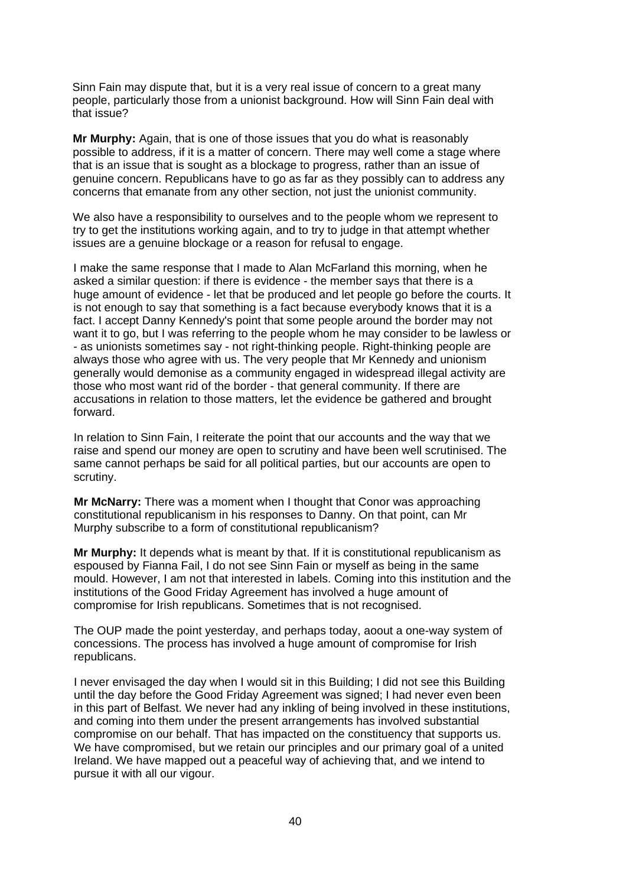Sinn Fain may dispute that, but it is a very real issue of concern to a great many people, particularly those from a unionist background. How will Sinn Fain deal with that issue?

**Mr Murphy:** Again, that is one of those issues that you do what is reasonably possible to address, if it is a matter of concern. There may well come a stage where that is an issue that is sought as a blockage to progress, rather than an issue of genuine concern. Republicans have to go as far as they possibly can to address any concerns that emanate from any other section, not just the unionist community.

We also have a responsibility to ourselves and to the people whom we represent to try to get the institutions working again, and to try to judge in that attempt whether issues are a genuine blockage or a reason for refusal to engage.

I make the same response that I made to Alan McFarland this morning, when he asked a similar question: if there is evidence - the member says that there is a huge amount of evidence - let that be produced and let people go before the courts. It is not enough to say that something is a fact because everybody knows that it is a fact. I accept Danny Kennedy's point that some people around the border may not want it to go, but I was referring to the people whom he may consider to be lawless or - as unionists sometimes say - not right-thinking people. Right-thinking people are always those who agree with us. The very people that Mr Kennedy and unionism generally would demonise as a community engaged in widespread illegal activity are those who most want rid of the border - that general community. If there are accusations in relation to those matters, let the evidence be gathered and brought forward.

In relation to Sinn Fain, I reiterate the point that our accounts and the way that we raise and spend our money are open to scrutiny and have been well scrutinised. The same cannot perhaps be said for all political parties, but our accounts are open to scrutiny.

**Mr McNarry:** There was a moment when I thought that Conor was approaching constitutional republicanism in his responses to Danny. On that point, can Mr Murphy subscribe to a form of constitutional republicanism?

**Mr Murphy:** It depends what is meant by that. If it is constitutional republicanism as espoused by Fianna Fail, I do not see Sinn Fain or myself as being in the same mould. However, I am not that interested in labels. Coming into this institution and the institutions of the Good Friday Agreement has involved a huge amount of compromise for Irish republicans. Sometimes that is not recognised.

The OUP made the point yesterday, and perhaps today, aoout a one-way system of concessions. The process has involved a huge amount of compromise for Irish republicans.

I never envisaged the day when I would sit in this Building; I did not see this Building until the day before the Good Friday Agreement was signed; I had never even been in this part of Belfast. We never had any inkling of being involved in these institutions, and coming into them under the present arrangements has involved substantial compromise on our behalf. That has impacted on the constituency that supports us. We have compromised, but we retain our principles and our primary goal of a united Ireland. We have mapped out a peaceful way of achieving that, and we intend to pursue it with all our vigour.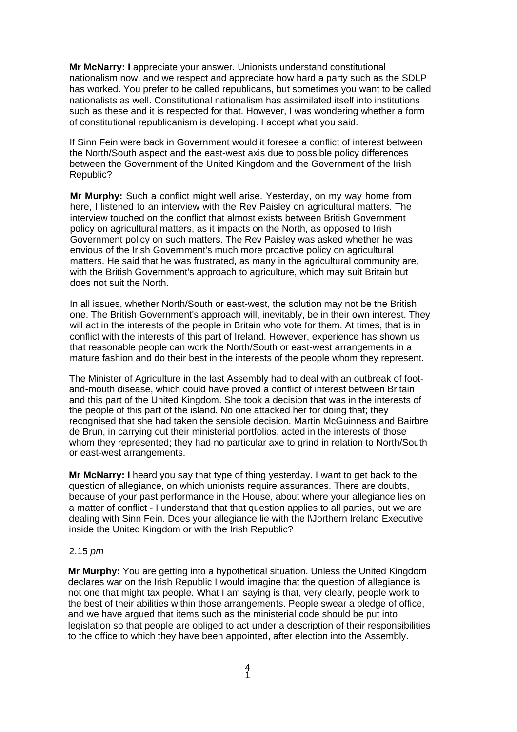**Mr McNarry: I** appreciate your answer. Unionists understand constitutional nationalism now, and we respect and appreciate how hard a party such as the SDLP has worked. You prefer to be called republicans, but sometimes you want to be called nationalists as well. Constitutional nationalism has assimilated itself into institutions such as these and it is respected for that. However, I was wondering whether a form of constitutional republicanism is developing. I accept what you said.

If Sinn Fein were back in Government would it foresee a conflict of interest between the North/South aspect and the east-west axis due to possible policy differences between the Government of the United Kingdom and the Government of the Irish Republic?

**Mr Murphy:** Such a conflict might well arise. Yesterday, on my way home from here, I listened to an interview with the Rev Paisley on agricultural matters. The interview touched on the conflict that almost exists between British Government policy on agricultural matters, as it impacts on the North, as opposed to Irish Government policy on such matters. The Rev Paisley was asked whether he was envious of the Irish Government's much more proactive policy on agricultural matters. He said that he was frustrated, as many in the agricultural community are, with the British Government's approach to agriculture, which may suit Britain but does not suit the North.

In all issues, whether North/South or east-west, the solution may not be the British one. The British Government's approach will, inevitably, be in their own interest. They will act in the interests of the people in Britain who vote for them. At times, that is in conflict with the interests of this part of Ireland. However, experience has shown us that reasonable people can work the North/South or east-west arrangements in a mature fashion and do their best in the interests of the people whom they represent.

The Minister of Agriculture in the last Assembly had to deal with an outbreak of foot-and-mouth disease, which could have proved a conflict of interest between Britain and this part of the United Kingdom. She took a decision that was in the interests of the people of this part of the island. No one attacked her for doing that; they recognised that she had taken the sensible decision. Martin McGuinness and Bairbre de Brun, in carrying out their ministerial portfolios, acted in the interests of those whom they represented; they had no particular axe to grind in relation to North/South or east-west arrangements.

**Mr McNarry: I** heard you say that type of thing yesterday. I want to get back to the question of allegiance, on which unionists require assurances. There are doubts, because of your past performance in the House, about where your allegiance lies on a matter of conflict - I understand that that question applies to all parties, but we are dealing with Sinn Fein. Does your allegiance lie with the Northern Ireland Executive inside the United Kingdom or with the Irish Republic?

2.15 *pm*

**Mr Murphy:** You are getting into a hypothetical situation. Unless the United Kingdom declares war on the Irish Republic I would imagine that the question of allegiance is not one that might tax people. What I am saying is that, very clearly, people work to the best of their abilities within those arrangements. People swear a pledge of office, and we have argued that items such as the ministerial code should be put into legislation so that people are obliged to act under a description of their responsibilities to the office to which they have been appointed, after election into the Assembly.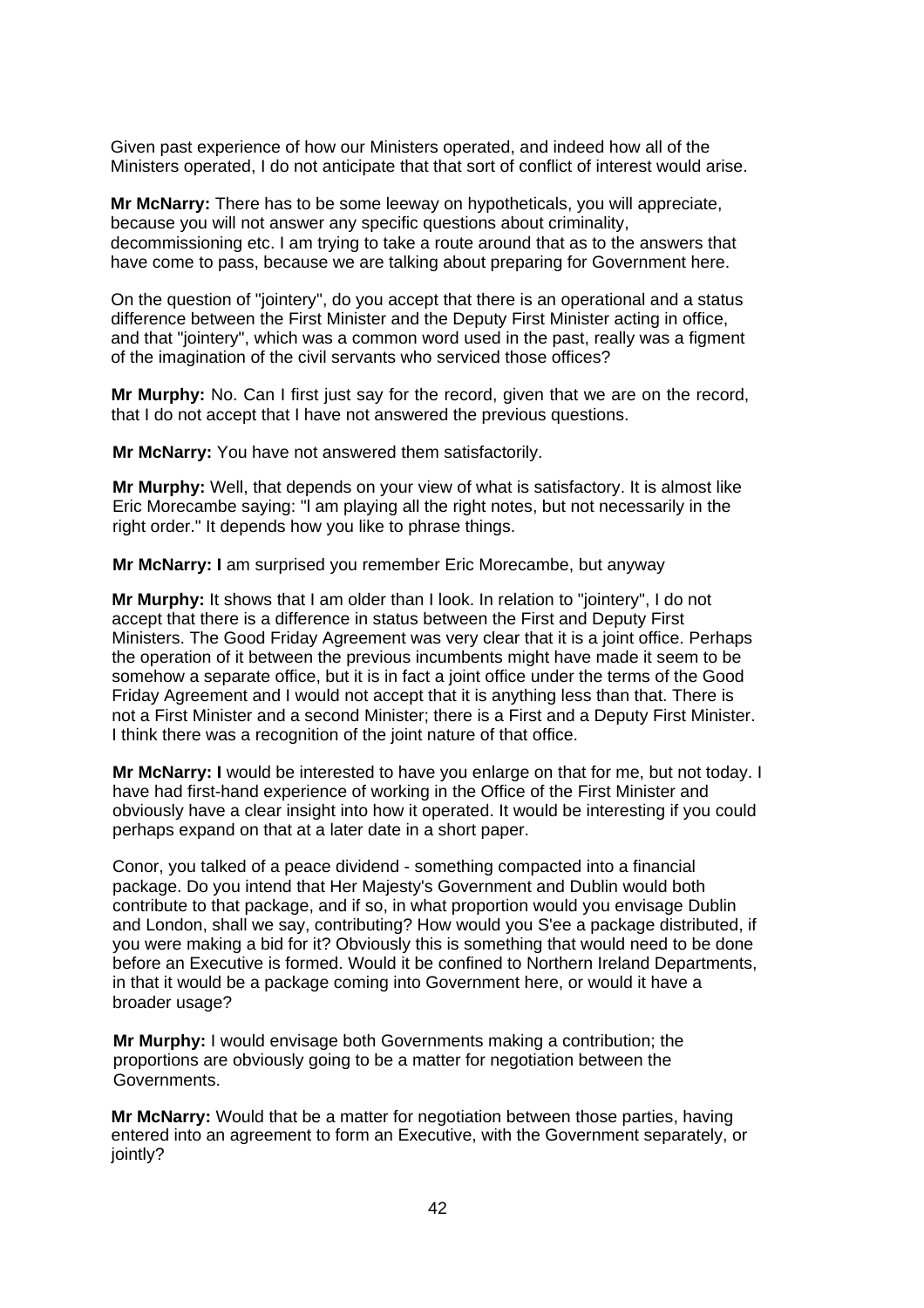Given past experience of how our Ministers operated, and indeed how all of the Ministers operated, I do not anticipate that that sort of conflict of interest would arise.

**Mr McNarry:** There has to be some leeway on hypotheticals, you will appreciate, because you will not answer any specific questions about criminality, decommissioning etc. I am trying to take a route around that as to the answers that have come to pass, because we are talking about preparing for Government here.

On the question of "jointery", do you accept that there is an operational and a status difference between the First Minister and the Deputy First Minister acting in office, and that "jointery", which was a common word used in the past, really was a figment of the imagination of the civil servants who serviced those offices?

**Mr Murphy:** No. Can I first just say for the record, given that we are on the record, that I do not accept that I have not answered the previous questions.

**Mr McNarry:** You have not answered them satisfactorily.

**Mr Murphy:** Well, that depends on your view of what is satisfactory. It is almost like Eric Morecambe saying: "I am playing all the right notes, but not necessarily in the right order." It depends how you like to phrase things.

**Mr McNarry: I** am surprised you remember Eric Morecambe, but anyway

**Mr Murphy:** It shows that I am older than I look. In relation to "jointery", I do not accept that there is a difference in status between the First and Deputy First Ministers. The Good Friday Agreement was very clear that it is a joint office. Perhaps the operation of it between the previous incumbents might have made it seem to be somehow a separate office, but it is in fact a joint office under the terms of the Good Friday Agreement and I would not accept that it is anything less than that. There is not a First Minister and a second Minister; there is a First and a Deputy First Minister. I think there was a recognition of the joint nature of that office.

**Mr McNarry: I** would be interested to have you enlarge on that for me, but not today. I have had first-hand experience of working in the Office of the First Minister and obviously have a clear insight into how it operated. It would be interesting if you could perhaps expand on that at a later date in a short paper.

Conor, you talked of a peace dividend - something compacted into a financial package. Do you intend that Her Majesty's Government and Dublin would both contribute to that package, and if so, in what proportion would you envisage Dublin and London, shall we say, contributing? How would you S'ee a package distributed, if you were making a bid for it? Obviously this is something that would need to be done before an Executive is formed. Would it be confined to Northern Ireland Departments, in that it would be a package coming into Government here, or would it have a broader usage?

**Mr Murphy:** I would envisage both Governments making a contribution; the proportions are obviously going to be a matter for negotiation between the Governments.

**Mr McNarry:** Would that be a matter for negotiation between those parties, having entered into an agreement to form an Executive, with the Government separately, or jointly?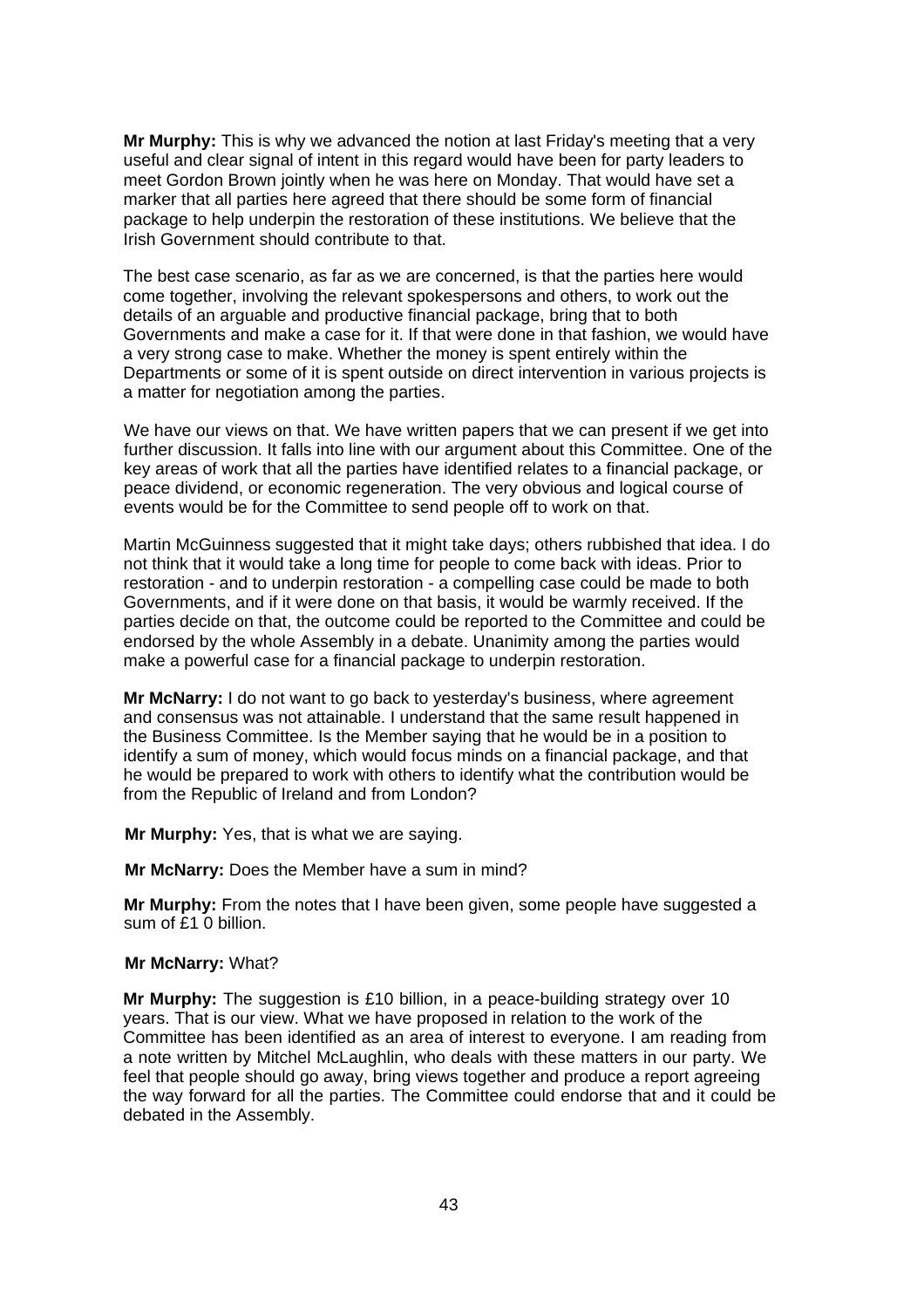**Mr Murphy:** This is why we advanced the notion at last Friday's meeting that a very useful and clear signal of intent in this regard would have been for party leaders to meet Gordon Brown jointly when he was here on Monday. That would have set a marker that all parties here agreed that there should be some form of financial package to help underpin the restoration of these institutions. We believe that the Irish Government should contribute to that.

The best case scenario, as far as we are concerned, is that the parties here would come together, involving the relevant spokespersons and others, to work out the details of an arguable and productive financial package, bring that to both Governments and make a case for it. If that were done in that fashion, we would have a very strong case to make. Whether the money is spent entirely within the Departments or some of it is spent outside on direct intervention in various projects is a matter for negotiation among the parties.

We have our views on that. We have written papers that we can present if we get into further discussion. It falls into line with our argument about this Committee. One of the key areas of work that all the parties have identified relates to a financial package, or peace dividend, or economic regeneration. The very obvious and logical course of events would be for the Committee to send people off to work on that.

Martin McGuinness suggested that it might take days; others rubbished that idea. I do not think that it would take a long time for people to come back with ideas. Prior to restoration - and to underpin restoration - a compelling case could be made to both Governments, and if it were done on that basis, it would be warmly received. If the parties decide on that, the outcome could be reported to the Committee and could be endorsed by the whole Assembly in a debate. Unanimity among the parties would make a powerful case for a financial package to underpin restoration.

**Mr McNarry:** I do not want to go back to yesterday's business, where agreement and consensus was not attainable. I understand that the same result happened in the Business Committee. Is the Member saying that he would be in a position to identify a sum of money, which would focus minds on a financial package, and that he would be prepared to work with others to identify what the contribution would be from the Republic of Ireland and from London?

**Mr Murphy:** Yes, that is what we are saying.

**Mr McNarry:** Does the Member have a sum in mind?

**Mr Murphy:** From the notes that I have been given, some people have suggested a sum of £1 0 billion.

**Mr McNarry:** What?

**Mr Murphy:** The suggestion is £10 billion, in a peace-building strategy over 10 years. That is our view. What we have proposed in relation to the work of the Committee has been identified as an area of interest to everyone. I am reading from a note written by Mitchel McLaughlin, who deals with these matters in our party. We feel that people should go away, bring views together and produce a report agreeing the way forward for all the parties. The Committee could endorse that and it could be debated in the Assembly.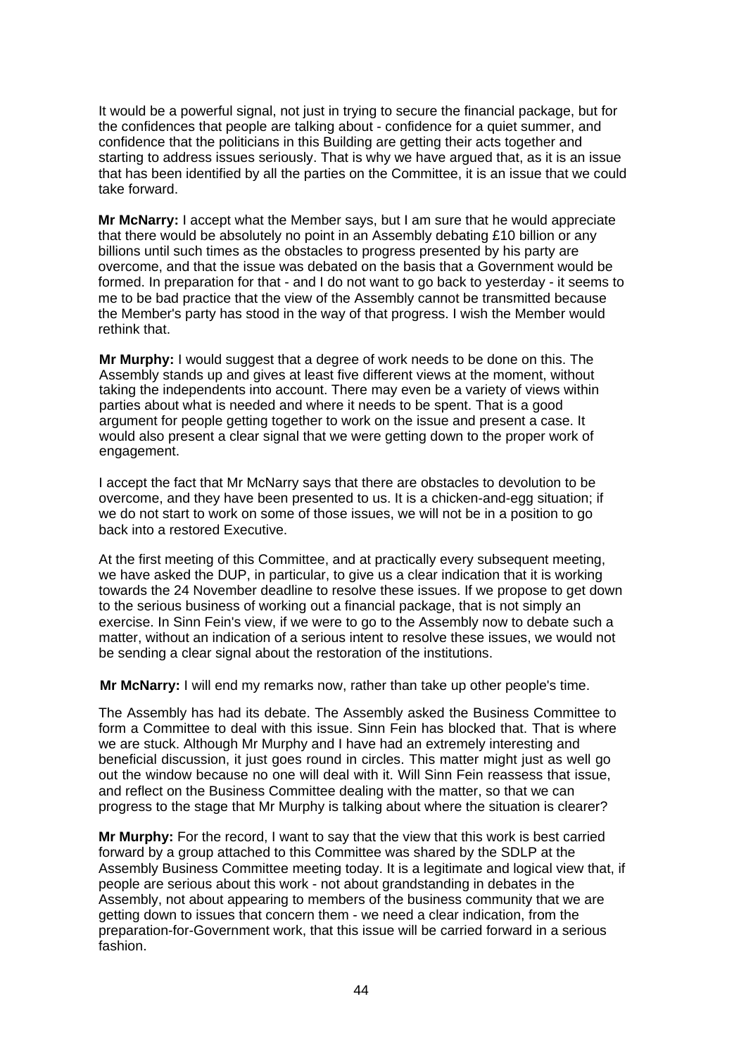It would be a powerful signal, not just in trying to secure the financial package, but for the confidences that people are talking about - confidence for a quiet summer, and confidence that the politicians in this Building are getting their acts together and starting to address issues seriously. That is why we have argued that, as it is an issue that has been identified by all the parties on the Committee, it is an issue that we could take forward.

**Mr McNarry:** I accept what the Member says, but I am sure that he would appreciate that there would be absolutely no point in an Assembly debating £10 billion or any billions until such times as the obstacles to progress presented by his party are overcome, and that the issue was debated on the basis that a Government would be formed. In preparation for that - and I do not want to go back to yesterday - it seems to me to be bad practice that the view of the Assembly cannot be transmitted because the Member's party has stood in the way of that progress. I wish the Member would rethink that.

**Mr Murphy:** I would suggest that a degree of work needs to be done on this. The Assembly stands up and gives at least five different views at the moment, without taking the independents into account. There may even be a variety of views within parties about what is needed and where it needs to be spent. That is a good argument for people getting together to work on the issue and present a case. It would also present a clear signal that we were getting down to the proper work of engagement.

I accept the fact that Mr McNarry says that there are obstacles to devolution to be overcome, and they have been presented to us. It is a chicken-and-egg situation; if we do not start to work on some of those issues, we will not be in a position to go back into a restored Executive.

At the first meeting of this Committee, and at practically every subsequent meeting, we have asked the DUP, in particular, to give us a clear indication that it is working towards the 24 November deadline to resolve these issues. If we propose to get down to the serious business of working out a financial package, that is not simply an exercise. In Sinn Fein's view, if we were to go to the Assembly now to debate such a matter, without an indication of a serious intent to resolve these issues, we would not be sending a clear signal about the restoration of the institutions.

**Mr McNarry:** I will end my remarks now, rather than take up other people's time.

The Assembly has had its debate. The Assembly asked the Business Committee to form a Committee to deal with this issue. Sinn Fein has blocked that. That is where we are stuck. Although Mr Murphy and I have had an extremely interesting and beneficial discussion, it just goes round in circles. This matter might just as well go out the window because no one will deal with it. Will Sinn Fein reassess that issue, and reflect on the Business Committee dealing with the matter, so that we can progress to the stage that Mr Murphy is talking about where the situation is clearer?

**Mr Murphy:** For the record, I want to say that the view that this work is best carried forward by a group attached to this Committee was shared by the SDLP at the Assembly Business Committee meeting today. It is a legitimate and logical view that, if people are serious about this work - not about grandstanding in debates in the Assembly, not about appearing to members of the business community that we are getting down to issues that concern them - we need a clear indication, from the preparation-for-Government work, that this issue will be carried forward in a serious fashion.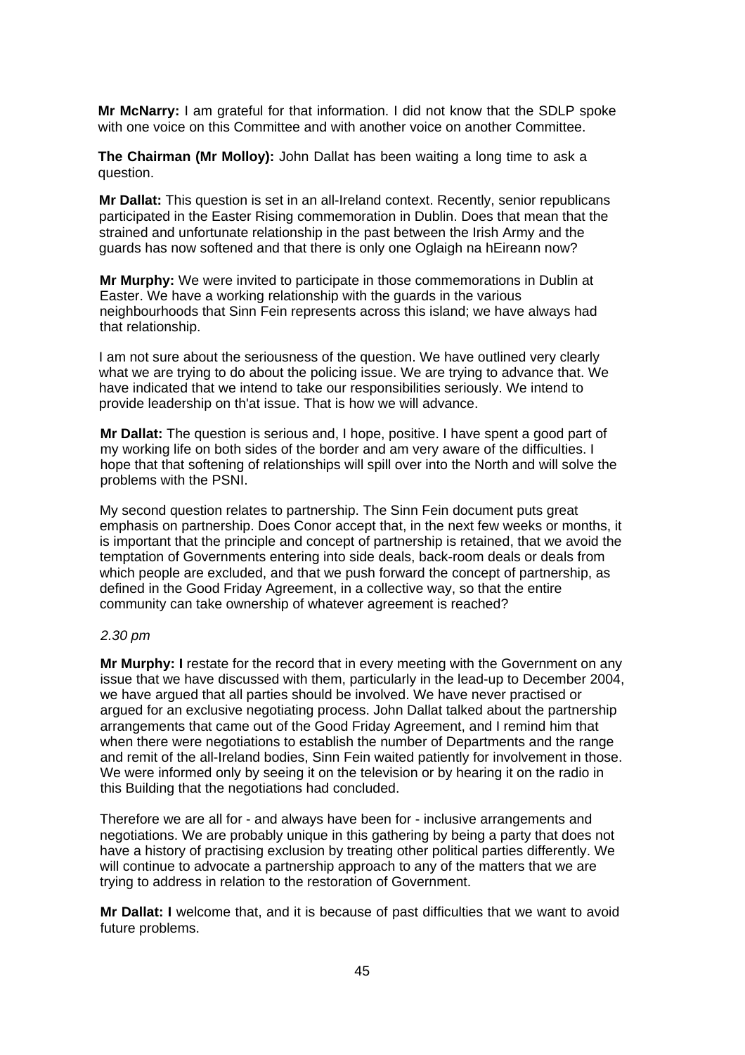**Mr McNarry:** I am grateful for that information. I did not know that the SDLP spoke with one voice on this Committee and with another voice on another Committee.

**The Chairman (Mr Molloy):** John Dallat has been waiting a long time to ask a question.

**Mr Dallat:** This question is set in an all-Ireland context. Recently, senior republicans participated in the Easter Rising commemoration in Dublin. Does that mean that the strained and unfortunate relationship in the past between the Irish Army and the guards has now softened and that there is only one Oglaigh na hEireann now?

**Mr Murphy:** We were invited to participate in those commemorations in Dublin at Easter. We have a working relationship with the guards in the various neighbourhoods that Sinn Fein represents across this island; we have always had that relationship.

I am not sure about the seriousness of the question. We have outlined very clearly what we are trying to do about the policing issue. We are trying to advance that. We have indicated that we intend to take our responsibilities seriously. We intend to provide leadership on th'at issue. That is how we will advance.

**Mr Dallat:** The question is serious and, I hope, positive. I have spent a good part of my working life on both sides of the border and am very aware of the difficulties. I hope that that softening of relationships will spill over into the North and will solve the problems with the PSNI.

My second question relates to partnership. The Sinn Fein document puts great emphasis on partnership. Does Conor accept that, in the next few weeks or months, it is important that the principle and concept of partnership is retained, that we avoid the temptation of Governments entering into side deals, back-room deals or deals from which people are excluded, and that we push forward the concept of partnership, as defined in the Good Friday Agreement, in a collective way, so that the entire community can take ownership of whatever agreement is reached?

*2.30 pm*

**Mr Murphy: I** restate for the record that in every meeting with the Government on any issue that we have discussed with them, particularly in the lead-up to December 2004, we have argued that all parties should be involved. We have never practised or argued for an exclusive negotiating process. John Dallat talked about the partnership arrangements that came out of the Good Friday Agreement, and I remind him that when there were negotiations to establish the number of Departments and the range and remit of the all-Ireland bodies, Sinn Fein waited patiently for involvement in those. We were informed only by seeing it on the television or by hearing it on the radio in this Building that the negotiations had concluded.

Therefore we are all for - and always have been for - inclusive arrangements and negotiations. We are probably unique in this gathering by being a party that does not have a history of practising exclusion by treating other political parties differently. We will continue to advocate a partnership approach to any of the matters that we are trying to address in relation to the restoration of Government.

**Mr Dallat: I** welcome that, and it is because of past difficulties that we want to avoid future problems.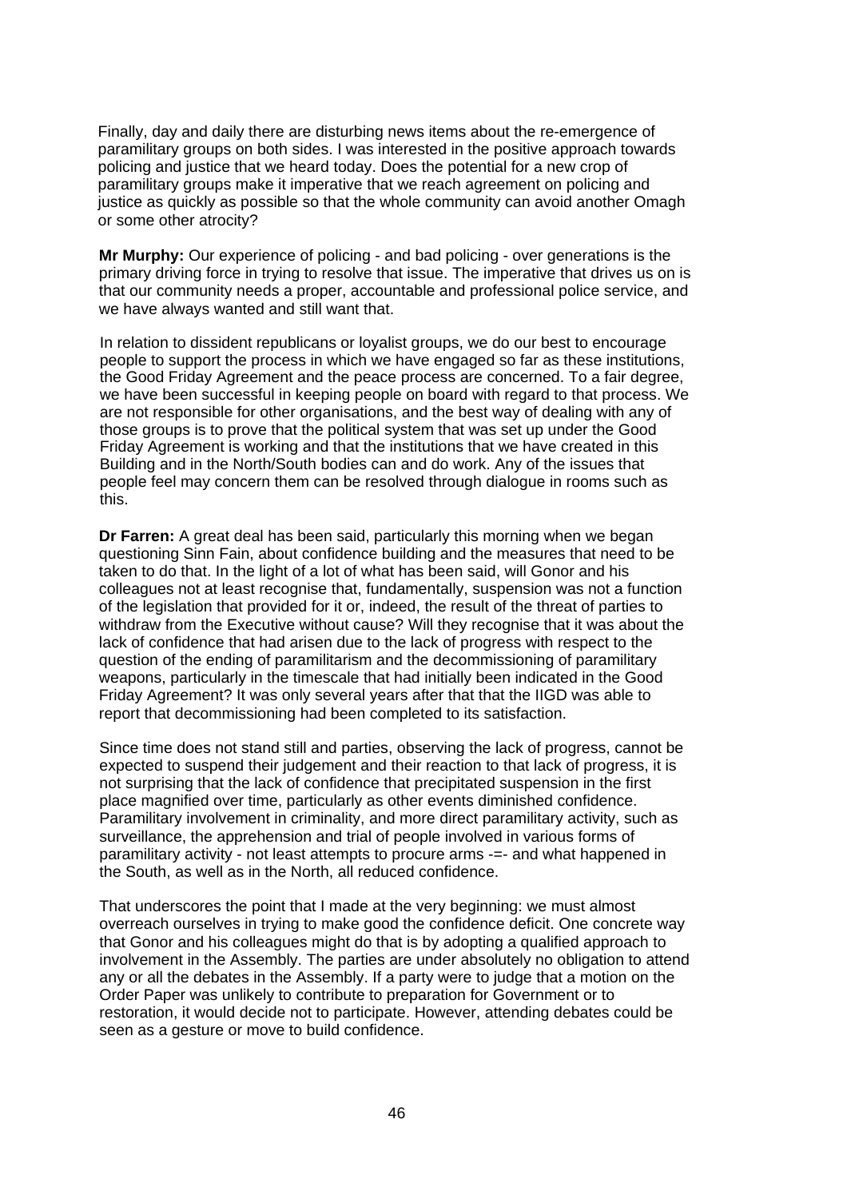Finally, day and daily there are disturbing news items about the re-emergence of paramilitary groups on both sides. I was interested in the positive approach towards policing and justice that we heard today. Does the potential for a new crop of paramilitary groups make it imperative that we reach agreement on policing and justice as quickly as possible so that the whole community can avoid another Omagh or some other atrocity?

**Mr Murphy:** Our experience of policing - and bad policing - over generations is the primary driving force in trying to resolve that issue. The imperative that drives us on is that our community needs a proper, accountable and professional police service, and we have always wanted and still want that.

In relation to dissident republicans or loyalist groups, we do our best to encourage people to support the process in which we have engaged so far as these institutions, the Good Friday Agreement and the peace process are concerned. To a fair degree, we have been successful in keeping people on board with regard to that process. We are not responsible for other organisations, and the best way of dealing with any of those groups is to prove that the political system that was set up under the Good Friday Agreement is working and that the institutions that we have created in this Building and in the North/South bodies can and do work. Any of the issues that people feel may concern them can be resolved through dialogue in rooms such as this.

**Dr Farren:** A great deal has been said, particularly this morning when we began questioning Sinn Fain, about confidence building and the measures that need to be taken to do that. In the light of a lot of what has been said, will Gonor and his colleagues not at least recognise that, fundamentally, suspension was not a function of the legislation that provided for it or, indeed, the result of the threat of parties to withdraw from the Executive without cause? Will they recognise that it was about the lack of confidence that had arisen due to the lack of progress with respect to the question of the ending of paramilitarism and the decommissioning of paramilitary weapons, particularly in the timescale that had initially been indicated in the Good Friday Agreement? It was only several years after that that the IIGD was able to report that decommissioning had been completed to its satisfaction.

Since time does not stand still and parties, observing the lack of progress, cannot be expected to suspend their judgement and their reaction to that lack of progress, it is not surprising that the lack of confidence that precipitated suspension in the first place magnified over time, particularly as other events diminished confidence. Paramilitary involvement in criminality, and more direct paramilitary activity, such as surveillance, the apprehension and trial of people involved in various forms of paramilitary activity - not least attempts to procure arms -=- and what happened in the South, as well as in the North, all reduced confidence.

That underscores the point that I made at the very beginning: we must almost overreach ourselves in trying to make good the confidence deficit. One concrete way that Gonor and his colleagues might do that is by adopting a qualified approach to involvement in the Assembly. The parties are under absolutely no obligation to attend any or all the debates in the Assembly. If a party were to judge that a motion on the Order Paper was unlikely to contribute to preparation for Government or to restoration, it would decide not to participate. However, attending debates could be seen as a gesture or move to build confidence.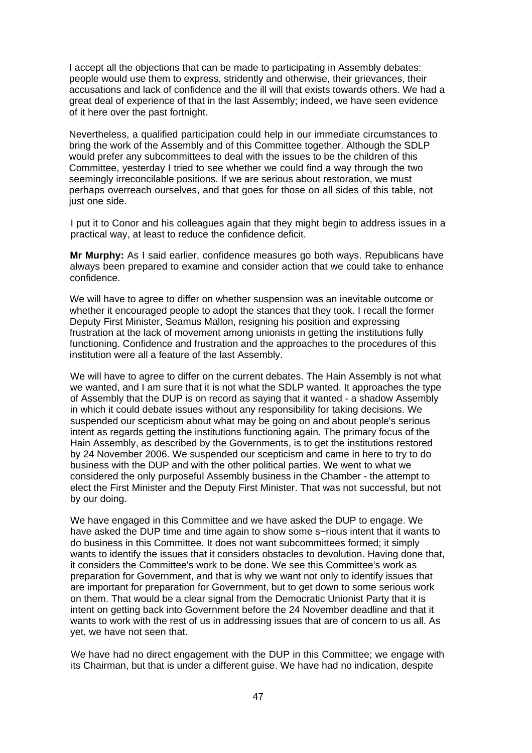I accept all the objections that can be made to participating in Assembly debates: people would use them to express, stridently and otherwise, their grievances, their accusations and lack of confidence and the ill will that exists towards others. We had a great deal of experience of that in the last Assembly; indeed, we have seen evidence of it here over the past fortnight.

Nevertheless, a qualified participation could help in our immediate circumstances to bring the work of the Assembly and of this Committee together. Although the SDLP would prefer any subcommittees to deal with the issues to be the children of this Committee, yesterday I tried to see whether we could find a way through the two seemingly irreconcilable positions. If we are serious about restoration, we must perhaps overreach ourselves, and that goes for those on all sides of this table, not just one side.

I put it to Conor and his colleagues again that they might begin to address issues in a practical way, at least to reduce the confidence deficit.

**Mr Murphy:** As I said earlier, confidence measures go both ways. Republicans have always been prepared to examine and consider action that we could take to enhance confidence.

We will have to agree to differ on whether suspension was an inevitable outcome or whether it encouraged people to adopt the stances that they took. I recall the former Deputy First Minister, Seamus Mallon, resigning his position and expressing frustration at the lack of movement among unionists in getting the institutions fully functioning. Confidence and frustration and the approaches to the procedures of this institution were all a feature of the last Assembly.

We will have to agree to differ on the current debates. The Hain Assembly is not what we wanted, and I am sure that it is not what the SDLP wanted. It approaches the type of Assembly that the DUP is on record as saying that it wanted - a shadow Assembly in which it could debate issues without any responsibility for taking decisions. We suspended our scepticism about what may be going on and about people's serious intent as regards getting the institutions functioning again. The primary focus of the Hain Assembly, as described by the Governments, is to get the institutions restored by 24 November 2006. We suspended our scepticism and came in here to try to do business with the DUP and with the other political parties. We went to what we considered the only purposeful Assembly business in the Chamber - the attempt to elect the First Minister and the Deputy First Minister. That was not successful, but not by our doing.

We have engaged in this Committee and we have asked the DUP to engage. We have asked the DUP time and time again to show some s~rious intent that it wants to do business in this Committee. It does not want subcommittees formed; it simply wants to identify the issues that it considers obstacles to devolution. Having done that, it considers the Committee's work to be done. We see this Committee's work as preparation for Government, and that is why we want not only to identify issues that are important for preparation for Government, but to get down to some serious work on them. That would be a clear signal from the Democratic Unionist Party that it is intent on getting back into Government before the 24 November deadline and that it wants to work with the rest of us in addressing issues that are of concern to us all. As yet, we have not seen that.

We have had no direct engagement with the DUP in this Committee; we engage with its Chairman, but that is under a different guise. We have had no indication, despite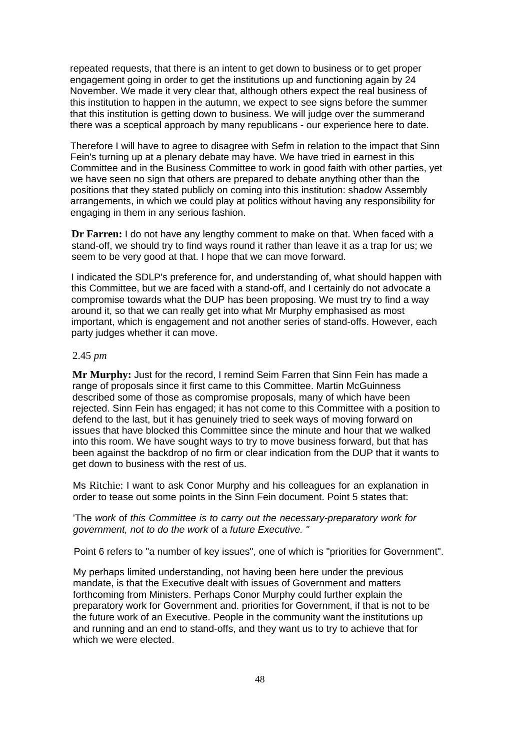repeated requests, that there is an intent to get down to business or to get proper engagement going in order to get the institutions up and functioning again by 24 November. We made it very clear that, although others expect the real business of this institution to happen in the autumn, we expect to see signs before the summer that this institution is getting down to business. We will judge over the summerand there was a sceptical approach by many republicans - our experience here to date.

Therefore I will have to agree to disagree with Sefm in relation to the impact that Sinn Fein's turning up at a plenary debate may have. We have tried in earnest in this Committee and in the Business Committee to work in good faith with other parties, yet we have seen no sign that others are prepared to debate anything other than the positions that they stated publicly on coming into this institution: shadow Assembly arrangements, in which we could play at politics without having any responsibility for engaging in them in any serious fashion.

**Dr Farren:** I do not have any lengthy comment to make on that. When faced with a stand-off, we should try to find ways round it rather than leave it as a trap for us; we seem to be very good at that. I hope that we can move forward.

I indicated the SDLP's preference for, and understanding of, what should happen with this Committee, but we are faced with a stand-off, and I certainly do not advocate a compromise towards what the DUP has been proposing. We must try to find a way around it, so that we can really get into what Mr Murphy emphasised as most important, which is engagement and not another series of stand-offs. However, each party judges whether it can move.

2.45 *pm*

**Mr Murphy:** Just for the record, I remind Seim Farren that Sinn Fein has made a range of proposals since it first came to this Committee. Martin McGuinness described some of those as compromise proposals, many of which have been rejected. Sinn Fein has engaged; it has not come to this Committee with a position to defend to the last, but it has genuinely tried to seek ways of moving forward on issues that have blocked this Committee since the minute and hour that we walked into this room. We have sought ways to try to move business forward, but that has been against the backdrop of no firm or clear indication from the DUP that it wants to get down to business with the rest of us.

Ms Ritchie: I want to ask Conor Murphy and his colleagues for an explanation in order to tease out some points in the Sinn Fein document. Point 5 states that:

'The *work* of *this Committee is to carry out the necessary-preparatory work for government, not to do the work* of a *future Executive. "*

Point 6 refers to "a number of key issues", one of which is "priorities for Government".

My perhaps limited understanding, not having been here under the previous mandate, is that the Executive dealt with issues of Government and matters forthcoming from Ministers. Perhaps Conor Murphy could further explain the preparatory work for Government and. priorities for Government, if that is not to be the future work of an Executive. People in the community want the institutions up and running and an end to stand-offs, and they want us to try to achieve that for which we were elected.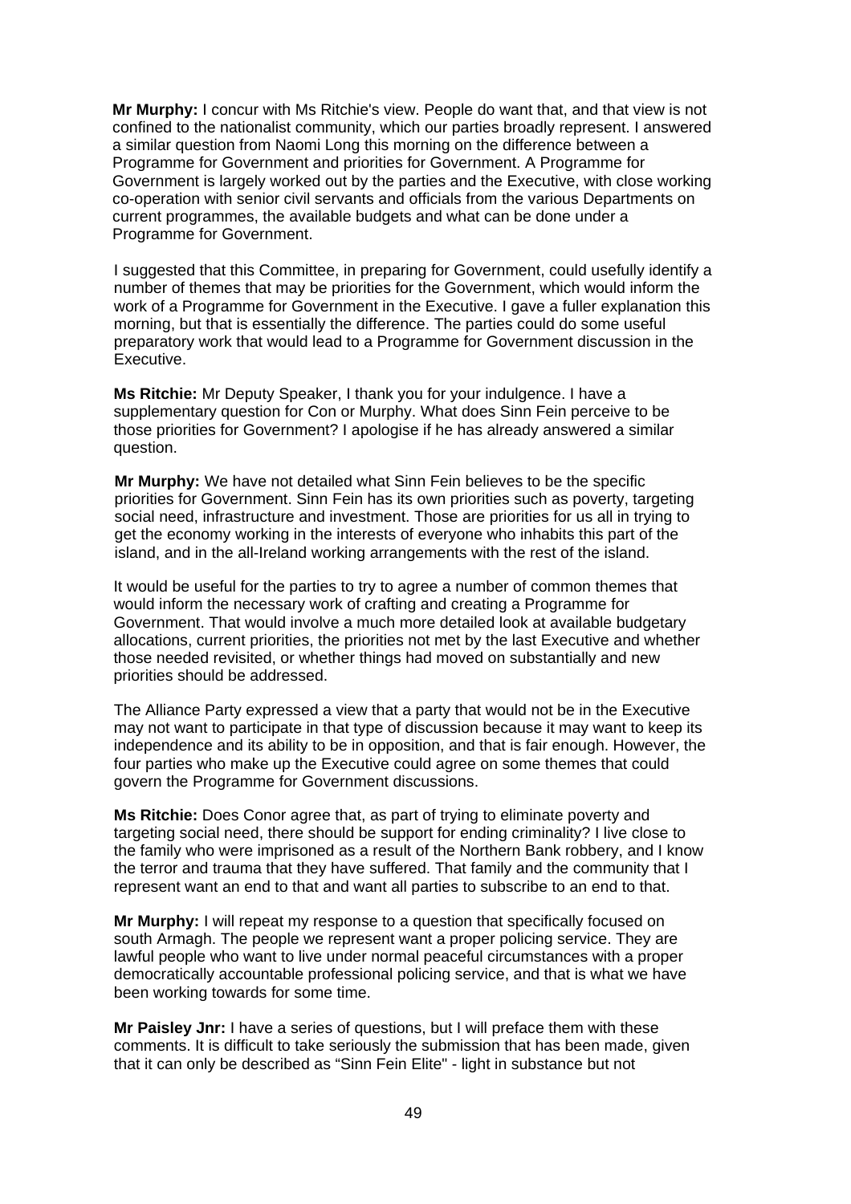**Mr Murphy:** I concur with Ms Ritchie's view. People do want that, and that view is not confined to the nationalist community, which our parties broadly represent. I answered a similar question from Naomi Long this morning on the difference between a Programme for Government and priorities for Government. A Programme for Government is largely worked out by the parties and the Executive, with close working co-operation with senior civil servants and officials from the various Departments on current programmes, the available budgets and what can be done under a Programme for Government.

I suggested that this Committee, in preparing for Government, could usefully identify a number of themes that may be priorities for the Government, which would inform the work of a Programme for Government in the Executive. I gave a fuller explanation this morning, but that is essentially the difference. The parties could do some useful preparatory work that would lead to a Programme for Government discussion in the Executive.

**Ms Ritchie:** Mr Deputy Speaker, I thank you for your indulgence. I have a supplementary question for Con or Murphy. What does Sinn Fein perceive to be those priorities for Government? I apologise if he has already answered a similar question.

**Mr Murphy:** We have not detailed what Sinn Fein believes to be the specific priorities for Government. Sinn Fein has its own priorities such as poverty, targeting social need, infrastructure and investment. Those are priorities for us all in trying to get the economy working in the interests of everyone who inhabits this part of the island, and in the all-Ireland working arrangements with the rest of the island.

It would be useful for the parties to try to agree a number of common themes that would inform the necessary work of crafting and creating a Programme for Government. That would involve a much more detailed look at available budgetary allocations, current priorities, the priorities not met by the last Executive and whether those needed revisited, or whether things had moved on substantially and new priorities should be addressed.

The Alliance Party expressed a view that a party that would not be in the Executive may not want to participate in that type of discussion because it may want to keep its independence and its ability to be in opposition, and that is fair enough. However, the four parties who make up the Executive could agree on some themes that could govern the Programme for Government discussions.

**Ms Ritchie:** Does Conor agree that, as part of trying to eliminate poverty and targeting social need, there should be support for ending criminality? I live close to the family who were imprisoned as a result of the Northern Bank robbery, and I know the terror and trauma that they have suffered. That family and the community that I represent want an end to that and want all parties to subscribe to an end to that.

**Mr Murphy:** I will repeat my response to a question that specifically focused on south Armagh. The people we represent want a proper policing service. They are lawful people who want to live under normal peaceful circumstances with a proper democratically accountable professional policing service, and that is what we have been working towards for some time.

**Mr Paisley Jnr:** I have a series of questions, but I will preface them with these comments. It is difficult to take seriously the submission that has been made, given that it can only be described as "Sinn Fein Elite" - light in substance but not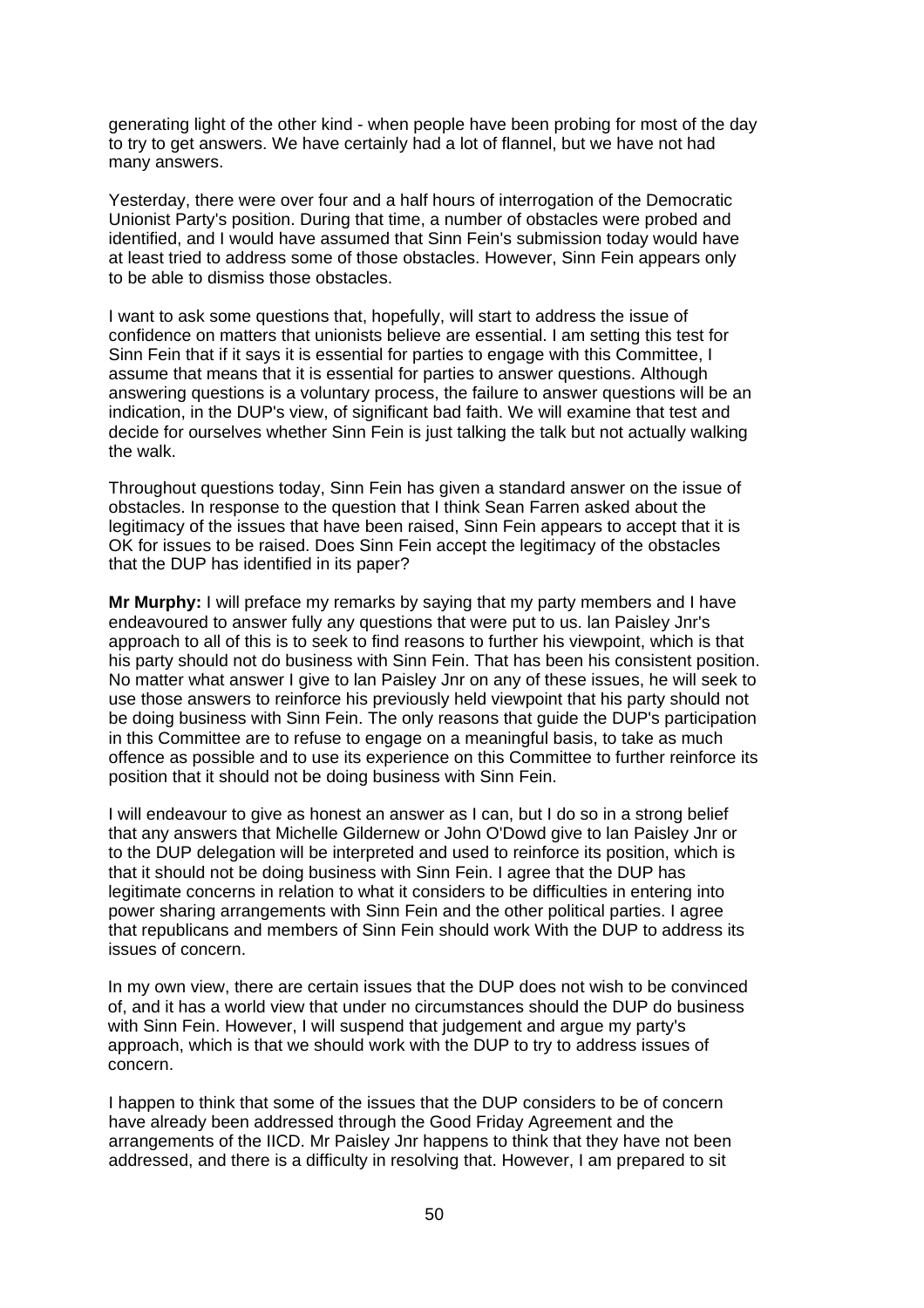generating light of the other kind - when people have been probing for most of the day to try to get answers. We have certainly had a lot of flannel, but we have not had many answers.

Yesterday, there were over four and a half hours of interrogation of the Democratic Unionist Party's position. During that time, a number of obstacles were probed and identified, and I would have assumed that Sinn Fein's submission today would have at least tried to address some of those obstacles. However, Sinn Fein appears only to be able to dismiss those obstacles.

I want to ask some questions that, hopefully, will start to address the issue of confidence on matters that unionists believe are essential. I am setting this test for Sinn Fein that if it says it is essential for parties to engage with this Committee, I assume that means that it is essential for parties to answer questions. Although answering questions is a voluntary process, the failure to answer questions will be an indication, in the DUP's view, of significant bad faith. We will examine that test and decide for ourselves whether Sinn Fein is just talking the talk but not actually walking the walk.

Throughout questions today, Sinn Fein has given a standard answer on the issue of obstacles. In response to the question that I think Sean Farren asked about the legitimacy of the issues that have been raised, Sinn Fein appears to accept that it is OK for issues to be raised. Does Sinn Fein accept the legitimacy of the obstacles that the DUP has identified in its paper?

**Mr Murphy:** I will preface my remarks by saying that my party members and I have endeavoured to answer fully any questions that were put to us. Ian Paisley Jnr's approach to all of this is to seek to find reasons to further his viewpoint, which is that his party should not do business with Sinn Fein. That has been his consistent position. No matter what answer I give to Ian Paisley Jnr on any of these issues, he will seek to use those answers to reinforce his previously held viewpoint that his party should not be doing business with Sinn Fein. The only reasons that guide the DUP's participation in this Committee are to refuse to engage on a meaningful basis, to take as much offence as possible and to use its experience on this Committee to further reinforce its position that it should not be doing business with Sinn Fein.

I will endeavour to give as honest an answer as I can, but I do so in a strong belief that any answers that Michelle Gildernew or John O'Dowd give to Ian Paisley Jnr or to the DUP delegation will be interpreted and used to reinforce its position, which is that it should not be doing business with Sinn Fein. I agree that the DUP has legitimate concerns in relation to what it considers to be difficulties in entering into power sharing arrangements with Sinn Fein and the other political parties. I agree that republicans and members of Sinn Fein should work With the DUP to address its issues of concern.

In my own view, there are certain issues that the DUP does not wish to be convinced of, and it has a world view that under no circumstances should the DUP do business with Sinn Fein. However, I will suspend that judgement and argue my party's approach, which is that we should work with the DUP to try to address issues of concern.

I happen to think that some of the issues that the DUP considers to be of concern have already been addressed through the Good Friday Agreement and the arrangements of the IICD. Mr Paisley Jnr happens to think that they have not been addressed, and there is a difficulty in resolving that. However, I am prepared to sit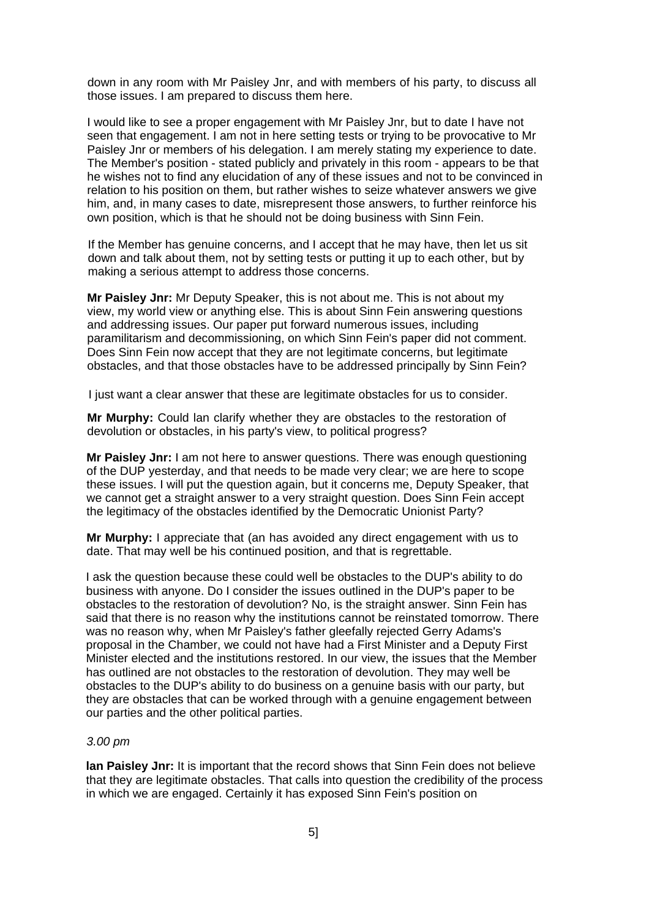down in any room with Mr Paisley Jnr, and with members of his party, to discuss all those issues. I am prepared to discuss them here.

I would like to see a proper engagement with Mr Paisley Jnr, but to date I have not seen that engagement. I am not in here setting tests or trying to be provocative to Mr Paisley Jnr or members of his delegation. I am merely stating my experience to date. The Member's position - stated publicly and privately in this room - appears to be that he wishes not to find any elucidation of any of these issues and not to be convinced in relation to his position on them, but rather wishes to seize whatever answers we give him, and, in many cases to date, misrepresent those answers, to further reinforce his own position, which is that he should not be doing business with Sinn Fein.

If the Member has genuine concerns, and I accept that he may have, then let us sit down and talk about them, not by setting tests or putting it up to each other, but by making a serious attempt to address those concerns.

**Mr Paisley Jnr:** Mr Deputy Speaker, this is not about me. This is not about my view, my world view or anything else. This is about Sinn Fein answering questions and addressing issues. Our paper put forward numerous issues, including paramilitarism and decommissioning, on which Sinn Fein's paper did not comment. Does Sinn Fein now accept that they are not legitimate concerns, but legitimate obstacles, and that those obstacles have to be addressed principally by Sinn Fein?

I just want a clear answer that these are legitimate obstacles for us to consider.

**Mr Murphy:** Could Ian clarify whether they are obstacles to the restoration of devolution or obstacles, in his party's view, to political progress?

**Mr Paisley Jnr:** I am not here to answer questions. There was enough questioning of the DUP yesterday, and that needs to be made very clear; we are here to scope these issues. I will put the question again, but it concerns me, Deputy Speaker, that we cannot get a straight answer to a very straight question. Does Sinn Fein accept the legitimacy of the obstacles identified by the Democratic Unionist Party?

**Mr Murphy:** I appreciate that (an has avoided any direct engagement with us to date. That may well be his continued position, and that is regrettable.

I ask the question because these could well be obstacles to the DUP's ability to do business with anyone. Do I consider the issues outlined in the DUP's paper to be obstacles to the restoration of devolution? No, is the straight answer. Sinn Fein has said that there is no reason why the institutions cannot be reinstated tomorrow. There was no reason why, when Mr Paisley's father gleefally rejected Gerry Adams's proposal in the Chamber, we could not have had a First Minister and a Deputy First Minister elected and the institutions restored. In our view, the issues that the Member has outlined are not obstacles to the restoration of devolution. They may well be obstacles to the DUP's ability to do business on a genuine basis with our party, but they are obstacles that can be worked through with a genuine engagement between our parties and the other political parties.

*3.00 pm*

**Ian Paisley Jnr:** It is important that the record shows that Sinn Fein does not believe that they are legitimate obstacles. That calls into question the credibility of the process in which we are engaged. Certainly it has exposed Sinn Fein's position on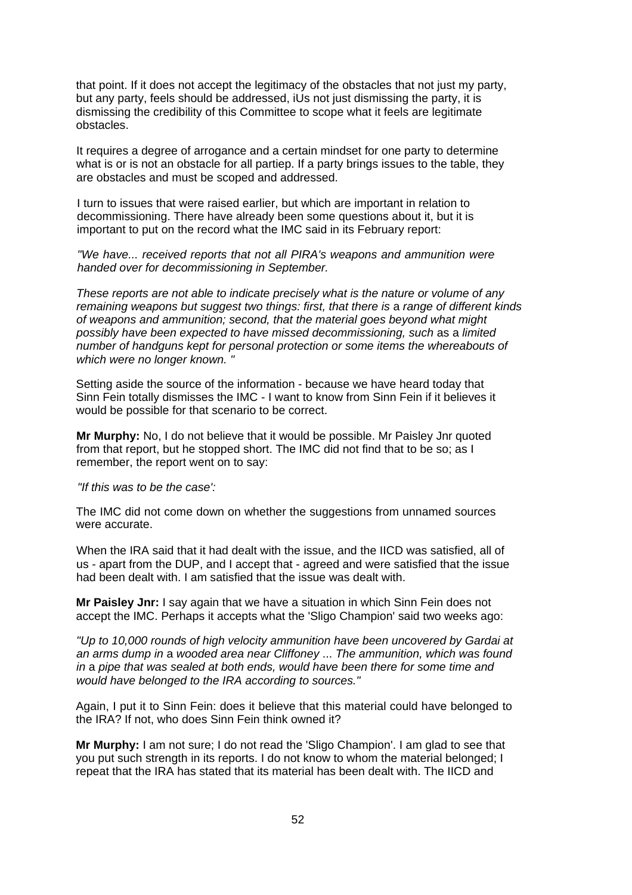that point. If it does not accept the legitimacy of the obstacles that not just my party, but any party, feels should be addressed, iUs not just dismissing the party, it is dismissing the credibility of this Committee to scope what it feels are legitimate obstacles.

It requires a degree of arrogance and a certain mindset for one party to determine what is or is not an obstacle for all partiep. If a party brings issues to the table, they are obstacles and must be scoped and addressed.

I turn to issues that were raised earlier, but which are important in relation to decommissioning. There have already been some questions about it, but it is important to put on the record what the IMC said in its February report:

*"We have... received reports that not all PIRA's weapons and ammunition were handed over for decommissioning in September.*

*These reports are not able to indicate precisely what is the nature or volume of any remaining weapons but suggest two things: first, that there is* a *range of different kinds of weapons and ammunition; second, that the material goes beyond what might possibly have been expected to have missed decommissioning, such* as a *limited number of handguns kept for personal protection or some items the whereabouts of which were no longer known. "*

Setting aside the source of the information - because we have heard today that Sinn Fein totally dismisses the IMC - I want to know from Sinn Fein if it believes it would be possible for that scenario to be correct.

**Mr Murphy:** No, I do not believe that it would be possible. Mr Paisley Jnr quoted from that report, but he stopped short. The IMC did not find that to be so; as I remember, the report went on to say:

*"If this was to be the case':*

The IMC did not come down on whether the suggestions from unnamed sources were accurate.

When the IRA said that it had dealt with the issue, and the IICD was satisfied, all of us - apart from the DUP, and I accept that - agreed and were satisfied that the issue had been dealt with. I am satisfied that the issue was dealt with.

**Mr Paisley Jnr:** I say again that we have a situation in which Sinn Fein does not accept the IMC. Perhaps it accepts what the 'Sligo Champion' said two weeks ago:

*"Up to 10,000 rounds of high velocity ammunition have been uncovered by Gardai at an arms dump in* a *wooded area near Cliffoney ... The ammunition, which was found in* a *pipe that was sealed at both ends, would have been there for some time and would have belonged to the IRA according to sources."*

Again, I put it to Sinn Fein: does it believe that this material could have belonged to the IRA? If not, who does Sinn Fein think owned it?

**Mr Murphy:** I am not sure; I do not read the 'Sligo Champion'. I am glad to see that you put such strength in its reports. I do not know to whom the material belonged; I repeat that the IRA has stated that its material has been dealt with. The IICD and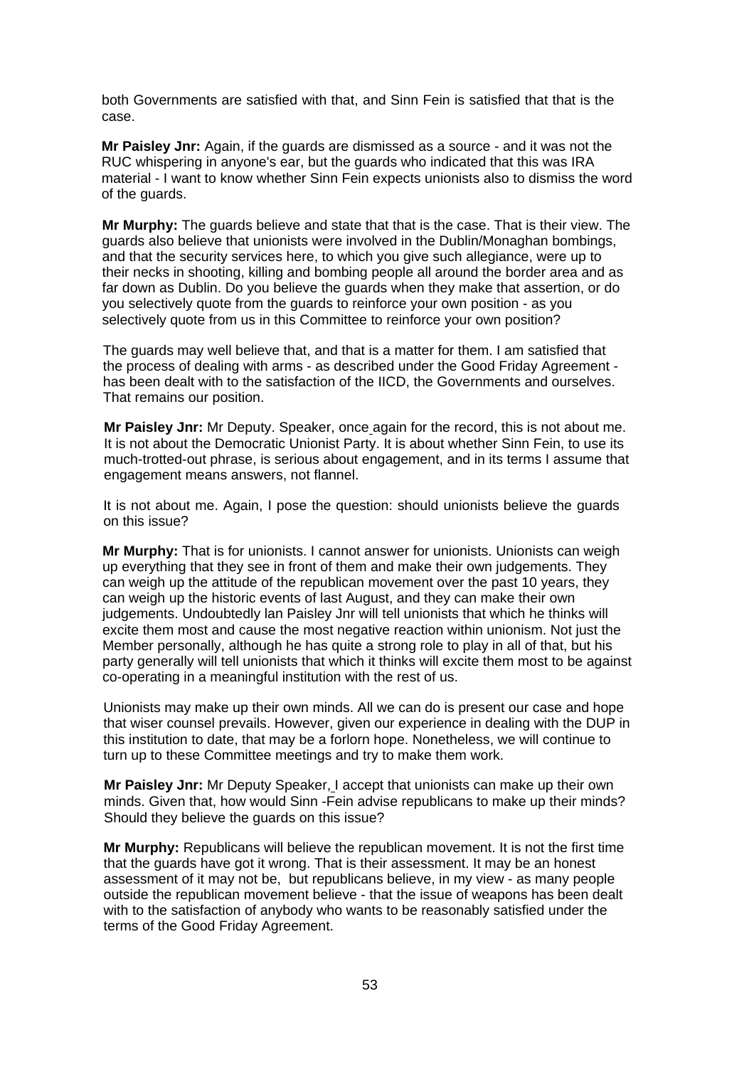both Governments are satisfied with that, and Sinn Fein is satisfied that that is the case.

**Mr Paisley Jnr:** Again, if the guards are dismissed as a source - and it was not the RUC whispering in anyone's ear, but the guards who indicated that this was IRA material - I want to know whether Sinn Fein expects unionists also to dismiss the word of the guards.

**Mr Murphy:** The guards believe and state that that is the case. That is their view. The guards also believe that unionists were involved in the Dublin/Monaghan bombings, and that the security services here, to which you give such allegiance, were up to their necks in shooting, killing and bombing people all around the border area and as far down as Dublin. Do you believe the guards when they make that assertion, or do you selectively quote from the guards to reinforce your own position - as you selectively quote from us in this Committee to reinforce your own position?

The guards may well believe that, and that is a matter for them. I am satisfied that the process of dealing with arms - as described under the Good Friday Agreement - has been dealt with to the satisfaction of the IICD, the Governments and ourselves. That remains our position.

**Mr Paisley Jnr:** Mr Deputy. Speaker, once again for the record, this is not about me. It is not about the Democratic Unionist Party. It is about whether Sinn Fein, to use its much-trotted-out phrase, is serious about engagement, and in its terms I assume that engagement means answers, not flannel.

It is not about me. Again, I pose the question: should unionists believe the guards on this issue?

**Mr Murphy:** That is for unionists. I cannot answer for unionists. Unionists can weigh up everything that they see in front of them and make their own judgements. They can weigh up the attitude of the republican movement over the past 10 years, they can weigh up the historic events of last August, and they can make their own judgements. Undoubtedly Ian Paisley Jnr will tell unionists that which he thinks will excite them most and cause the most negative reaction within unionism. Not just the Member personally, although he has quite a strong role to play in all of that, but his party generally will tell unionists that which it thinks will excite them most to be against co-operating in a meaningful institution with the rest of us.

Unionists may make up their own minds. All we can do is present our case and hope that wiser counsel prevails. However, given our experience in dealing with the DUP in this institution to date, that may be a forlorn hope. Nonetheless, we will continue to turn up to these Committee meetings and try to make them work.

**Mr Paisley Jnr:** Mr Deputy Speaker, I accept that unionists can make up their own minds. Given that, how would Sinn -Fein advise republicans to make up their minds? Should they believe the guards on this issue?

**Mr Murphy:** Republicans will believe the republican movement. It is not the first time that the guards have got it wrong. That is their assessment. It may be an honest assessment of it may not be, but republicans believe, in my view - as many people outside the republican movement believe - that the issue of weapons has been dealt with to the satisfaction of anybody who wants to be reasonably satisfied under the terms of the Good Friday Agreement.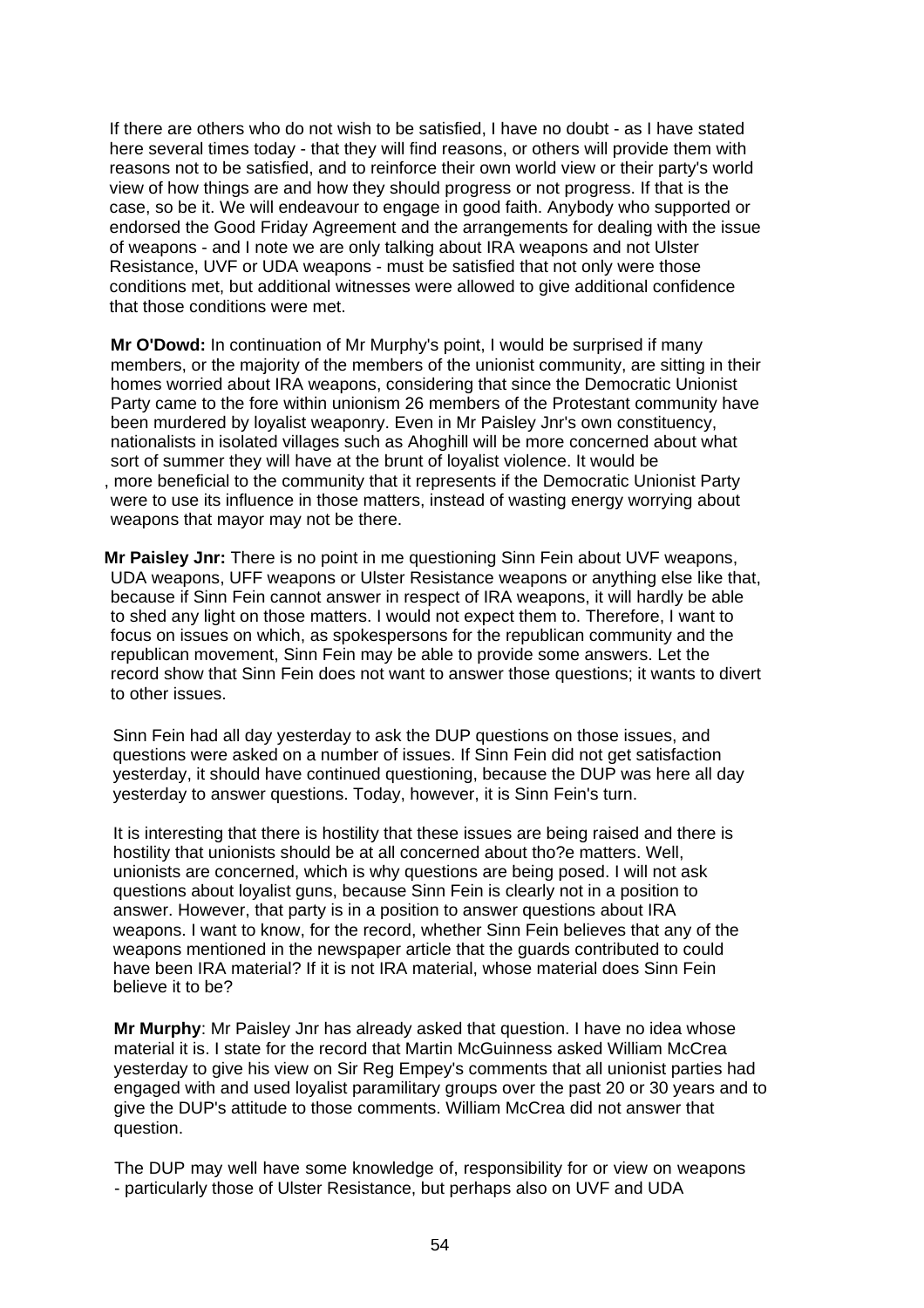If there are others who do not wish to be satisfied, I have no doubt - as I have stated here several times today - that they will find reasons, or others will provide them with reasons not to be satisfied, and to reinforce their own world view or their party's world view of how things are and how they should progress or not progress. If that is the case, so be it. We will endeavour to engage in good faith. Anybody who supported or endorsed the Good Friday Agreement and the arrangements for dealing with the issue of weapons - and I note we are only talking about IRA weapons and not Ulster Resistance, UVF or UDA weapons - must be satisfied that not only were those conditions met, but additional witnesses were allowed to give additional confidence that those conditions were met.

**Mr O'Dowd:** In continuation of Mr Murphy's point, I would be surprised if many members, or the majority of the members of the unionist community, are sitting in their homes worried about IRA weapons, considering that since the Democratic Unionist Party came to the fore within unionism 26 members of the Protestant community have been murdered by loyalist weaponry. Even in Mr Paisley Jnr's own constituency, nationalists in isolated villages such as Ahoghill will be more concerned about what sort of summer they will have at the brunt of loyalist violence. It would be , more beneficial to the community that it represents if the Democratic Unionist Party were to use its influence in those matters, instead of wasting energy worrying about weapons that mayor may not be there.

**Mr Paisley Jnr:** There is no point in me questioning Sinn Fein about UVF weapons, UDA weapons, UFF weapons or Ulster Resistance weapons or anything else like that, because if Sinn Fein cannot answer in respect of IRA weapons, it will hardly be able to shed any light on those matters. I would not expect them to. Therefore, I want to focus on issues on which, as spokespersons for the republican community and the republican movement, Sinn Fein may be able to provide some answers. Let the record show that Sinn Fein does not want to answer those questions; it wants to divert to other issues.

Sinn Fein had all day yesterday to ask the DUP questions on those issues, and questions were asked on a number of issues. If Sinn Fein did not get satisfaction yesterday, it should have continued questioning, because the DUP was here all day yesterday to answer questions. Today, however, it is Sinn Fein's turn.

It is interesting that there is hostility that these issues are being raised and there is hostility that unionists should be at all concerned about tho?e matters. Well, unionists are concerned, which is why questions are being posed. I will not ask questions about loyalist guns, because Sinn Fein is clearly not in a position to answer. However, that party is in a position to answer questions about IRA weapons. I want to know, for the record, whether Sinn Fein believes that any of the weapons mentioned in the newspaper article that the guards contributed to could have been IRA material? If it is not IRA material, whose material does Sinn Fein believe it to be?

**Mr Murphy**: Mr Paisley Jnr has already asked that question. I have no idea whose material it is. I state for the record that Martin McGuinness asked William McCrea yesterday to give his view on Sir Reg Empey's comments that all unionist parties had engaged with and used loyalist paramilitary groups over the past 20 or 30 years and to give the DUP's attitude to those comments. William McCrea did not answer that question.

The DUP may well have some knowledge of, responsibility for or view on weapons - particularly those of Ulster Resistance, but perhaps also on UVF and UDA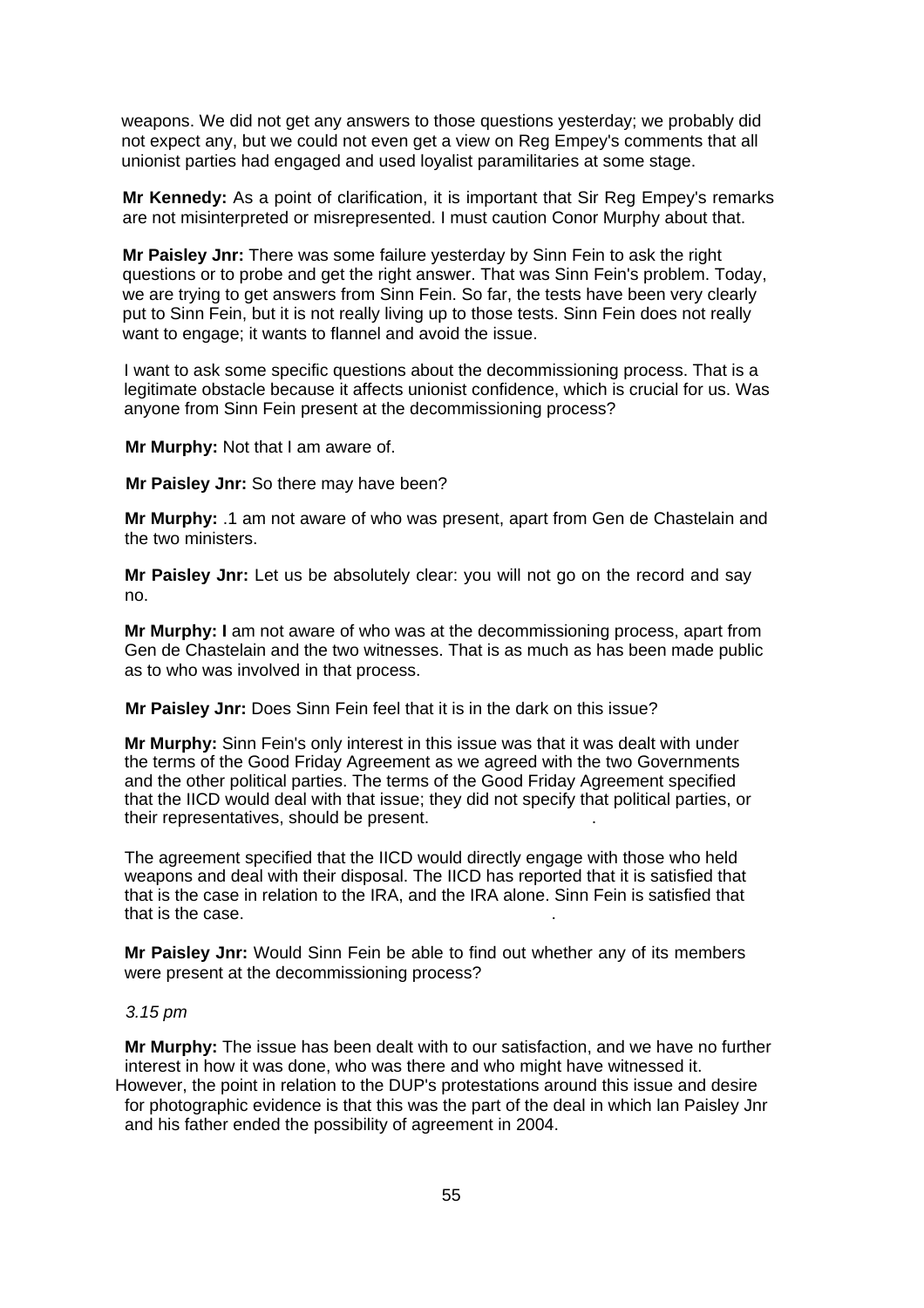weapons. We did not get any answers to those questions yesterday; we probably did not expect any, but we could not even get a view on Reg Empey's comments that all unionist parties had engaged and used loyalist paramilitaries at some stage.

**Mr Kennedy:** As a point of clarification, it is important that Sir Reg Empey's remarks are not misinterpreted or misrepresented. I must caution Conor Murphy about that.

**Mr Paisley Jnr:** There was some failure yesterday by Sinn Fein to ask the right questions or to probe and get the right answer. That was Sinn Fein's problem. Today, we are trying to get answers from Sinn Fein. So far, the tests have been very clearly put to Sinn Fein, but it is not really living up to those tests. Sinn Fein does not really want to engage; it wants to flannel and avoid the issue.

I want to ask some specific questions about the decommissioning process. That is a legitimate obstacle because it affects unionist confidence, which is crucial for us. Was anyone from Sinn Fein present at the decommissioning process?

**Mr Murphy:** Not that I am aware of.

**Mr Paisley Jnr:** So there may have been?

**Mr Murphy:** .1 am not aware of who was present, apart from Gen de Chastelain and the two ministers.

**Mr Paisley Jnr:** Let us be absolutely clear: you will not go on the record and say no.

**Mr Murphy: I** am not aware of who was at the decommissioning process, apart from Gen de Chastelain and the two witnesses. That is as much as has been made public as to who was involved in that process.

**Mr Paisley Jnr:** Does Sinn Fein feel that it is in the dark on this issue?

**Mr Murphy:** Sinn Fein's only interest in this issue was that it was dealt with under the terms of the Good Friday Agreement as we agreed with the two Governments and the other political parties. The terms of the Good Friday Agreement specified that the IICD would deal with that issue; they did not specify that political parties, or their representatives, should be present.

The agreement specified that the IICD would directly engage with those who held weapons and deal with their disposal. The IICD has reported that it is satisfied that that is the case in relation to the IRA, and the IRA alone. Sinn Fein is satisfied that that is the case.

**Mr Paisley Jnr:** Would Sinn Fein be able to find out whether any of its members were present at the decommissioning process?

*3.15 pm*

**Mr Murphy:** The issue has been dealt with to our satisfaction, and we have no further interest in how it was done, who was there and who might have witnessed it. However, the point in relation to the DUP's protestations around this issue and desire for photographic evidence is that this was the part of the deal in which lan Paisley Jnr and his father ended the possibility of agreement in 2004.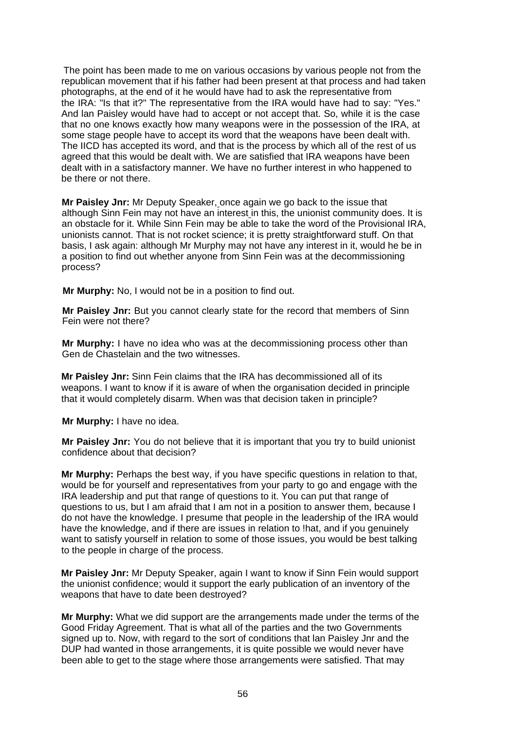The point has been made to me on various occasions by various people not from the republican movement that if his father had been present at that process and had taken photographs, at the end of it he would have had to ask the representative from the IRA: "Is that it?" The representative from the IRA would have had to say: "Yes." And lan Paisley would have had to accept or not accept that. So, while it is the case that no one knows exactly how many weapons were in the possession of the IRA, at some stage people have to accept its word that the weapons have been dealt with. The IICD has accepted its word, and that is the process by which all of the rest of us agreed that this would be dealt with. We are satisfied that IRA weapons have been dealt with in a satisfactory manner. We have no further interest in who happened to be there or not there.

**Mr Paisley Jnr:** Mr Deputy Speaker, once again we go back to the issue that although Sinn Fein may not have an interest in this, the unionist community does. It is an obstacle for it. While Sinn Fein may be able to take the word of the Provisional IRA, unionists cannot. That is not rocket science; it is pretty straightforward stuff. On that basis, I ask again: although Mr Murphy may not have any interest in it, would he be in a position to find out whether anyone from Sinn Fein was at the decommissioning process?

**Mr Murphy:** No, I would not be in a position to find out.

**Mr Paisley Jnr:** But you cannot clearly state for the record that members of Sinn Fein were not there?

**Mr Murphy:** I have no idea who was at the decommissioning process other than Gen de Chastelain and the two witnesses.

**Mr Paisley Jnr:** Sinn Fein claims that the IRA has decommissioned all of its weapons. I want to know if it is aware of when the organisation decided in principle that it would completely disarm. When was that decision taken in principle?

**Mr Murphy:** I have no idea.

**Mr Paisley Jnr:** You do not believe that it is important that you try to build unionist confidence about that decision?

**Mr Murphy:** Perhaps the best way, if you have specific questions in relation to that, would be for yourself and representatives from your party to go and engage with the IRA leadership and put that range of questions to it. You can put that range of questions to us, but I am afraid that I am not in a position to answer them, because I do not have the knowledge. I presume that people in the leadership of the IRA would have the knowledge, and if there are issues in relation to !hat, and if you genuinely want to satisfy yourself in relation to some of those issues, you would be best talking to the people in charge of the process.

**Mr Paisley Jnr:** Mr Deputy Speaker, again I want to know if Sinn Fein would support the unionist confidence; would it support the early publication of an inventory of the weapons that have to date been destroyed?

**Mr Murphy:** What we did support are the arrangements made under the terms of the Good Friday Agreement. That is what all of the parties and the two Governments signed up to. Now, with regard to the sort of conditions that lan Paisley Jnr and the DUP had wanted in those arrangements, it is quite possible we would never have been able to get to the stage where those arrangements were satisfied. That may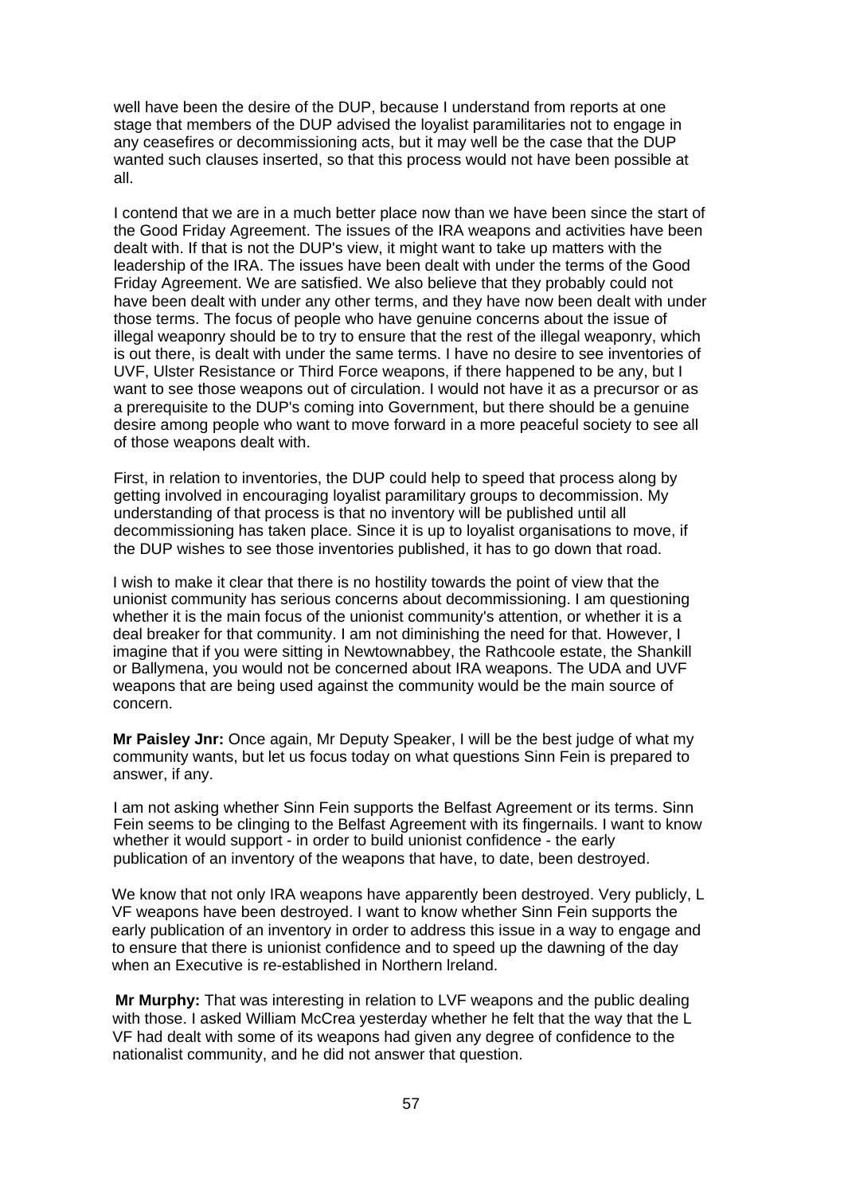well have been the desire of the DUP, because I understand from reports at one stage that members of the DUP advised the loyalist paramilitaries not to engage in any ceasefires or decommissioning acts, but it may well be the case that the DUP wanted such clauses inserted, so that this process would not have been possible at all.

I contend that we are in a much better place now than we have been since the start of the Good Friday Agreement. The issues of the IRA weapons and activities have been dealt with. If that is not the DUP's view, it might want to take up matters with the leadership of the IRA. The issues have been dealt with under the terms of the Good Friday Agreement. We are satisfied. We also believe that they probably could not have been dealt with under any other terms, and they have now been dealt with under those terms. The focus of people who have genuine concerns about the issue of illegal weaponry should be to try to ensure that the rest of the illegal weaponry, which is out there, is dealt with under the same terms. I have no desire to see inventories of UVF, Ulster Resistance or Third Force weapons, if there happened to be any, but I want to see those weapons out of circulation. I would not have it as a precursor or as a prerequisite to the DUP's coming into Government, but there should be a genuine desire among people who want to move forward in a more peaceful society to see all of those weapons dealt with.

First, in relation to inventories, the DUP could help to speed that process along by getting involved in encouraging loyalist paramilitary groups to decommission. My understanding of that process is that no inventory will be published until all decommissioning has taken place. Since it is up to loyalist organisations to move, if the DUP wishes to see those inventories published, it has to go down that road.

I wish to make it clear that there is no hostility towards the point of view that the unionist community has serious concerns about decommissioning. I am questioning whether it is the main focus of the unionist community's attention, or whether it is a deal breaker for that community. I am not diminishing the need for that. However, I imagine that if you were sitting in Newtownabbey, the Rathcoole estate, the Shankill or Ballymena, you would not be concerned about IRA weapons. The UDA and UVF weapons that are being used against the community would be the main source of concern.

**Mr Paisley Jnr:** Once again, Mr Deputy Speaker, I will be the best judge of what my community wants, but let us focus today on what questions Sinn Fein is prepared to answer, if any.

I am not asking whether Sinn Fein supports the Belfast Agreement or its terms. Sinn Fein seems to be clinging to the Belfast Agreement with its fingernails. I want to know whether it would support - in order to build unionist confidence - the early publication of an inventory of the weapons that have, to date, been destroyed.

We know that not only IRA weapons have apparently been destroyed. Very publicly, L VF weapons have been destroyed. I want to know whether Sinn Fein supports the early publication of an inventory in order to address this issue in a way to engage and to ensure that there is unionist confidence and to speed up the dawning of the day when an Executive is re-established in Northern lreland.

**Mr Murphy:** That was interesting in relation to LVF weapons and the public dealing with those. I asked William McCrea yesterday whether he felt that the way that the L VF had dealt with some of its weapons had given any degree of confidence to the nationalist community, and he did not answer that question.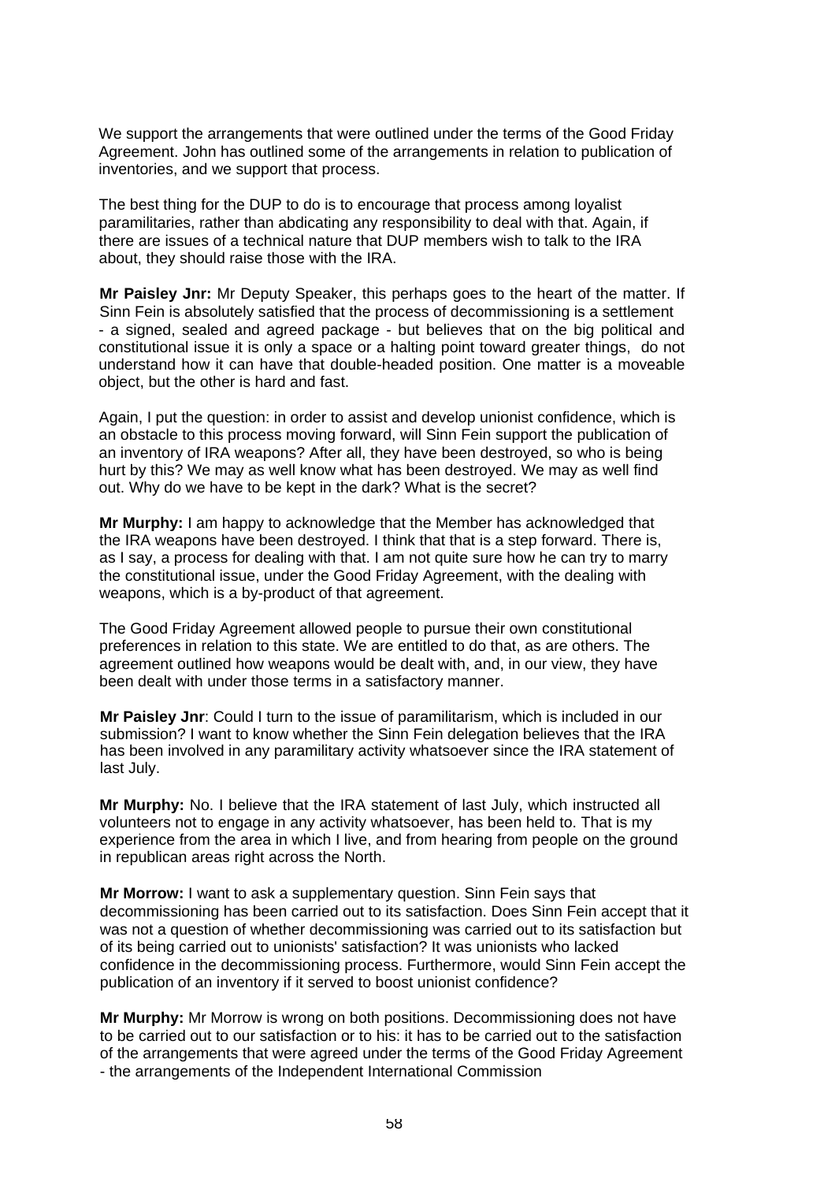We support the arrangements that were outlined under the terms of the Good Friday Agreement. John has outlined some of the arrangements in relation to publication of inventories, and we support that process.

The best thing for the DUP to do is to encourage that process among loyalist paramilitaries, rather than abdicating any responsibility to deal with that. Again, if there are issues of a technical nature that DUP members wish to talk to the IRA about, they should raise those with the IRA.

**Mr Paisley Jnr:** Mr Deputy Speaker, this perhaps goes to the heart of the matter. If Sinn Fein is absolutely satisfied that the process of decommissioning is a settlement - a signed, sealed and agreed package - but believes that on the big political and constitutional issue it is only a space or a halting point toward greater things, do not understand how it can have that double-headed position. One matter is a moveable object, but the other is hard and fast.

Again, I put the question: in order to assist and develop unionist confidence, which is an obstacle to this process moving forward, will Sinn Fein support the publication of an inventory of IRA weapons? After all, they have been destroyed, so who is being hurt by this? We may as well know what has been destroyed. We may as well find out. Why do we have to be kept in the dark? What is the secret?

**Mr Murphy:** I am happy to acknowledge that the Member has acknowledged that the IRA weapons have been destroyed. I think that that is a step forward. There is, as I say, a process for dealing with that. I am not quite sure how he can try to marry the constitutional issue, under the Good Friday Agreement, with the dealing with weapons, which is a by-product of that agreement.

The Good Friday Agreement allowed people to pursue their own constitutional preferences in relation to this state. We are entitled to do that, as are others. The agreement outlined how weapons would be dealt with, and, in our view, they have been dealt with under those terms in a satisfactory manner.

**Mr Paisley Jnr**: Could I turn to the issue of paramilitarism, which is included in our submission? I want to know whether the Sinn Fein delegation believes that the IRA has been involved in any paramilitary activity whatsoever since the IRA statement of last July.

**Mr Murphy:** No. I believe that the IRA statement of last July, which instructed all volunteers not to engage in any activity whatsoever, has been held to. That is my experience from the area in which I live, and from hearing from people on the ground in republican areas right across the North.

**Mr Morrow:** I want to ask a supplementary question. Sinn Fein says that decommissioning has been carried out to its satisfaction. Does Sinn Fein accept that it was not a question of whether decommissioning was carried out to its satisfaction but of its being carried out to unionists' satisfaction? It was unionists who lacked confidence in the decommissioning process. Furthermore, would Sinn Fein accept the publication of an inventory if it served to boost unionist confidence?

**Mr Murphy:** Mr Morrow is wrong on both positions. Decommissioning does not have to be carried out to our satisfaction or to his: it has to be carried out to the satisfaction of the arrangements that were agreed under the terms of the Good Friday Agreement - the arrangements of the Independent International Commission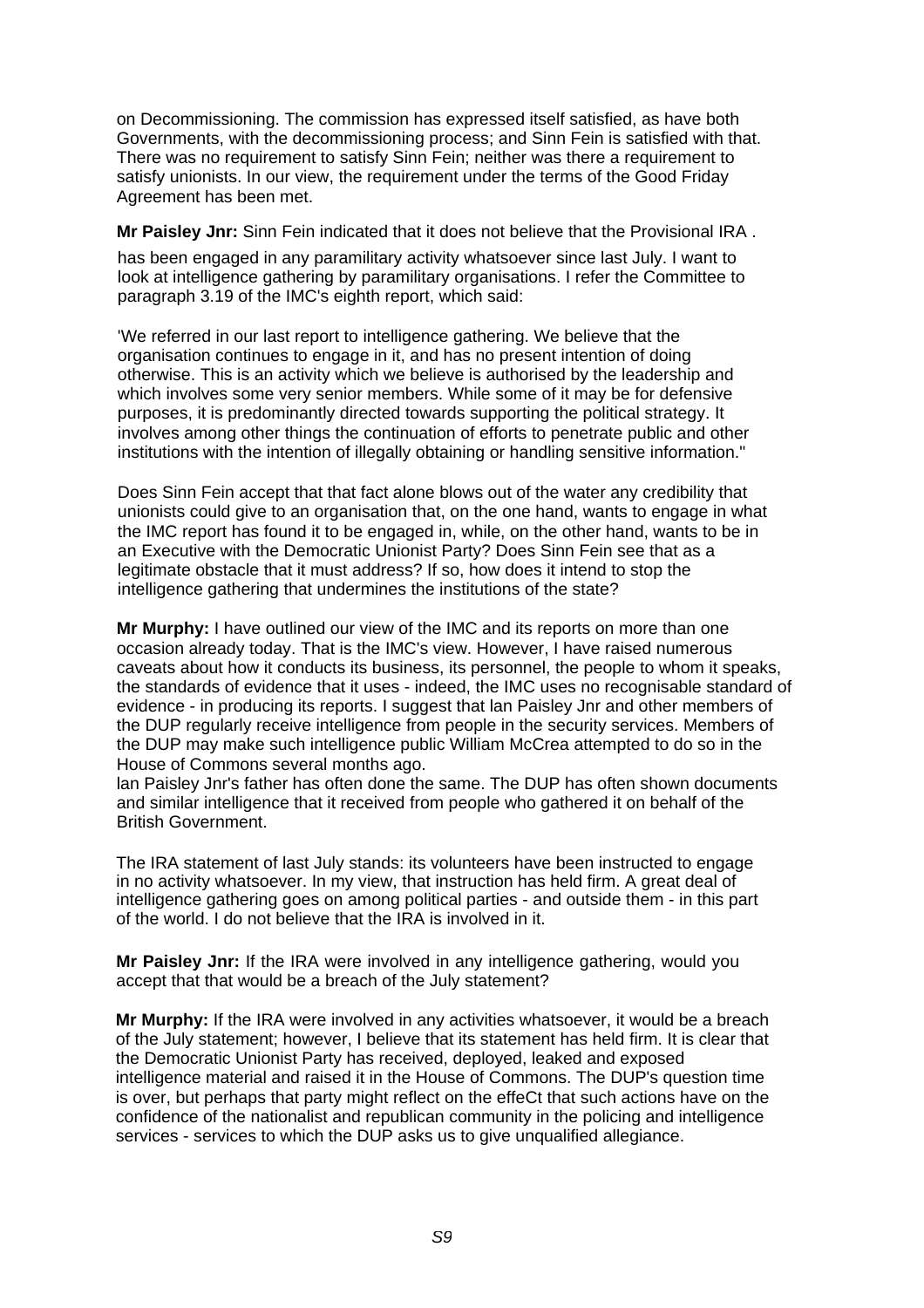on Decommissioning. The commission has expressed itself satisfied, as have both Governments, with the decommissioning process; and Sinn Fein is satisfied with that. There was no requirement to satisfy Sinn Fein; neither was there a requirement to satisfy unionists. In our view, the requirement under the terms of the Good Friday Agreement has been met.

**Mr Paisley Jnr:** Sinn Fein indicated that it does not believe that the Provisional IRA .

has been engaged in any paramilitary activity whatsoever since last July. I want to look at intelligence gathering by paramilitary organisations. I refer the Committee to paragraph 3.19 of the IMC's eighth report, which said:

'We referred in our last report to intelligence gathering. We believe that the organisation continues to engage in it, and has no present intention of doing otherwise. This is an activity which we believe is authorised by the leadership and which involves some very senior members. While some of it may be for defensive purposes, it is predominantly directed towards supporting the political strategy. It involves among other things the continuation of efforts to penetrate public and other institutions with the intention of illegally obtaining or handling sensitive information."

Does Sinn Fein accept that that fact alone blows out of the water any credibility that unionists could give to an organisation that, on the one hand, wants to engage in what the IMC report has found it to be engaged in, while, on the other hand, wants to be in an Executive with the Democratic Unionist Party? Does Sinn Fein see that as a legitimate obstacle that it must address? If so, how does it intend to stop the intelligence gathering that undermines the institutions of the state?

**Mr Murphy:** I have outlined our view of the IMC and its reports on more than one occasion already today. That is the IMC's view. However, I have raised numerous caveats about how it conducts its business, its personnel, the people to whom it speaks, the standards of evidence that it uses - indeed, the IMC uses no recognisable standard of evidence - in producing its reports. I suggest that lan Paisley Jnr and other members of the DUP regularly receive intelligence from people in the security services. Members of the DUP may make such intelligence public William McCrea attempted to do so in the House of Commons several months ago.
lan Paisley Jnr's father has often done the same. The DUP has often shown documents and similar intelligence that it received from people who gathered it on behalf of the British Government.

The IRA statement of last July stands: its volunteers have been instructed to engage in no activity whatsoever. In my view, that instruction has held firm. A great deal of intelligence gathering goes on among political parties - and outside them - in this part of the world. I do not believe that the IRA is involved in it.

**Mr Paisley Jnr:** If the IRA were involved in any intelligence gathering, would you accept that that would be a breach of the July statement?

**Mr Murphy:** If the IRA were involved in any activities whatsoever, it would be a breach of the July statement; however, I believe that its statement has held firm. It is clear that the Democratic Unionist Party has received, deployed, leaked and exposed intelligence material and raised it in the House of Commons. The DUP's question time is over, but perhaps that party might reflect on the effeCt that such actions have on the confidence of the nationalist and republican community in the policing and intelligence services - services to which the DUP asks us to give unqualified allegiance.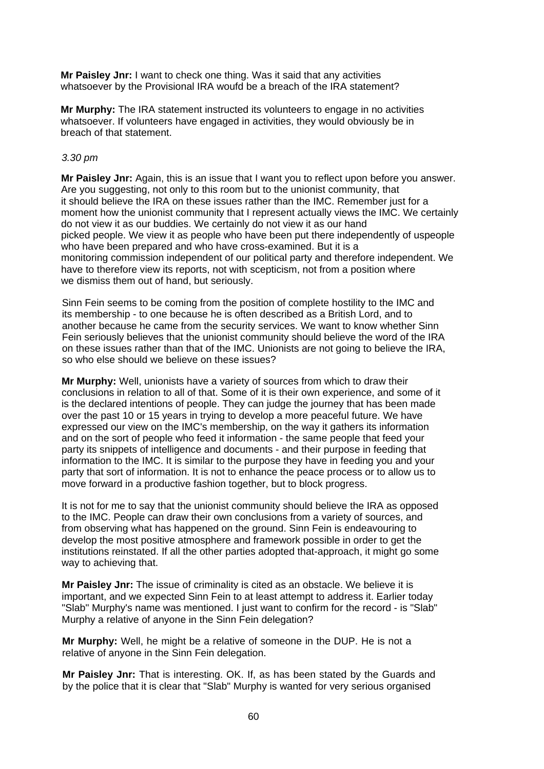**Mr Paisley Jnr:** I want to check one thing. Was it said that any activities whatsoever by the Provisional IRA woufd be a breach of the IRA statement?

**Mr Murphy:** The IRA statement instructed its volunteers to engage in no activities whatsoever. If volunteers have engaged in activities, they would obviously be in breach of that statement.

*3.30 pm*

**Mr Paisley Jnr:** Again, this is an issue that I want you to reflect upon before you answer. Are you suggesting, not only to this room but to the unionist community, that it should believe the IRA on these issues rather than the IMC. Remember just for a moment how the unionist community that I represent actually views the IMC. We certainly do not view it as our buddies. We certainly do not view it as our hand picked people. We view it as people who have been put there independently of uspeople who have been prepared and who have cross-examined. But it is a monitoring commission independent of our political party and therefore independent. We have to therefore view its reports, not with scepticism, not from a position where we dismiss them out of hand, but seriously.

Sinn Fein seems to be coming from the position of complete hostility to the IMC and its membership - to one because he is often described as a British Lord, and to another because he came from the security services. We want to know whether Sinn Fein seriously believes that the unionist community should believe the word of the IRA on these issues rather than that of the IMC. Unionists are not going to believe the IRA, so who else should we believe on these issues?

**Mr Murphy:** Well, unionists have a variety of sources from which to draw their conclusions in relation to all of that. Some of it is their own experience, and some of it is the declared intentions of people. They can judge the journey that has been made over the past 10 or 15 years in trying to develop a more peaceful future. We have expressed our view on the IMC's membership, on the way it gathers its information and on the sort of people who feed it information - the same people that feed your party its snippets of intelligence and documents - and their purpose in feeding that information to the IMC. It is similar to the purpose they have in feeding you and your party that sort of information. It is not to enhance the peace process or to allow us to move forward in a productive fashion together, but to block progress.

It is not for me to say that the unionist community should believe the IRA as opposed to the IMC. People can draw their own conclusions from a variety of sources, and from observing what has happened on the ground. Sinn Fein is endeavouring to develop the most positive atmosphere and framework possible in order to get the institutions reinstated. If all the other parties adopted that-approach, it might go some way to achieving that.

**Mr Paisley Jnr:** The issue of criminality is cited as an obstacle. We believe it is important, and we expected Sinn Fein to at least attempt to address it. Earlier today "Slab" Murphy's name was mentioned. I just want to confirm for the record - is "Slab" Murphy a relative of anyone in the Sinn Fein delegation?

**Mr Murphy:** Well, he might be a relative of someone in the DUP. He is not a relative of anyone in the Sinn Fein delegation.

**Mr Paisley Jnr:** That is interesting. OK. If, as has been stated by the Guards and by the police that it is clear that "Slab" Murphy is wanted for very serious organised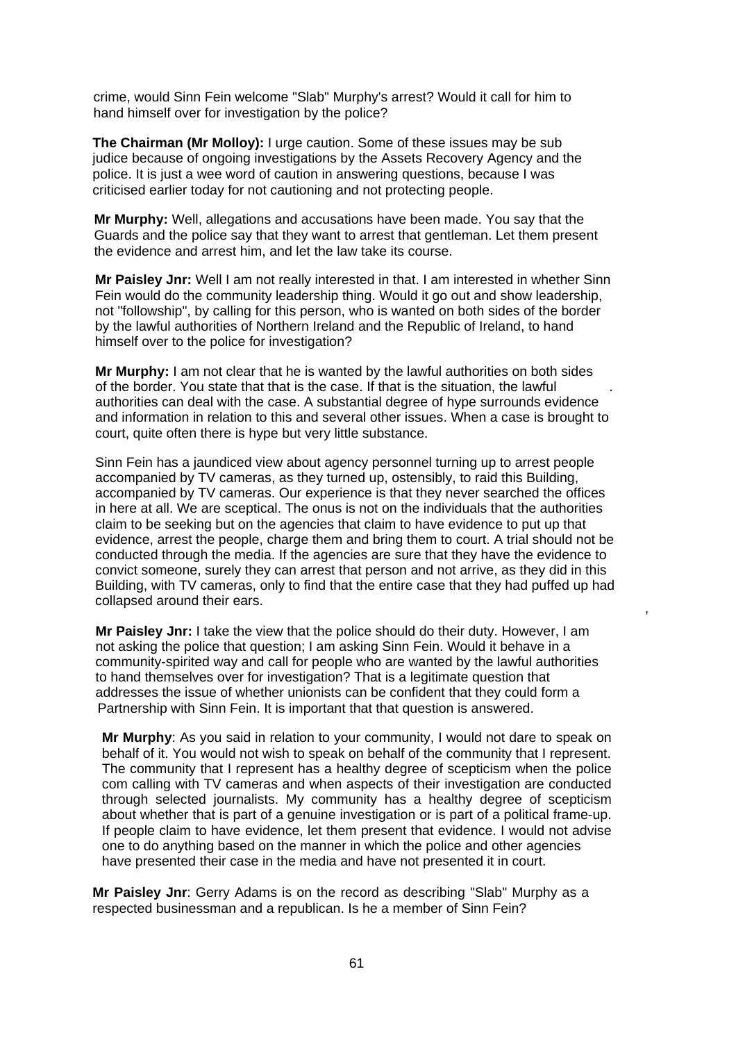crime, would Sinn Fein welcome "Slab" Murphy's arrest? Would it call for him to hand himself over for investigation by the police?

**The Chairman (Mr Molloy):** I urge caution. Some of these issues may be sub judice because of ongoing investigations by the Assets Recovery Agency and the police. It is just a wee word of caution in answering questions, because I was criticised earlier today for not cautioning and not protecting people.

**Mr Murphy:** Well, allegations and accusations have been made. You say that the Guards and the police say that they want to arrest that gentleman. Let them present the evidence and arrest him, and let the law take its course.

**Mr Paisley Jnr:** Well I am not really interested in that. I am interested in whether Sinn Fein would do the community leadership thing. Would it go out and show leadership, not "followship", by calling for this person, who is wanted on both sides of the border by the lawful authorities of Northern Ireland and the Republic of Ireland, to hand himself over to the police for investigation?

**Mr Murphy:** I am not clear that he is wanted by the lawful authorities on both sides of the border. You state that that is the case. If that is the situation, the lawful authorities can deal with the case. A substantial degree of hype surrounds evidence and information in relation to this and several other issues. When a case is brought to court, quite often there is hype but very little substance.

Sinn Fein has a jaundiced view about agency personnel turning up to arrest people accompanied by TV cameras, as they turned up, ostensibly, to raid this Building, accompanied by TV cameras. Our experience is that they never searched the offices in here at all. We are sceptical. The onus is not on the individuals that the authorities claim to be seeking but on the agencies that claim to have evidence to put up that evidence, arrest the people, charge them and bring them to court. A trial should not be conducted through the media. If the agencies are sure that they have the evidence to convict someone, surely they can arrest that person and not arrive, as they did in this Building, with TV cameras, only to find that the entire case that they had puffed up had collapsed around their ears.

**Mr Paisley Jnr:** I take the view that the police should do their duty. However, I am not asking the police that question; I am asking Sinn Fein. Would it behave in a community-spirited way and call for people who are wanted by the lawful authorities to hand themselves over for investigation? That is a legitimate question that addresses the issue of whether unionists can be confident that they could form a Partnership with Sinn Fein. It is important that that question is answered.

**Mr Murphy**: As you said in relation to your community, I would not dare to speak on behalf of it. You would not wish to speak on behalf of the community that I represent. The community that I represent has a healthy degree of scepticism when the police com calling with TV cameras and when aspects of their investigation are conducted through selected journalists. My community has a healthy degree of scepticism about whether that is part of a genuine investigation or is part of a political frame-up. If people claim to have evidence, let them present that evidence. I would not advise one to do anything based on the manner in which the police and other agencies have presented their case in the media and have not presented it in court.

**Mr Paisley Jnr**: Gerry Adams is on the record as describing "Slab" Murphy as a respected businessman and a republican. Is he a member of Sinn Fein?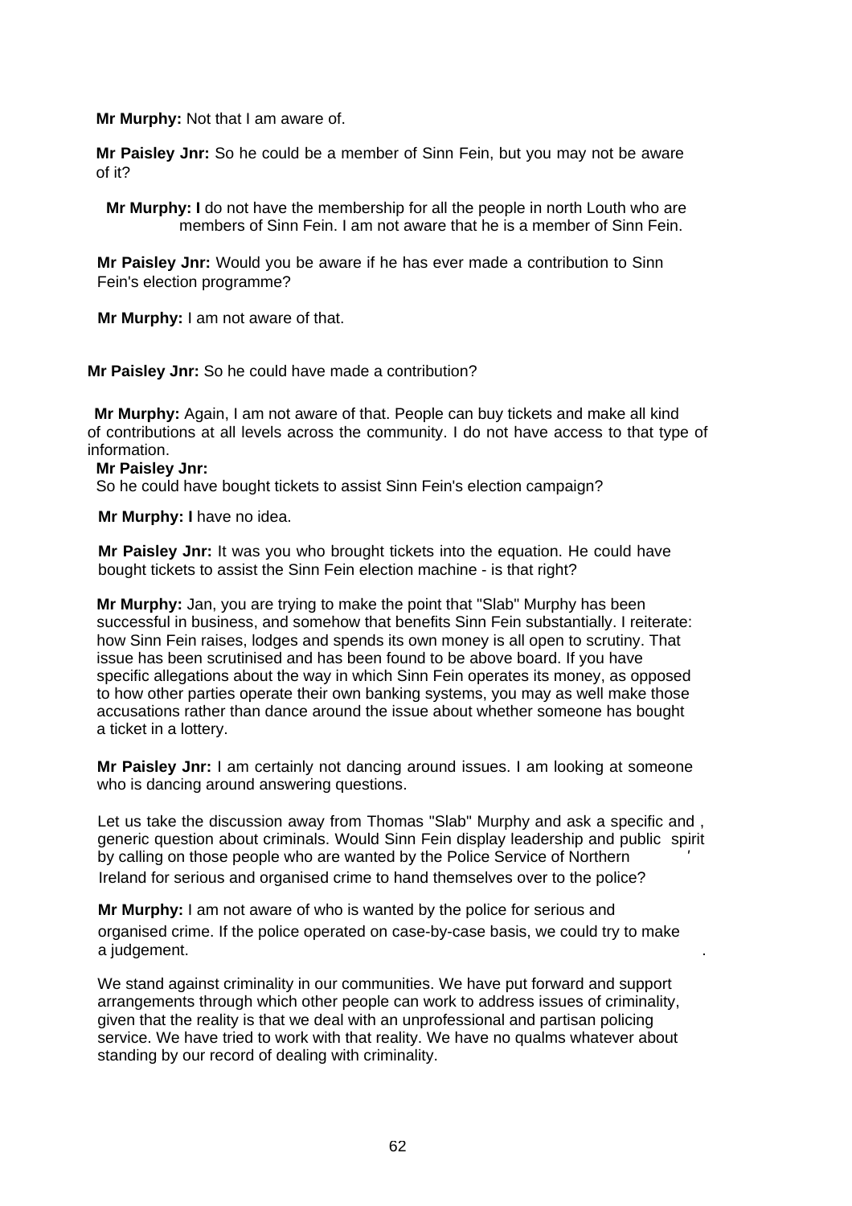**Mr Murphy:** Not that I am aware of.

**Mr Paisley Jnr:** So he could be a member of Sinn Fein, but you may not be aware of it?

**Mr Murphy: I** do not have the membership for all the people in north Louth who are members of Sinn Fein. I am not aware that he is a member of Sinn Fein.

**Mr Paisley Jnr:** Would you be aware if he has ever made a contribution to Sinn Fein's election programme?

**Mr Murphy:** I am not aware of that.

**Mr Paisley Jnr:** So he could have made a contribution?

**Mr Murphy:** Again, I am not aware of that. People can buy tickets and make all kind of contributions at all levels across the community. I do not have access to that type of information.

**Mr Paisley Jnr:** So he could have bought tickets to assist Sinn Fein's election campaign?

**Mr Murphy: I** have no idea.

**Mr Paisley Jnr:** It was you who brought tickets into the equation. He could have bought tickets to assist the Sinn Fein election machine - is that right?

**Mr Murphy:** Jan, you are trying to make the point that "Slab" Murphy has been successful in business, and somehow that benefits Sinn Fein substantially. I reiterate: how Sinn Fein raises, lodges and spends its own money is all open to scrutiny. That issue has been scrutinised and has been found to be above board. If you have specific allegations about the way in which Sinn Fein operates its money, as opposed to how other parties operate their own banking systems, you may as well make those accusations rather than dance around the issue about whether someone has bought a ticket in a lottery.

**Mr Paisley Jnr:** I am certainly not dancing around issues. I am looking at someone who is dancing around answering questions.

Let us take the discussion away from Thomas "Slab" Murphy and ask a specific and , generic question about criminals. Would Sinn Fein display leadership and public spirit by calling on those people who are wanted by the Police Service of Northern Ireland for serious and organised crime to hand themselves over to the police?

**Mr Murphy:** I am not aware of who is wanted by the police for serious and organised crime. If the police operated on case-by-case basis, we could try to make a judgement.

We stand against criminality in our communities. We have put forward and support arrangements through which other people can work to address issues of criminality, given that the reality is that we deal with an unprofessional and partisan policing service. We have tried to work with that reality. We have no qualms whatever about standing by our record of dealing with criminality.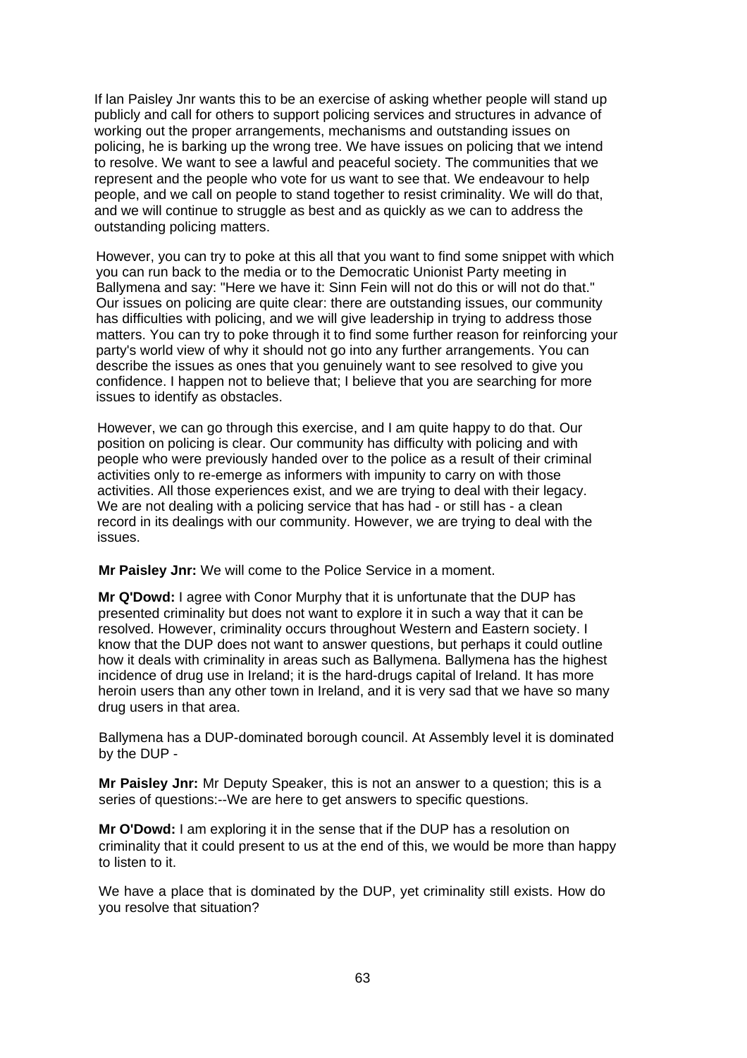If Ian Paisley Jnr wants this to be an exercise of asking whether people will stand up publicly and call for others to support policing services and structures in advance of working out the proper arrangements, mechanisms and outstanding issues on policing, he is barking up the wrong tree. We have issues on policing that we intend to resolve. We want to see a lawful and peaceful society. The communities that we represent and the people who vote for us want to see that. We endeavour to help people, and we call on people to stand together to resist criminality. We will do that, and we will continue to struggle as best and as quickly as we can to address the outstanding policing matters.

However, you can try to poke at this all that you want to find some snippet with which you can run back to the media or to the Democratic Unionist Party meeting in Ballymena and say: "Here we have it: Sinn Fein will not do this or will not do that." Our issues on policing are quite clear: there are outstanding issues, our community has difficulties with policing, and we will give leadership in trying to address those matters. You can try to poke through it to find some further reason for reinforcing your party's world view of why it should not go into any further arrangements. You can describe the issues as ones that you genuinely want to see resolved to give you confidence. I happen not to believe that; I believe that you are searching for more issues to identify as obstacles.

However, we can go through this exercise, and I am quite happy to do that. Our position on policing is clear. Our community has difficulty with policing and with people who were previously handed over to the police as a result of their criminal activities only to re-emerge as informers with impunity to carry on with those activities. All those experiences exist, and we are trying to deal with their legacy. We are not dealing with a policing service that has had - or still has - a clean record in its dealings with our community. However, we are trying to deal with the issues.

**Mr Paisley Jnr:** We will come to the Police Service in a moment.

**Mr Q'Dowd:** I agree with Conor Murphy that it is unfortunate that the DUP has presented criminality but does not want to explore it in such a way that it can be resolved. However, criminality occurs throughout Western and Eastern society. I know that the DUP does not want to answer questions, but perhaps it could outline how it deals with criminality in areas such as Ballymena. Ballymena has the highest incidence of drug use in Ireland; it is the hard-drugs capital of Ireland. It has more heroin users than any other town in Ireland, and it is very sad that we have so many drug users in that area.

Ballymena has a DUP-dominated borough council. At Assembly level it is dominated by the DUP -

**Mr Paisley Jnr:** Mr Deputy Speaker, this is not an answer to a question; this is a series of questions:--We are here to get answers to specific questions.

**Mr O'Dowd:** I am exploring it in the sense that if the DUP has a resolution on criminality that it could present to us at the end of this, we would be more than happy to listen to it.

We have a place that is dominated by the DUP, yet criminality still exists. How do you resolve that situation?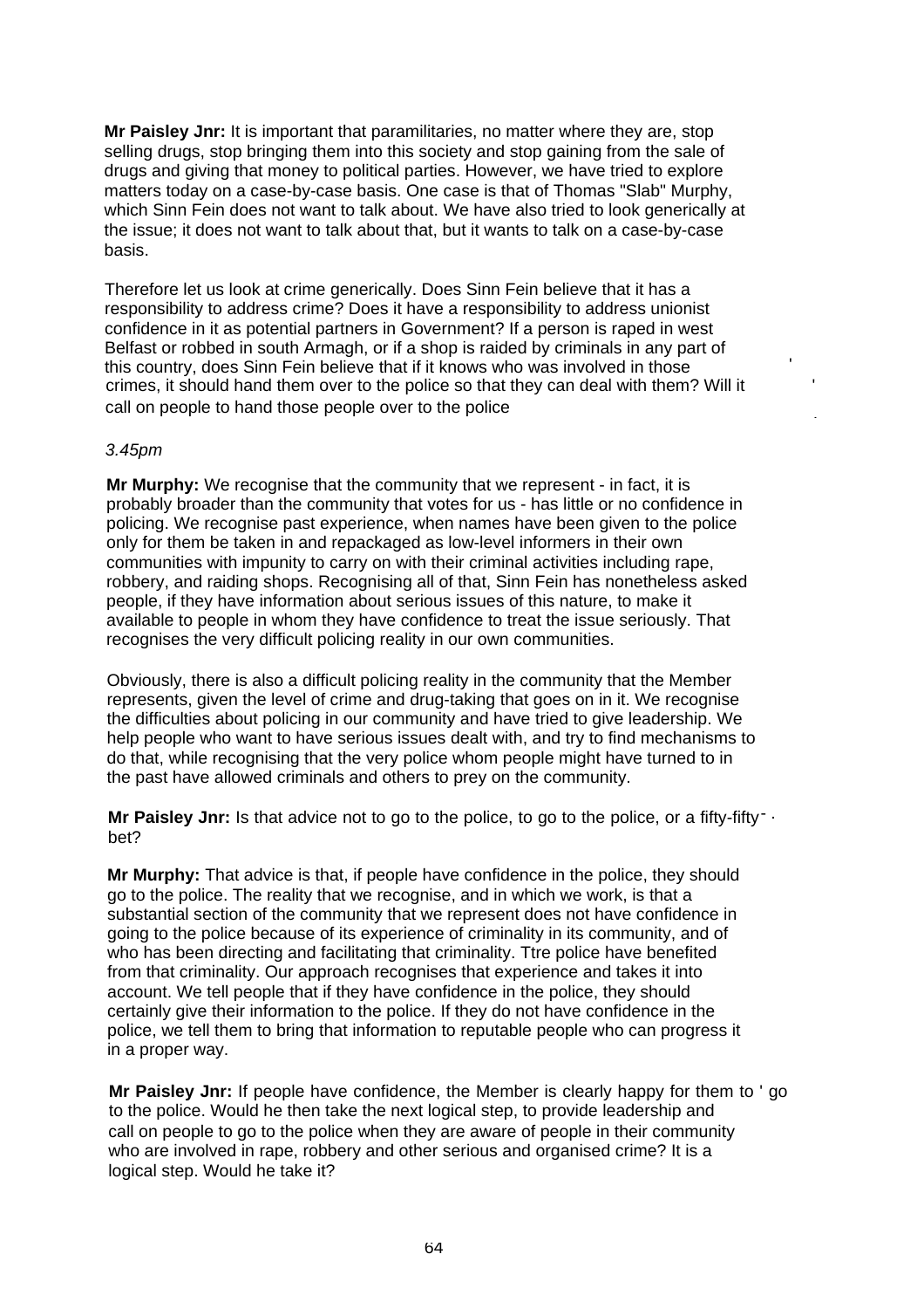**Mr Paisley Jnr:** It is important that paramilitaries, no matter where they are, stop selling drugs, stop bringing them into this society and stop gaining from the sale of drugs and giving that money to political parties. However, we have tried to explore matters today on a case-by-case basis. One case is that of Thomas "Slab" Murphy, which Sinn Fein does not want to talk about. We have also tried to look generically at the issue; it does not want to talk about that, but it wants to talk on a case-by-case basis.

Therefore let us look at crime generically. Does Sinn Fein believe that it has a responsibility to address crime? Does it have a responsibility to address unionist confidence in it as potential partners in Government? If a person is raped in west Belfast or robbed in south Armagh, or if a shop is raided by criminals in any part of this country, does Sinn Fein believe that if it knows who was involved in those crimes, it should hand them over to the police so that they can deal with them? Will it call on people to hand those people over to the police

*3.45pm*

**Mr Murphy:** We recognise that the community that we represent - in fact, it is probably broader than the community that votes for us - has little or no confidence in policing. We recognise past experience, when names have been given to the police only for them be taken in and repackaged as low-level informers in their own communities with impunity to carry on with their criminal activities including rape, robbery, and raiding shops. Recognising all of that, Sinn Fein has nonetheless asked people, if they have information about serious issues of this nature, to make it available to people in whom they have confidence to treat the issue seriously. That recognises the very difficult policing reality in our own communities.

Obviously, there is also a difficult policing reality in the community that the Member represents, given the level of crime and drug-taking that goes on in it. We recognise the difficulties about policing in our community and have tried to give leadership. We help people who want to have serious issues dealt with, and try to find mechanisms to do that, while recognising that the very police whom people might have turned to in the past have allowed criminals and others to prey on the community.

**Mr Paisley Jnr:** Is that advice not to go to the police, to go to the police, or a fifty-fifty bet?

**Mr Murphy:** That advice is that, if people have confidence in the police, they should go to the police. The reality that we recognise, and in which we work, is that a substantial section of the community that we represent does not have confidence in going to the police because of its experience of criminality in its community, and of who has been directing and facilitating that criminality. Ttre police have benefited from that criminality. Our approach recognises that experience and takes it into account. We tell people that if they have confidence in the police, they should certainly give their information to the police. If they do not have confidence in the police, we tell them to bring that information to reputable people who can progress it in a proper way.

**Mr Paisley Jnr:** If people have confidence, the Member is clearly happy for them to go to the police. Would he then take the next logical step, to provide leadership and call on people to go to the police when they are aware of people in their community who are involved in rape, robbery and other serious and organised crime? It is a logical step. Would he take it?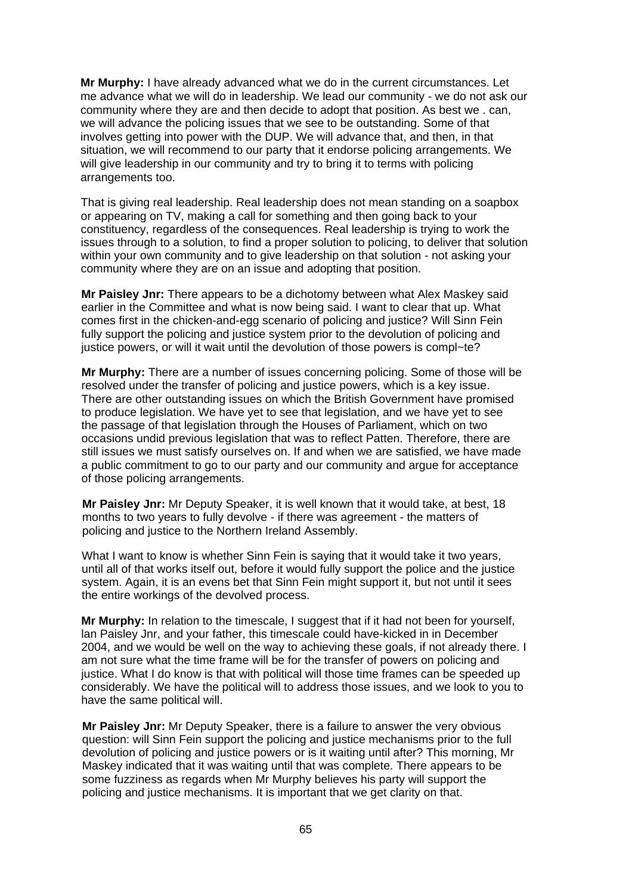**Mr Murphy:** I have already advanced what we do in the current circumstances. Let me advance what we will do in leadership. We lead our community - we do not ask our community where they are and then decide to adopt that position. As best we . can, we will advance the policing issues that we see to be outstanding. Some of that involves getting into power with the DUP. We will advance that, and then, in that situation, we will recommend to our party that it endorse policing arrangements. We will give leadership in our community and try to bring it to terms with policing arrangements too.

That is giving real leadership. Real leadership does not mean standing on a soapbox or appearing on TV, making a call for something and then going back to your constituency, regardless of the consequences. Real leadership is trying to work the issues through to a solution, to find a proper solution to policing, to deliver that solution within your own community and to give leadership on that solution - not asking your community where they are on an issue and adopting that position.

**Mr Paisley Jnr:** There appears to be a dichotomy between what Alex Maskey said earlier in the Committee and what is now being said. I want to clear that up. What comes first in the chicken-and-egg scenario of policing and justice? Will Sinn Fein fully support the policing and justice system prior to the devolution of policing and justice powers, or will it wait until the devolution of those powers is compl~te?

**Mr Murphy:** There are a number of issues concerning policing. Some of those will be resolved under the transfer of policing and justice powers, which is a key issue. There are other outstanding issues on which the British Government have promised to produce legislation. We have yet to see that legislation, and we have yet to see the passage of that legislation through the Houses of Parliament, which on two occasions undid previous legislation that was to reflect Patten. Therefore, there are still issues we must satisfy ourselves on. If and when we are satisfied, we have made a public commitment to go to our party and our community and argue for acceptance of those policing arrangements.

**Mr Paisley Jnr:** Mr Deputy Speaker, it is well known that it would take, at best, 18 months to two years to fully devolve - if there was agreement - the matters of policing and justice to the Northern Ireland Assembly.

What I want to know is whether Sinn Fein is saying that it would take it two years, until all of that works itself out, before it would fully support the police and the justice system. Again, it is an evens bet that Sinn Fein might support it, but not until it sees the entire workings of the devolved process.

**Mr Murphy:** In relation to the timescale, I suggest that if it had not been for yourself, lan Paisley Jnr, and your father, this timescale could have-kicked in in December 2004, and we would be well on the way to achieving these goals, if not already there. I am not sure what the time frame will be for the transfer of powers on policing and justice. What I do know is that with political will those time frames can be speeded up considerably. We have the political will to address those issues, and we look to you to have the same political will.

**Mr Paisley Jnr:** Mr Deputy Speaker, there is a failure to answer the very obvious question: will Sinn Fein support the policing and justice mechanisms prior to the full devolution of policing and justice powers or is it waiting until after? This morning, Mr Maskey indicated that it was waiting until that was complete. There appears to be some fuzziness as regards when Mr Murphy believes his party will support the policing and justice mechanisms. It is important that we get clarity on that.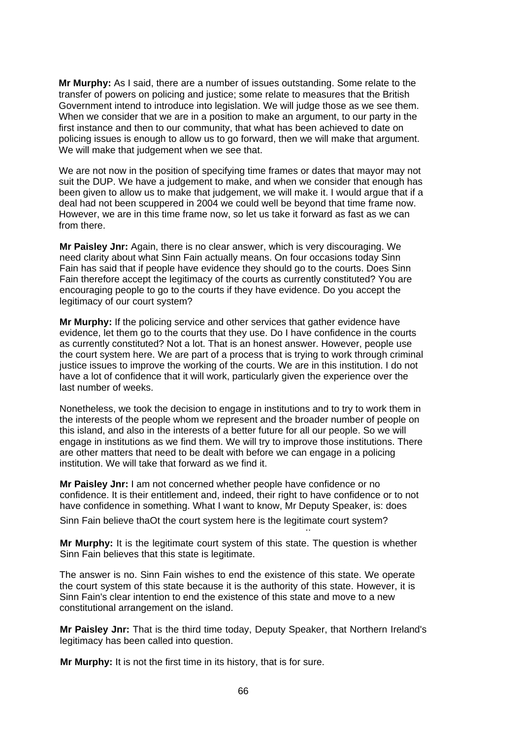**Mr Murphy:** As I said, there are a number of issues outstanding. Some relate to the transfer of powers on policing and justice; some relate to measures that the British Government intend to introduce into legislation. We will judge those as we see them. When we consider that we are in a position to make an argument, to our party in the first instance and then to our community, that what has been achieved to date on policing issues is enough to allow us to go forward, then we will make that argument. We will make that judgement when we see that.

We are not now in the position of specifying time frames or dates that mayor may not suit the DUP. We have a judgement to make, and when we consider that enough has been given to allow us to make that judgement, we will make it. I would argue that if a deal had not been scuppered in 2004 we could well be beyond that time frame now. However, we are in this time frame now, so let us take it forward as fast as we can from there.

**Mr Paisley Jnr:** Again, there is no clear answer, which is very discouraging. We need clarity about what Sinn Fain actually means. On four occasions today Sinn Fain has said that if people have evidence they should go to the courts. Does Sinn Fain therefore accept the legitimacy of the courts as currently constituted? You are encouraging people to go to the courts if they have evidence. Do you accept the legitimacy of our court system?

**Mr Murphy:** If the policing service and other services that gather evidence have evidence, let them go to the courts that they use. Do I have confidence in the courts as currently constituted? Not a lot. That is an honest answer. However, people use the court system here. We are part of a process that is trying to work through criminal justice issues to improve the working of the courts. We are in this institution. I do not have a lot of confidence that it will work, particularly given the experience over the last number of weeks.

Nonetheless, we took the decision to engage in institutions and to try to work them in the interests of the people whom we represent and the broader number of people on this island, and also in the interests of a better future for all our people. So we will engage in institutions as we find them. We will try to improve those institutions. There are other matters that need to be dealt with before we can engage in a policing institution. We will take that forward as we find it.

**Mr Paisley Jnr:** I am not concerned whether people have confidence or no confidence. It is their entitlement and, indeed, their right to have confidence or to not have confidence in something. What I want to know, Mr Deputy Speaker, is: does Sinn Fain believe thaOt the court system here is the legitimate court system?

**Mr Murphy:** It is the legitimate court system of this state. The question is whether Sinn Fain believes that this state is legitimate.

The answer is no. Sinn Fain wishes to end the existence of this state. We operate the court system of this state because it is the authority of this state. However, it is Sinn Fain's clear intention to end the existence of this state and move to a new constitutional arrangement on the island.

**Mr Paisley Jnr:** That is the third time today, Deputy Speaker, that Northern Ireland's legitimacy has been called into question.

**Mr Murphy:** It is not the first time in its history, that is for sure.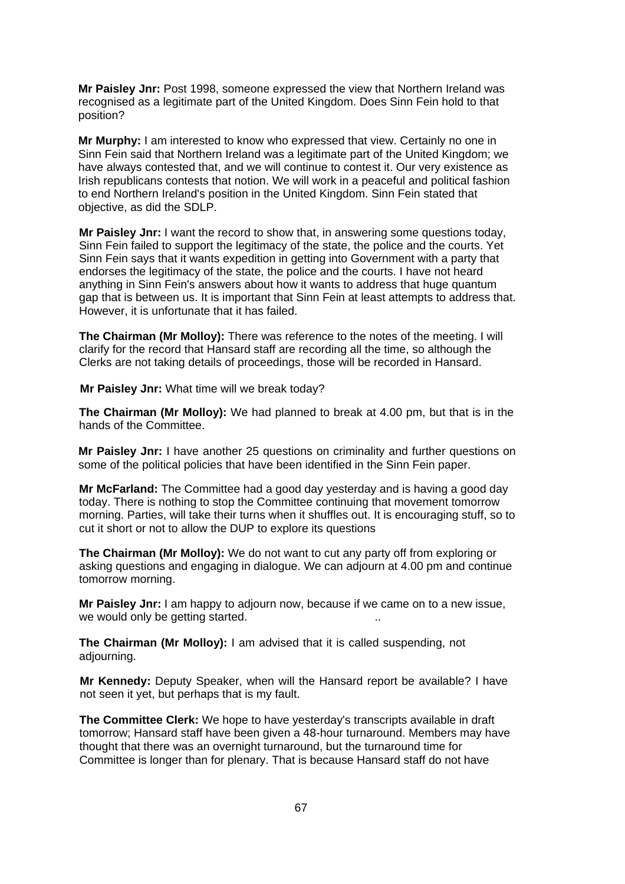**Mr Paisley Jnr:** Post 1998, someone expressed the view that Northern Ireland was recognised as a legitimate part of the United Kingdom. Does Sinn Fein hold to that position?

**Mr Murphy:** I am interested to know who expressed that view. Certainly no one in Sinn Fein said that Northern Ireland was a legitimate part of the United Kingdom; we have always contested that, and we will continue to contest it. Our very existence as Irish republicans contests that notion. We will work in a peaceful and political fashion to end Northern Ireland's position in the United Kingdom. Sinn Fein stated that objective, as did the SDLP.

**Mr Paisley Jnr:** I want the record to show that, in answering some questions today, Sinn Fein failed to support the legitimacy of the state, the police and the courts. Yet Sinn Fein says that it wants expedition in getting into Government with a party that endorses the legitimacy of the state, the police and the courts. I have not heard anything in Sinn Fein's answers about how it wants to address that huge quantum gap that is between us. It is important that Sinn Fein at least attempts to address that. However, it is unfortunate that it has failed.

**The Chairman (Mr Molloy):** There was reference to the notes of the meeting. I will clarify for the record that Hansard staff are recording all the time, so although the Clerks are not taking details of proceedings, those will be recorded in Hansard.

**Mr Paisley Jnr:** What time will we break today?

**The Chairman (Mr Molloy):** We had planned to break at 4.00 pm, but that is in the hands of the Committee.

**Mr Paisley Jnr:** I have another 25 questions on criminality and further questions on some of the political policies that have been identified in the Sinn Fein paper.

**Mr McFarland:** The Committee had a good day yesterday and is having a good day today. There is nothing to stop the Committee continuing that movement tomorrow morning. Parties, will take their turns when it shuffles out. It is encouraging stuff, so to cut it short or not to allow the DUP to explore its questions

**The Chairman (Mr Molloy):** We do not want to cut any party off from exploring or asking questions and engaging in dialogue. We can adjourn at 4.00 pm and continue tomorrow morning.

**Mr Paisley Jnr:** I am happy to adjourn now, because if we came on to a new issue, we would only be getting started. ..

**The Chairman (Mr Molloy):** I am advised that it is called suspending, not adjourning.

**Mr Kennedy:** Deputy Speaker, when will the Hansard report be available? I have not seen it yet, but perhaps that is my fault.

**The Committee Clerk:** We hope to have yesterday's transcripts available in draft tomorrow; Hansard staff have been given a 48-hour turnaround. Members may have thought that there was an overnight turnaround, but the turnaround time for Committee is longer than for plenary. That is because Hansard staff do not have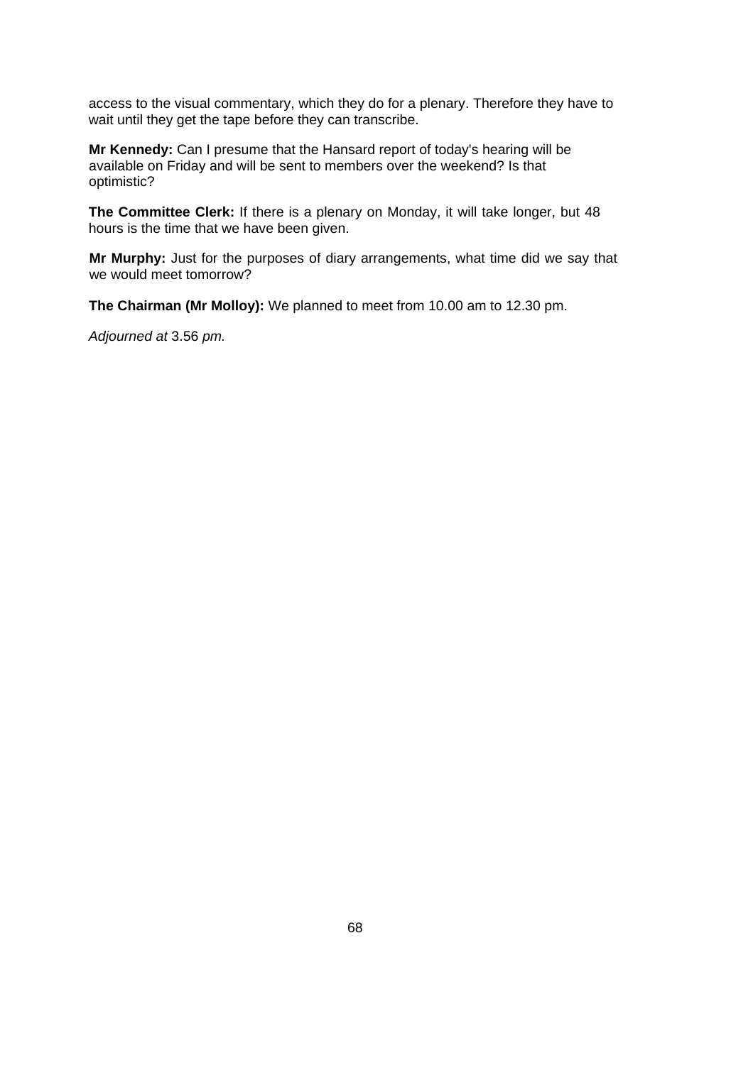access to the visual commentary, which they do for a plenary. Therefore they have to wait until they get the tape before they can transcribe.

**Mr Kennedy:** Can I presume that the Hansard report of today's hearing will be available on Friday and will be sent to members over the weekend? Is that optimistic?

**The Committee Clerk:** If there is a plenary on Monday, it will take longer, but 48 hours is the time that we have been given.

**Mr Murphy:** Just for the purposes of diary arrangements, what time did we say that we would meet tomorrow?

**The Chairman (Mr Molloy):** We planned to meet from 10.00 am to 12.30 pm.

*Adjourned at* 3.56 *pm.*